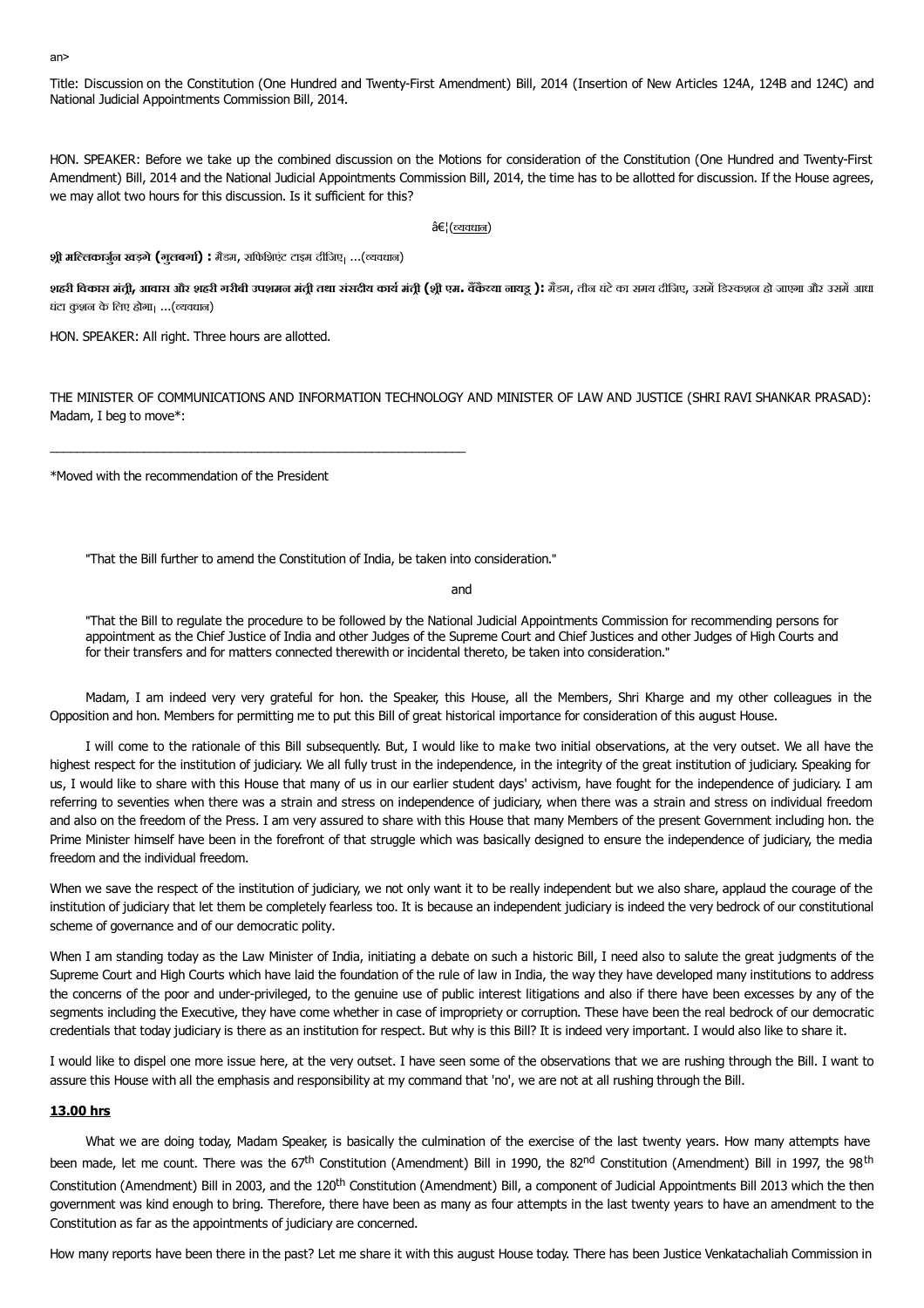an>

Title: Discussion on the Constitution (One Hundred and Twenty-First Amendment) Bill, 2014 (Insertion of New Articles 124A, 124B and 124C) and National Judicial Appointments Commission Bill, 2014.

HON. SPEAKER: Before we take up the combined discussion on the Motions for consideration of the Constitution (One Hundred and Twenty-First Amendment) Bill, 2014 and the National Judicial Appointments Commission Bill, 2014, the time has to be allotted for discussion. If the House agrees, we may allot two hours for this discussion. Is it sufficient for this?

â€¦(व्यवधान)

**श्री मल्लिकार्जुन खड़गे (गुलबर्गा) :** मैडम, सफिशिएंट टाइम दीजिए। ...(व्यवधान)

**शहरी विकास मंत्री, आवास और शहरी गरीबी उपशमन मंत्री तथा संसदीय कार्य मंत्री (श्री एम. वैंकैय्या नायडु ):** मैडम, तीन घंटे का समय दीजिए, उसमें डिस्कशन हो जाएगा और उसमें आधा घंटा कुश्चन के लिए होगा। ...(व्यवधान)

HON. SPEAKER: All right. Three hours are allotted.

THE MINISTER OF COMMUNICATIONS AND INFORMATION TECHNOLOGY AND MINISTER OF LAW AND JUSTICE (SHRI RAVI SHANKAR PRASAD): Madam, I beg to move*:

---

*Moved with the recommendation of the President

"That the Bill further to amend the Constitution of India, be taken into consideration."

and

"That the Bill to regulate the procedure to be followed by the National Judicial Appointments Commission for recommending persons for appointment as the Chief Justice of India and other Judges of the Supreme Court and Chief Justices and other Judges of High Courts and for their transfers and for matters connected therewith or incidental thereto, be taken into consideration."

Madam, I am indeed very very grateful for hon. the Speaker, this House, all the Members, Shri Kharge and my other colleagues in the Opposition and hon. Members for permitting me to put this Bill of great historical importance for consideration of this august House.

I will come to the rationale of this Bill subsequently. But, I would like to make two initial observations, at the very outset. We all have the highest respect for the institution of judiciary. We all fully trust in the independence, in the integrity of the great institution of judiciary. Speaking for us, I would like to share with this House that many of us in our earlier student days' activism, have fought for the independence of judiciary. I am referring to seventies when there was a strain and stress on independence of judiciary, when there was a strain and stress on individual freedom and also on the freedom of the Press. I am very assured to share with this House that many Members of the present Government including hon. the Prime Minister himself have been in the forefront of that struggle which was basically designed to ensure the independence of judiciary, the media freedom and the individual freedom.

When we save the respect of the institution of judiciary, we not only want it to be really independent but we also share, applaud the courage of the institution of judiciary that let them be completely fearless too. It is because an independent judiciary is indeed the very bedrock of our constitutional scheme of governance and of our democratic polity.

When I am standing today as the Law Minister of India, initiating a debate on such a historic Bill, I need also to salute the great judgments of the Supreme Court and High Courts which have laid the foundation of the rule of law in India, the way they have developed many institutions to address the concerns of the poor and under-privileged, to the genuine use of public interest litigations and also if there have been excesses by any of the segments including the Executive, they have come whether in case of impropriety or corruption. These have been the real bedrock of our democratic credentials that today judiciary is there as an institution for respect. But why is this Bill? It is indeed very important. I would also like to share it.

I would like to dispel one more issue here, at the very outset. I have seen some of the observations that we are rushing through the Bill. I want to assure this House with all the emphasis and responsibility at my command that 'no', we are not at all rushing through the Bill.

**13.00 hrs**

What we are doing today, Madam Speaker, is basically the culmination of the exercise of the last twenty years. How many attempts have been made, let me count. There was the 67th Constitution (Amendment) Bill in 1990, the 82nd Constitution (Amendment) Bill in 1997, the 98th Constitution (Amendment) Bill in 2003, and the 120th Constitution (Amendment) Bill, a component of Judicial Appointments Bill 2013 which the then government was kind enough to bring. Therefore, there have been as many as four attempts in the last twenty years to have an amendment to the Constitution as far as the appointments of judiciary are concerned.

How many reports have been there in the past? Let me share it with this august House today. There has been Justice Venkatachaliah Commission in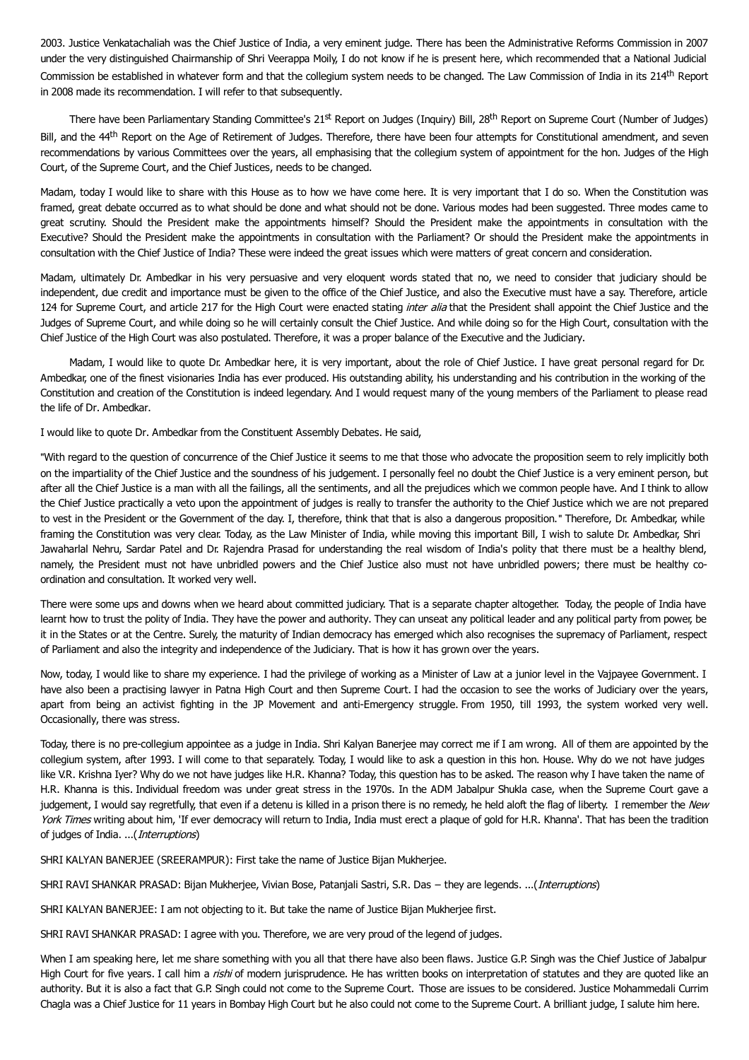2003. Justice Venkatachaliah was the Chief Justice of India, a very eminent judge. There has been the Administrative Reforms Commission in 2007 under the very distinguished Chairmanship of Shri Veerappa Moily, I do not know if he is present here, which recommended that a National Judicial Commission be established in whatever form and that the collegium system needs to be changed. The Law Commission of India in its 214th Report in 2008 made its recommendation. I will refer to that subsequently.

There have been Parliamentary Standing Committee's 21st Report on Judges (Inquiry) Bill, 28th Report on Supreme Court (Number of Judges) Bill, and the 44th Report on the Age of Retirement of Judges. Therefore, there have been four attempts for Constitutional amendment, and seven recommendations by various Committees over the years, all emphasising that the collegium system of appointment for the hon. Judges of the High Court, of the Supreme Court, and the Chief Justices, needs to be changed.

Madam, today I would like to share with this House as to how we have come here. It is very important that I do so. When the Constitution was framed, great debate occurred as to what should be done and what should not be done. Various modes had been suggested. Three modes came to great scrutiny. Should the President make the appointments himself? Should the President make the appointments in consultation with the Executive? Should the President make the appointments in consultation with the Parliament? Or should the President make the appointments in consultation with the Chief Justice of India? These were indeed the great issues which were matters of great concern and consideration.

Madam, ultimately Dr. Ambedkar in his very persuasive and very eloquent words stated that no, we need to consider that judiciary should be independent, due credit and importance must be given to the office of the Chief Justice, and also the Executive must have a say. Therefore, article 124 for Supreme Court, and article 217 for the High Court were enacted stating *inter alia* that the President shall appoint the Chief Justice and the Judges of Supreme Court, and while doing so he will certainly consult the Chief Justice. And while doing so for the High Court, consultation with the Chief Justice of the High Court was also postulated. Therefore, it was a proper balance of the Executive and the Judiciary.

Madam, I would like to quote Dr. Ambedkar here, it is very important, about the role of Chief Justice. I have great personal regard for Dr. Ambedkar, one of the finest visionaries India has ever produced. His outstanding ability, his understanding and his contribution in the working of the Constitution and creation of the Constitution is indeed legendary. And I would request many of the young members of the Parliament to please read the life of Dr. Ambedkar.

I would like to quote Dr. Ambedkar from the Constituent Assembly Debates. He said,

"With regard to the question of concurrence of the Chief Justice it seems to me that those who advocate the proposition seem to rely implicitly both on the impartiality of the Chief Justice and the soundness of his judgement. I personally feel no doubt the Chief Justice is a very eminent person, but after all the Chief Justice is a man with all the failings, all the sentiments, and all the prejudices which we common people have. And I think to allow the Chief Justice practically a veto upon the appointment of judges is really to transfer the authority to the Chief Justice which we are not prepared to vest in the President or the Government of the day. I, therefore, think that that is also a dangerous proposition." Therefore, Dr. Ambedkar, while framing the Constitution was very clear. Today, as the Law Minister of India, while moving this important Bill, I wish to salute Dr. Ambedkar, Shri Jawaharlal Nehru, Sardar Patel and Dr. Rajendra Prasad for understanding the real wisdom of India's polity that there must be a healthy blend, namely, the President must not have unbridled powers and the Chief Justice also must not have unbridled powers; there must be healthy co-ordination and consultation. It worked very well.

There were some ups and downs when we heard about committed judiciary. That is a separate chapter altogether. Today, the people of India have learnt how to trust the polity of India. They have the power and authority. They can unseat any political leader and any political party from power, be it in the States or at the Centre. Surely, the maturity of Indian democracy has emerged which also recognises the supremacy of Parliament, respect of Parliament and also the integrity and independence of the Judiciary. That is how it has grown over the years.

Now, today, I would like to share my experience. I had the privilege of working as a Minister of Law at a junior level in the Vajpayee Government. I have also been a practising lawyer in Patna High Court and then Supreme Court. I had the occasion to see the works of Judiciary over the years, apart from being an activist fighting in the JP Movement and anti-Emergency struggle. From 1950, till 1993, the system worked very well. Occasionally, there was stress.

Today, there is no pre-collegium appointee as a judge in India. Shri Kalyan Banerjee may correct me if I am wrong. All of them are appointed by the collegium system, after 1993. I will come to that separately. Today, I would like to ask a question in this hon. House. Why do we not have judges like V.R. Krishna Iyer? Why do we not have judges like H.R. Khanna? Today, this question has to be asked. The reason why I have taken the name of H.R. Khanna is this. Individual freedom was under great stress in the 1970s. In the ADM Jabalpur Shukla case, when the Supreme Court gave a judgement, I would say regretfully, that even if a detenu is killed in a prison there is no remedy, he held aloft the flag of liberty. I remember the *New York Times* writing about him, 'If ever democracy will return to India, India must erect a plaque of gold for H.R. Khanna'. That has been the tradition of judges of India. ...(*Interruptions*)

SHRI KALYAN BANERJEE (SREERAMPUR): First take the name of Justice Bijan Mukherjee.

SHRI RAVI SHANKAR PRASAD: Bijan Mukherjee, Vivian Bose, Patanjali Sastri, S.R. Das – they are legends. ...(*Interruptions*)

SHRI KALYAN BANERJEE: I am not objecting to it. But take the name of Justice Bijan Mukherjee first.

SHRI RAVI SHANKAR PRASAD: I agree with you. Therefore, we are very proud of the legend of judges.

When I am speaking here, let me share something with you all that there have also been flaws. Justice G.P. Singh was the Chief Justice of Jabalpur High Court for five years. I call him a *rishi* of modern jurisprudence. He has written books on interpretation of statutes and they are quoted like an authority. But it is also a fact that G.P. Singh could not come to the Supreme Court. Those are issues to be considered. Justice Mohammedali Currim Chagla was a Chief Justice for 11 years in Bombay High Court but he also could not come to the Supreme Court. A brilliant judge, I salute him here.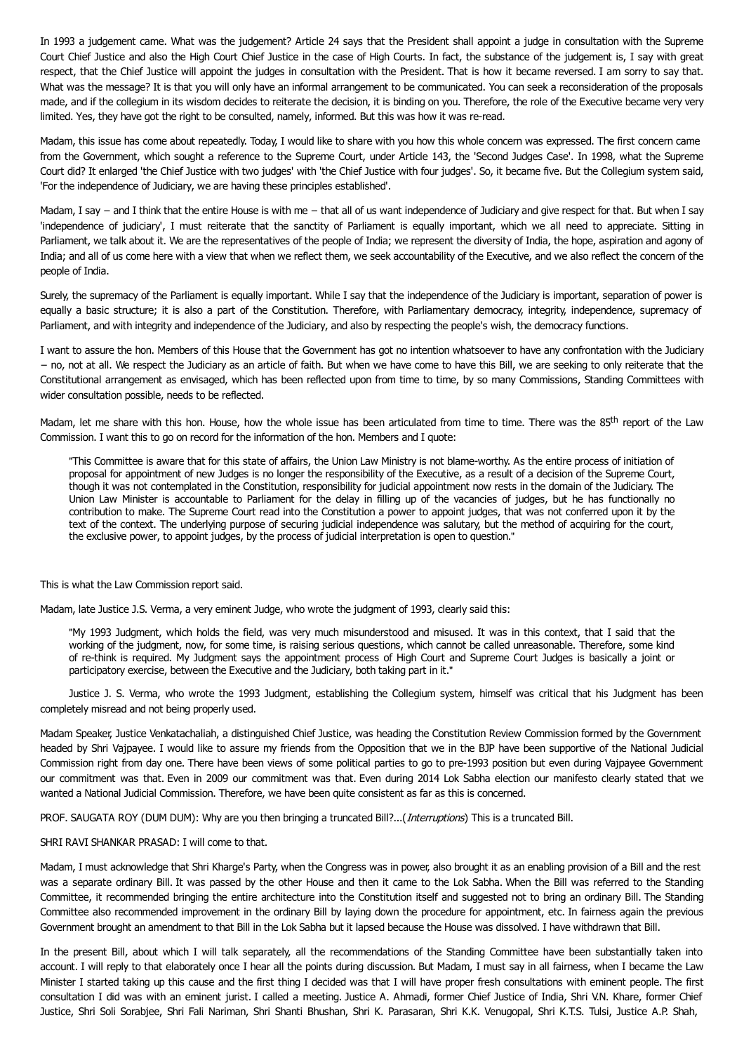In 1993 a judgement came. What was the judgement? Article 24 says that the President shall appoint a judge in consultation with the Supreme Court Chief Justice and also the High Court Chief Justice in the case of High Courts. In fact, the substance of the judgement is, I say with great respect, that the Chief Justice will appoint the judges in consultation with the President. That is how it became reversed. I am sorry to say that. What was the message? It is that you will only have an informal arrangement to be communicated. You can seek a reconsideration of the proposals made, and if the collegium in its wisdom decides to reiterate the decision, it is binding on you. Therefore, the role of the Executive became very very limited. Yes, they have got the right to be consulted, namely, informed. But this was how it was re-read.

Madam, this issue has come about repeatedly. Today, I would like to share with you how this whole concern was expressed. The first concern came from the Government, which sought a reference to the Supreme Court, under Article 143, the 'Second Judges Case'. In 1998, what the Supreme Court did? It enlarged 'the Chief Justice with two judges' with 'the Chief Justice with four judges'. So, it became five. But the Collegium system said, 'For the independence of Judiciary, we are having these principles established'.

Madam, I say – and I think that the entire House is with me – that all of us want independence of Judiciary and give respect for that. But when I say 'independence of judiciary', I must reiterate that the sanctity of Parliament is equally important, which we all need to appreciate. Sitting in Parliament, we talk about it. We are the representatives of the people of India; we represent the diversity of India, the hope, aspiration and agony of India; and all of us come here with a view that when we reflect them, we seek accountability of the Executive, and we also reflect the concern of the people of India.

Surely, the supremacy of the Parliament is equally important. While I say that the independence of the Judiciary is important, separation of power is equally a basic structure; it is also a part of the Constitution. Therefore, with Parliamentary democracy, integrity, independence, supremacy of Parliament, and with integrity and independence of the Judiciary, and also by respecting the people's wish, the democracy functions.

I want to assure the hon. Members of this House that the Government has got no intention whatsoever to have any confrontation with the Judiciary – no, not at all. We respect the Judiciary as an article of faith. But when we have come to have this Bill, we are seeking to only reiterate that the Constitutional arrangement as envisaged, which has been reflected upon from time to time, by so many Commissions, Standing Committees with wider consultation possible, needs to be reflected.

Madam, let me share with this hon. House, how the whole issue has been articulated from time to time. There was the 85th report of the Law Commission. I want this to go on record for the information of the hon. Members and I quote:

> "This Committee is aware that for this state of affairs, the Union Law Ministry is not blame-worthy. As the entire process of initiation of proposal for appointment of new Judges is no longer the responsibility of the Executive, as a result of a decision of the Supreme Court, though it was not contemplated in the Constitution, responsibility for judicial appointment now rests in the domain of the Judiciary. The Union Law Minister is accountable to Parliament for the delay in filling up of the vacancies of judges, but he has functionally no contribution to make. The Supreme Court read into the Constitution a power to appoint judges, that was not conferred upon it by the text of the context. The underlying purpose of securing judicial independence was salutary, but the method of acquiring for the court, the exclusive power, to appoint judges, by the process of judicial interpretation is open to question."

This is what the Law Commission report said.

Madam, late Justice J.S. Verma, a very eminent Judge, who wrote the judgment of 1993, clearly said this:

> "My 1993 Judgment, which holds the field, was very much misunderstood and misused. It was in this context, that I said that the working of the judgment, now, for some time, is raising serious questions, which cannot be called unreasonable. Therefore, some kind of re-think is required. My Judgment says the appointment process of High Court and Supreme Court Judges is basically a joint or participatory exercise, between the Executive and the Judiciary, both taking part in it."
>
> Justice J. S. Verma, who wrote the 1993 Judgment, establishing the Collegium system, himself was critical that his Judgment has been completely misread and not being properly used.

Madam Speaker, Justice Venkatachaliah, a distinguished Chief Justice, was heading the Constitution Review Commission formed by the Government headed by Shri Vajpayee. I would like to assure my friends from the Opposition that we in the BJP have been supportive of the National Judicial Commission right from day one. There have been views of some political parties to go to pre-1993 position but even during Vajpayee Government our commitment was that. Even in 2009 our commitment was that. Even during 2014 Lok Sabha election our manifesto clearly stated that we wanted a National Judicial Commission. Therefore, we have been quite consistent as far as this is concerned.

PROF. SAUGATA ROY (DUM DUM): Why are you then bringing a truncated Bill?...(*Interruptions*) This is a truncated Bill.

SHRI RAVI SHANKAR PRASAD: I will come to that.

Madam, I must acknowledge that Shri Kharge's Party, when the Congress was in power, also brought it as an enabling provision of a Bill and the rest was a separate ordinary Bill. It was passed by the other House and then it came to the Lok Sabha. When the Bill was referred to the Standing Committee, it recommended bringing the entire architecture into the Constitution itself and suggested not to bring an ordinary Bill. The Standing Committee also recommended improvement in the ordinary Bill by laying down the procedure for appointment, etc. In fairness again the previous Government brought an amendment to that Bill in the Lok Sabha but it lapsed because the House was dissolved. I have withdrawn that Bill.

In the present Bill, about which I will talk separately, all the recommendations of the Standing Committee have been substantially taken into account. I will reply to that elaborately once I hear all the points during discussion. But Madam, I must say in all fairness, when I became the Law Minister I started taking up this cause and the first thing I decided was that I will have proper fresh consultations with eminent people. The first consultation I did was with an eminent jurist. I called a meeting. Justice A. Ahmadi, former Chief Justice of India, Shri V.N. Khare, former Chief Justice, Shri Soli Sorabjee, Shri Fali Nariman, Shri Shanti Bhushan, Shri K. Parasaran, Shri K.K. Venugopal, Shri K.T.S. Tulsi, Justice A.P. Shah,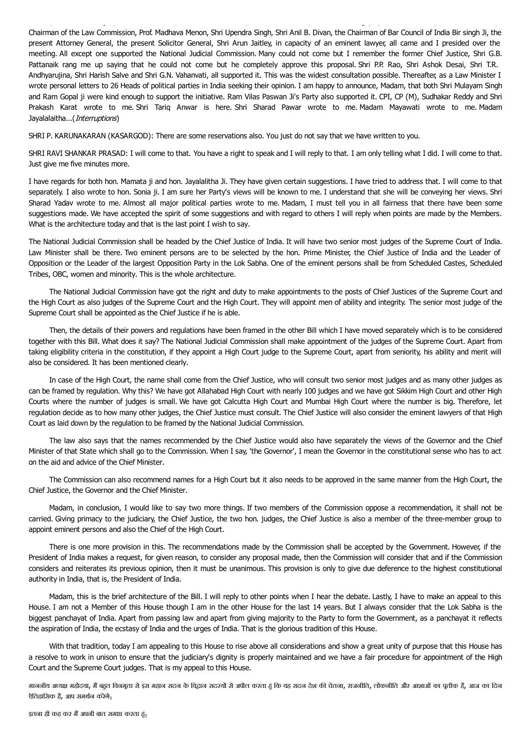Chairman of the Law Commission, Prof. Madhava Menon, Shri Upendra Singh, Shri Anil B. Divan, the Chairman of Bar Council of India Bir singh Ji, the present Attorney General, the present Solicitor General, Shri Arun Jaitley, in capacity of an eminent lawyer, all came and I presided over the meeting. All except one supported the National Judicial Commission. Many could not come but I remember the former Chief Justice, Shri G.B. Pattanaik rang me up saying that he could not come but he completely approve this proposal. Shri P.P. Rao, Shri Ashok Desai, Shri T.R. Andhyarujina, Shri Harish Salve and Shri G.N. Vahanvati, all supported it. This was the widest consultation possible. Thereafter, as a Law Minister I wrote personal letters to 26 Heads of political parties in India seeking their opinion. I am happy to announce, Madam, that both Shri Mulayam Singh and Ram Gopal ji were kind enough to support the initiative. Ram Vilas Paswan Ji's Party also supported it. CPI, CP (M), Sudhakar Reddy and Shri Prakash Karat wrote to me. Shri Tariq Anwar is here. Shri Sharad Pawar wrote to me. Madam Mayawati wrote to me. Madam Jayalalaitha...(*Interruptions*)

SHRI P. KARUNAKARAN (KASARGOD): There are some reservations also. You just do not say that we have written to you.

SHRI RAVI SHANKAR PRASAD: I will come to that. You have a right to speak and I will reply to that. I am only telling what I did. I will come to that. Just give me five minutes more.

I have regards for both hon. Mamata ji and hon. Jayalalitha Ji. They have given certain suggestions. I have tried to address that. I will come to that separately. I also wrote to hon. Sonia ji. I am sure her Party's views will be known to me. I understand that she will be conveying her views. Shri Sharad Yadav wrote to me. Almost all major political parties wrote to me. Madam, I must tell you in all fairness that there have been some suggestions made. We have accepted the spirit of some suggestions and with regard to others I will reply when points are made by the Members. What is the architecture today and that is the last point I wish to say.

The National Judicial Commission shall be headed by the Chief Justice of India. It will have two senior most judges of the Supreme Court of India. Law Minister shall be there. Two eminent persons are to be selected by the hon. Prime Minister, the Chief Justice of India and the Leader of Opposition or the Leader of the largest Opposition Party in the Lok Sabha. One of the eminent persons shall be from Scheduled Castes, Scheduled Tribes, OBC, women and minority. This is the whole architecture.

The National Judicial Commission have got the right and duty to make appointments to the posts of Chief Justices of the Supreme Court and the High Court as also judges of the Supreme Court and the High Court. They will appoint men of ability and integrity. The senior most judge of the Supreme Court shall be appointed as the Chief Justice if he is able.

Then, the details of their powers and regulations have been framed in the other Bill which I have moved separately which is to be considered together with this Bill. What does it say? The National Judicial Commission shall make appointment of the judges of the Supreme Court. Apart from taking eligibility criteria in the constitution, if they appoint a High Court judge to the Supreme Court, apart from seniority, his ability and merit will also be considered. It has been mentioned clearly.

In case of the High Court, the name shall come from the Chief Justice, who will consult two senior most judges and as many other judges as can be framed by regulation. Why this? We have got Allahabad High Court with nearly 100 judges and we have got Sikkim High Court and other High Courts where the number of judges is small. We have got Calcutta High Court and Mumbai High Court where the number is big. Therefore, let regulation decide as to how many other judges, the Chief Justice must consult. The Chief Justice will also consider the eminent lawyers of that High Court as laid down by the regulation to be framed by the National Judicial Commission.

The law also says that the names recommended by the Chief Justice would also have separately the views of the Governor and the Chief Minister of that State which shall go to the Commission. When I say, 'the Governor', I mean the Governor in the constitutional sense who has to act on the aid and advice of the Chief Minister.

The Commission can also recommend names for a High Court but it also needs to be approved in the same manner from the High Court, the Chief Justice, the Governor and the Chief Minister.

Madam, in conclusion, I would like to say two more things. If two members of the Commission oppose a recommendation, it shall not be carried. Giving primacy to the judiciary, the Chief Justice, the two hon. judges, the Chief Justice is also a member of the three-member group to appoint eminent persons and also the Chief of the High Court.

There is one more provision in this. The recommendations made by the Commission shall be accepted by the Government. However, if the President of India makes a request, for given reason, to consider any proposal made, then the Commission will consider that and if the Commission considers and reiterates its previous opinion, then it must be unanimous. This provision is only to give due deference to the highest constitutional authority in India, that is, the President of India.

Madam, this is the brief architecture of the Bill. I will reply to other points when I hear the debate. Lastly, I have to make an appeal to this House. I am not a Member of this House though I am in the other House for the last 14 years. But I always consider that the Lok Sabha is the biggest panchayat of India. Apart from passing law and apart from giving majority to the Party to form the Government, as a panchayat it reflects the aspiration of India, the ecstasy of India and the urges of India. That is the glorious tradition of this House.

With that tradition, today I am appealing to this House to rise above all considerations and show a great unity of purpose that this House has a resolve to work in unison to ensure that the judiciary's dignity is properly maintained and we have a fair procedure for appointment of the High Court and the Supreme Court judges. That is my appeal to this House.

माननीय अध्यक्ष महोदया, मैं बहुत विनम्रता से इस महान सदन के विद्वान सदस्यों से अपील करता हूं कि यह सदन देश की चेतना, राजनीति, लोकनीति और आशाओं का प्रतीक है, आज का दिन ऐतिहासिक है, आप समर्थन करेंगे।

इतना ही कह कर मैं अपनी बात समाप्त करता हूं।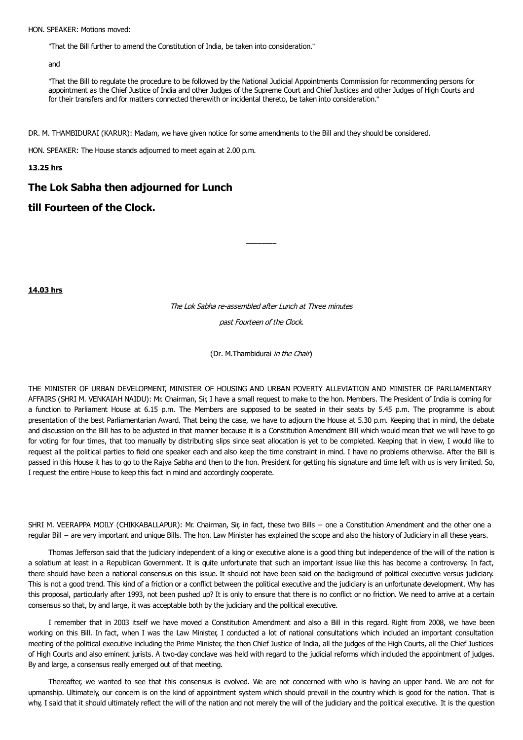HON. SPEAKER: Motions moved:

> "That the Bill further to amend the Constitution of India, be taken into consideration."
>
> and
>
> "That the Bill to regulate the procedure to be followed by the National Judicial Appointments Commission for recommending persons for appointment as the Chief Justice of India and other Judges of the Supreme Court and Chief Justices and other Judges of High Courts and for their transfers and for matters connected therewith or incidental thereto, be taken into consideration."

DR. M. THAMBIDURAI (KARUR): Madam, we have given notice for some amendments to the Bill and they should be considered.

HON. SPEAKER: The House stands adjourned to meet again at 2.00 p.m.

**13.25 hrs**

## The Lok Sabha then adjourned for Lunch till Fourteen of the Clock.

---

**14.03 hrs**

*The Lok Sabha re-assembled after Lunch at Three minutes past Fourteen of the Clock.*

(Dr. M.Thambidurai *in the Chair*)

THE MINISTER OF URBAN DEVELOPMENT, MINISTER OF HOUSING AND URBAN POVERTY ALLEVIATION AND MINISTER OF PARLIAMENTARY AFFAIRS (SHRI M. VENKAIAH NAIDU): Mr. Chairman, Sir, I have a small request to make to the hon. Members. The President of India is coming for a function to Parliament House at 6.15 p.m. The Members are supposed to be seated in their seats by 5.45 p.m. The programme is about presentation of the best Parliamentarian Award. That being the case, we have to adjourn the House at 5.30 p.m. Keeping that in mind, the debate and discussion on the Bill has to be adjusted in that manner because it is a Constitution Amendment Bill which would mean that we will have to go for voting for four times, that too manually by distributing slips since seat allocation is yet to be completed. Keeping that in view, I would like to request all the political parties to field one speaker each and also keep the time constraint in mind. I have no problems otherwise. After the Bill is passed in this House it has to go to the Rajya Sabha and then to the hon. President for getting his signature and time left with us is very limited. So, I request the entire House to keep this fact in mind and accordingly cooperate.

SHRI M. VEERAPPA MOILY (CHIKKABALLAPUR): Mr. Chairman, Sir, in fact, these two Bills – one a Constitution Amendment and the other one a regular Bill – are very important and unique Bills. The hon. Law Minister has explained the scope and also the history of Judiciary in all these years.

Thomas Jefferson said that the judiciary independent of a king or executive alone is a good thing but independence of the will of the nation is a solatium at least in a Republican Government. It is quite unfortunate that such an important issue like this has become a controversy. In fact, there should have been a national consensus on this issue. It should not have been said on the background of political executive versus judiciary. This is not a good trend. This kind of a friction or a conflict between the political executive and the judiciary is an unfortunate development. Why has this proposal, particularly after 1993, not been pushed up? It is only to ensure that there is no conflict or no friction. We need to arrive at a certain consensus so that, by and large, it was acceptable both by the judiciary and the political executive.

I remember that in 2003 itself we have moved a Constitution Amendment and also a Bill in this regard. Right from 2008, we have been working on this Bill. In fact, when I was the Law Minister, I conducted a lot of national consultations which included an important consultation meeting of the political executive including the Prime Minister, the then Chief Justice of India, all the judges of the High Courts, all the Chief Justices of High Courts and also eminent jurists. A two-day conclave was held with regard to the judicial reforms which included the appointment of judges. By and large, a consensus really emerged out of that meeting.

Thereafter, we wanted to see that this consensus is evolved. We are not concerned with who is having an upper hand. We are not for upmanship. Ultimately, our concern is on the kind of appointment system which should prevail in the country which is good for the nation. That is why, I said that it should ultimately reflect the will of the nation and not merely the will of the judiciary and the political executive. It is the question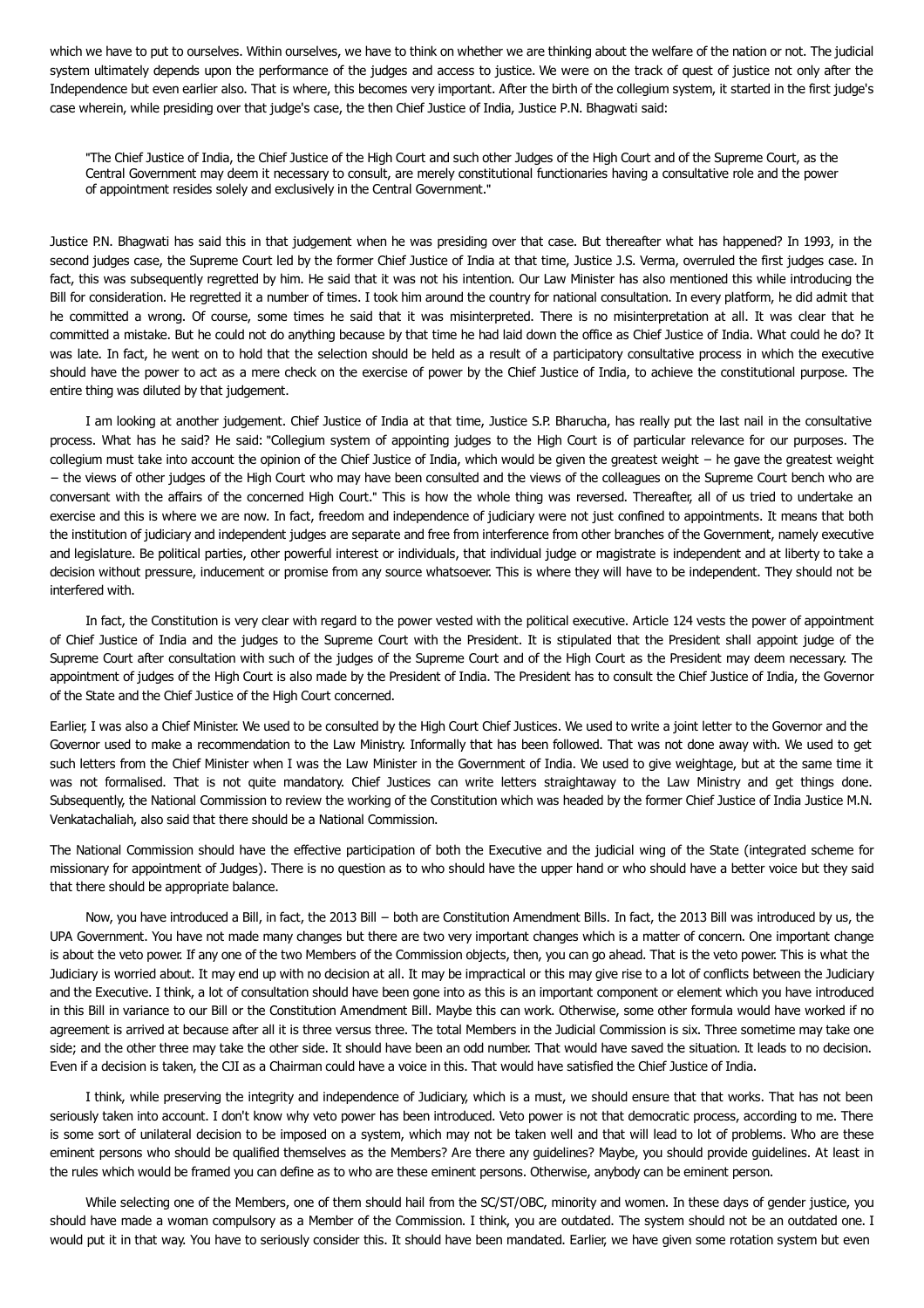which we have to put to ourselves. Within ourselves, we have to think on whether we are thinking about the welfare of the nation or not. The judicial system ultimately depends upon the performance of the judges and access to justice. We were on the track of quest of justice not only after the Independence but even earlier also. That is where, this becomes very important. After the birth of the collegium system, it started in the first judge's case wherein, while presiding over that judge's case, the then Chief Justice of India, Justice P.N. Bhagwati said:

> "The Chief Justice of India, the Chief Justice of the High Court and such other Judges of the High Court and of the Supreme Court, as the Central Government may deem it necessary to consult, are merely constitutional functionaries having a consultative role and the power of appointment resides solely and exclusively in the Central Government."

Justice P.N. Bhagwati has said this in that judgement when he was presiding over that case. But thereafter what has happened? In 1993, in the second judges case, the Supreme Court led by the former Chief Justice of India at that time, Justice J.S. Verma, overruled the first judges case. In fact, this was subsequently regretted by him. He said that it was not his intention. Our Law Minister has also mentioned this while introducing the Bill for consideration. He regretted it a number of times. I took him around the country for national consultation. In every platform, he did admit that he committed a wrong. Of course, some times he said that it was misinterpreted. There is no misinterpretation at all. It was clear that he committed a mistake. But he could not do anything because by that time he had laid down the office as Chief Justice of India. What could he do? It was late. In fact, he went on to hold that the selection should be held as a result of a participatory consultative process in which the executive should have the power to act as a mere check on the exercise of power by the Chief Justice of India, to achieve the constitutional purpose. The entire thing was diluted by that judgement.

I am looking at another judgement. Chief Justice of India at that time, Justice S.P. Bharucha, has really put the last nail in the consultative process. What has he said? He said: "Collegium system of appointing judges to the High Court is of particular relevance for our purposes. The collegium must take into account the opinion of the Chief Justice of India, which would be given the greatest weight – he gave the greatest weight – the views of other judges of the High Court who may have been consulted and the views of the colleagues on the Supreme Court bench who are conversant with the affairs of the concerned High Court." This is how the whole thing was reversed. Thereafter, all of us tried to undertake an exercise and this is where we are now. In fact, freedom and independence of judiciary were not just confined to appointments. It means that both the institution of judiciary and independent judges are separate and free from interference from other branches of the Government, namely executive and legislature. Be political parties, other powerful interest or individuals, that individual judge or magistrate is independent and at liberty to take a decision without pressure, inducement or promise from any source whatsoever. This is where they will have to be independent. They should not be interfered with.

In fact, the Constitution is very clear with regard to the power vested with the political executive. Article 124 vests the power of appointment of Chief Justice of India and the judges to the Supreme Court with the President. It is stipulated that the President shall appoint judge of the Supreme Court after consultation with such of the judges of the Supreme Court and of the High Court as the President may deem necessary. The appointment of judges of the High Court is also made by the President of India. The President has to consult the Chief Justice of India, the Governor of the State and the Chief Justice of the High Court concerned.

Earlier, I was also a Chief Minister. We used to be consulted by the High Court Chief Justices. We used to write a joint letter to the Governor and the Governor used to make a recommendation to the Law Ministry. Informally that has been followed. That was not done away with. We used to get such letters from the Chief Minister when I was the Law Minister in the Government of India. We used to give weightage, but at the same time it was not formalised. That is not quite mandatory. Chief Justices can write letters straightaway to the Law Ministry and get things done. Subsequently, the National Commission to review the working of the Constitution which was headed by the former Chief Justice of India Justice M.N. Venkatachaliah, also said that there should be a National Commission.

The National Commission should have the effective participation of both the Executive and the judicial wing of the State (integrated scheme for missionary for appointment of Judges). There is no question as to who should have the upper hand or who should have a better voice but they said that there should be appropriate balance.

Now, you have introduced a Bill, in fact, the 2013 Bill – both are Constitution Amendment Bills. In fact, the 2013 Bill was introduced by us, the UPA Government. You have not made many changes but there are two very important changes which is a matter of concern. One important change is about the veto power. If any one of the two Members of the Commission objects, then, you can go ahead. That is the veto power. This is what the Judiciary is worried about. It may end up with no decision at all. It may be impractical or this may give rise to a lot of conflicts between the Judiciary and the Executive. I think, a lot of consultation should have been gone into as this is an important component or element which you have introduced in this Bill in variance to our Bill or the Constitution Amendment Bill. Maybe this can work. Otherwise, some other formula would have worked if no agreement is arrived at because after all it is three versus three. The total Members in the Judicial Commission is six. Three sometime may take one side; and the other three may take the other side. It should have been an odd number. That would have saved the situation. It leads to no decision. Even if a decision is taken, the CJI as a Chairman could have a voice in this. That would have satisfied the Chief Justice of India.

I think, while preserving the integrity and independence of Judiciary, which is a must, we should ensure that that works. That has not been seriously taken into account. I don't know why veto power has been introduced. Veto power is not that democratic process, according to me. There is some sort of unilateral decision to be imposed on a system, which may not be taken well and that will lead to lot of problems. Who are these eminent persons who should be qualified themselves as the Members? Are there any guidelines? Maybe, you should provide guidelines. At least in the rules which would be framed you can define as to who are these eminent persons. Otherwise, anybody can be eminent person.

While selecting one of the Members, one of them should hail from the SC/ST/OBC, minority and women. In these days of gender justice, you should have made a woman compulsory as a Member of the Commission. I think, you are outdated. The system should not be an outdated one. I would put it in that way. You have to seriously consider this. It should have been mandated. Earlier, we have given some rotation system but even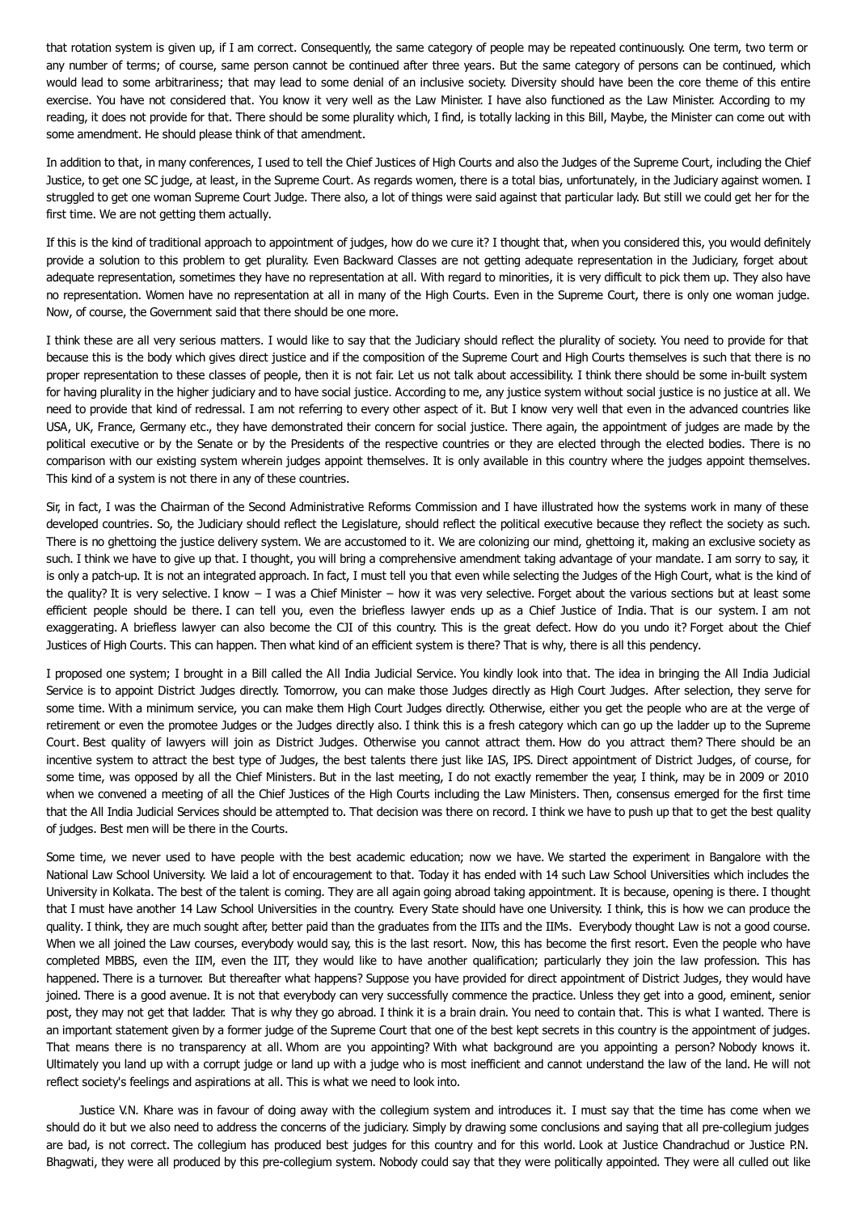that rotation system is given up, if I am correct. Consequently, the same category of people may be repeated continuously. One term, two term or any number of terms; of course, same person cannot be continued after three years. But the same category of persons can be continued, which would lead to some arbitrariness; that may lead to some denial of an inclusive society. Diversity should have been the core theme of this entire exercise. You have not considered that. You know it very well as the Law Minister. I have also functioned as the Law Minister. According to my reading, it does not provide for that. There should be some plurality which, I find, is totally lacking in this Bill, Maybe, the Minister can come out with some amendment. He should please think of that amendment.

In addition to that, in many conferences, I used to tell the Chief Justices of High Courts and also the Judges of the Supreme Court, including the Chief Justice, to get one SC judge, at least, in the Supreme Court. As regards women, there is a total bias, unfortunately, in the Judiciary against women. I struggled to get one woman Supreme Court Judge. There also, a lot of things were said against that particular lady. But still we could get her for the first time. We are not getting them actually.

If this is the kind of traditional approach to appointment of judges, how do we cure it? I thought that, when you considered this, you would definitely provide a solution to this problem to get plurality. Even Backward Classes are not getting adequate representation in the Judiciary, forget about adequate representation, sometimes they have no representation at all. With regard to minorities, it is very difficult to pick them up. They also have no representation. Women have no representation at all in many of the High Courts. Even in the Supreme Court, there is only one woman judge. Now, of course, the Government said that there should be one more.

I think these are all very serious matters. I would like to say that the Judiciary should reflect the plurality of society. You need to provide for that because this is the body which gives direct justice and if the composition of the Supreme Court and High Courts themselves is such that there is no proper representation to these classes of people, then it is not fair. Let us not talk about accessibility. I think there should be some in-built system for having plurality in the higher judiciary and to have social justice. According to me, any justice system without social justice is no justice at all. We need to provide that kind of redressal. I am not referring to every other aspect of it. But I know very well that even in the advanced countries like USA, UK, France, Germany etc., they have demonstrated their concern for social justice. There again, the appointment of judges are made by the political executive or by the Senate or by the Presidents of the respective countries or they are elected through the elected bodies. There is no comparison with our existing system wherein judges appoint themselves. It is only available in this country where the judges appoint themselves. This kind of a system is not there in any of these countries.

Sir, in fact, I was the Chairman of the Second Administrative Reforms Commission and I have illustrated how the systems work in many of these developed countries. So, the Judiciary should reflect the Legislature, should reflect the political executive because they reflect the society as such. There is no ghettoing the justice delivery system. We are accustomed to it. We are colonizing our mind, ghettoing it, making an exclusive society as such. I think we have to give up that. I thought, you will bring a comprehensive amendment taking advantage of your mandate. I am sorry to say, it is only a patch-up. It is not an integrated approach. In fact, I must tell you that even while selecting the Judges of the High Court, what is the kind of the quality? It is very selective. I know – I was a Chief Minister – how it was very selective. Forget about the various sections but at least some efficient people should be there. I can tell you, even the briefless lawyer ends up as a Chief Justice of India. That is our system. I am not exaggerating. A briefless lawyer can also become the CJI of this country. This is the great defect. How do you undo it? Forget about the Chief Justices of High Courts. This can happen. Then what kind of an efficient system is there? That is why, there is all this pendency.

I proposed one system; I brought in a Bill called the All India Judicial Service. You kindly look into that. The idea in bringing the All India Judicial Service is to appoint District Judges directly. Tomorrow, you can make those Judges directly as High Court Judges. After selection, they serve for some time. With a minimum service, you can make them High Court Judges directly. Otherwise, either you get the people who are at the verge of retirement or even the promotee Judges or the Judges directly also. I think this is a fresh category which can go up the ladder up to the Supreme Court. Best quality of lawyers will join as District Judges. Otherwise you cannot attract them. How do you attract them? There should be an incentive system to attract the best type of Judges, the best talents there just like IAS, IPS. Direct appointment of District Judges, of course, for some time, was opposed by all the Chief Ministers. But in the last meeting, I do not exactly remember the year, I think, may be in 2009 or 2010 when we convened a meeting of all the Chief Justices of the High Courts including the Law Ministers. Then, consensus emerged for the first time that the All India Judicial Services should be attempted to. That decision was there on record. I think we have to push up that to get the best quality of judges. Best men will be there in the Courts.

Some time, we never used to have people with the best academic education; now we have. We started the experiment in Bangalore with the National Law School University. We laid a lot of encouragement to that. Today it has ended with 14 such Law School Universities which includes the University in Kolkata. The best of the talent is coming. They are all again going abroad taking appointment. It is because, opening is there. I thought that I must have another 14 Law School Universities in the country. Every State should have one University. I think, this is how we can produce the quality. I think, they are much sought after, better paid than the graduates from the IITs and the IIMs. Everybody thought Law is not a good course. When we all joined the Law courses, everybody would say, this is the last resort. Now, this has become the first resort. Even the people who have completed MBBS, even the IIM, even the IIT, they would like to have another qualification; particularly they join the law profession. This has happened. There is a turnover. But thereafter what happens? Suppose you have provided for direct appointment of District Judges, they would have joined. There is a good avenue. It is not that everybody can very successfully commence the practice. Unless they get into a good, eminent, senior post, they may not get that ladder. That is why they go abroad. I think it is a brain drain. You need to contain that. This is what I wanted. There is an important statement given by a former judge of the Supreme Court that one of the best kept secrets in this country is the appointment of judges. That means there is no transparency at all. Whom are you appointing? With what background are you appointing a person? Nobody knows it. Ultimately you land up with a corrupt judge or land up with a judge who is most inefficient and cannot understand the law of the land. He will not reflect society's feelings and aspirations at all. This is what we need to look into.

Justice V.N. Khare was in favour of doing away with the collegium system and introduces it. I must say that the time has come when we should do it but we also need to address the concerns of the judiciary. Simply by drawing some conclusions and saying that all pre-collegium judges are bad, is not correct. The collegium has produced best judges for this country and for this world. Look at Justice Chandrachud or Justice P.N. Bhagwati, they were all produced by this pre-collegium system. Nobody could say that they were politically appointed. They were all culled out like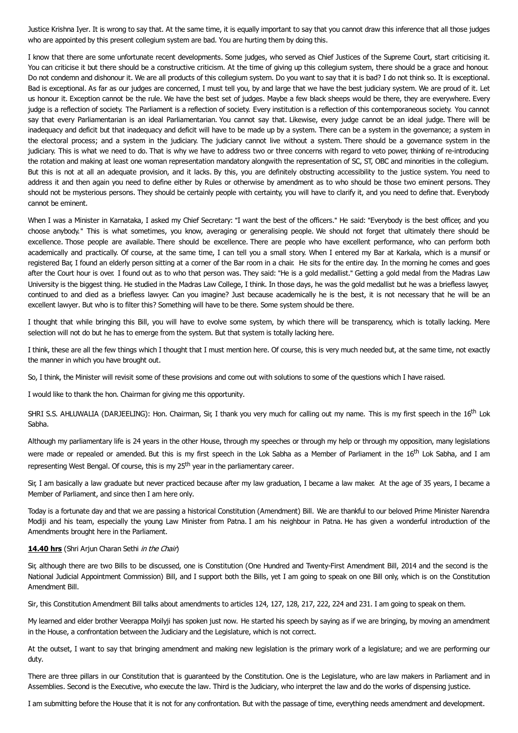Justice Krishna Iyer. It is wrong to say that. At the same time, it is equally important to say that you cannot draw this inference that all those judges who are appointed by this present collegium system are bad. You are hurting them by doing this.

I know that there are some unfortunate recent developments. Some judges, who served as Chief Justices of the Supreme Court, start criticising it. You can criticise it but there should be a constructive criticism. At the time of giving up this collegium system, there should be a grace and honour. Do not condemn and dishonour it. We are all products of this collegium system. Do you want to say that it is bad? I do not think so. It is exceptional. Bad is exceptional. As far as our judges are concerned, I must tell you, by and large that we have the best judiciary system. We are proud of it. Let us honour it. Exception cannot be the rule. We have the best set of judges. Maybe a few black sheeps would be there, they are everywhere. Every judge is a reflection of society. The Parliament is a reflection of society. Every institution is a reflection of this contemporaneous society. You cannot say that every Parliamentarian is an ideal Parliamentarian. You cannot say that. Likewise, every judge cannot be an ideal judge. There will be inadequacy and deficit but that inadequacy and deficit will have to be made up by a system. There can be a system in the governance; a system in the electoral process; and a system in the judiciary. The judiciary cannot live without a system. There should be a governance system in the judiciary. This is what we need to do. That is why we have to address two or three concerns with regard to veto power, thinking of re-introducing the rotation and making at least one woman representation mandatory alongwith the representation of SC, ST, OBC and minorities in the collegium. But this is not at all an adequate provision, and it lacks. By this, you are definitely obstructing accessibility to the justice system. You need to address it and then again you need to define either by Rules or otherwise by amendment as to who should be those two eminent persons. They should not be mysterious persons. They should be certainly people with certainty, you will have to clarify it, and you need to define that. Everybody cannot be eminent.

When I was a Minister in Karnataka, I asked my Chief Secretary: "I want the best of the officers." He said: "Everybody is the best officer, and you choose anybody." This is what sometimes, you know, averaging or generalising people. We should not forget that ultimately there should be excellence. Those people are available. There should be excellence. There are people who have excellent performance, who can perform both academically and practically. Of course, at the same time, I can tell you a small story. When I entered my Bar at Karkala, which is a munsif or registered Bar, I found an elderly person sitting at a corner of the Bar room in a chair. He sits for the entire day. In the morning he comes and goes after the Court hour is over. I found out as to who that person was. They said: "He is a gold medallist." Getting a gold medal from the Madras Law University is the biggest thing. He studied in the Madras Law College, I think. In those days, he was the gold medallist but he was a briefless lawyer, continued to and died as a briefless lawyer. Can you imagine? Just because academically he is the best, it is not necessary that he will be an excellent lawyer. But who is to filter this? Something will have to be there. Some system should be there.

I thought that while bringing this Bill, you will have to evolve some system, by which there will be transparency, which is totally lacking. Mere selection will not do but he has to emerge from the system. But that system is totally lacking here.

I think, these are all the few things which I thought that I must mention here. Of course, this is very much needed but, at the same time, not exactly the manner in which you have brought out.

So, I think, the Minister will revisit some of these provisions and come out with solutions to some of the questions which I have raised.

I would like to thank the hon. Chairman for giving me this opportunity.

SHRI S.S. AHLUWALIA (DARJEELING): Hon. Chairman, Sir, I thank you very much for calling out my name. This is my first speech in the 16th Lok Sabha.

Although my parliamentary life is 24 years in the other House, through my speeches or through my help or through my opposition, many legislations were made or repealed or amended. But this is my first speech in the Lok Sabha as a Member of Parliament in the 16th Lok Sabha, and I am representing West Bengal. Of course, this is my 25th year in the parliamentary career.

Sir, I am basically a law graduate but never practiced because after my law graduation, I became a law maker. At the age of 35 years, I became a Member of Parliament, and since then I am here only.

Today is a fortunate day and that we are passing a historical Constitution (Amendment) Bill. We are thankful to our beloved Prime Minister Narendra Modiji and his team, especially the young Law Minister from Patna. I am his neighbour in Patna. He has given a wonderful introduction of the Amendments brought here in the Parliament.

**14.40 hrs** (Shri Arjun Charan Sethi *in the Chair*)

Sir, although there are two Bills to be discussed, one is Constitution (One Hundred and Twenty-First Amendment Bill, 2014 and the second is the National Judicial Appointment Commission) Bill, and I support both the Bills, yet I am going to speak on one Bill only, which is on the Constitution Amendment Bill.

Sir, this Constitution Amendment Bill talks about amendments to articles 124, 127, 128, 217, 222, 224 and 231. I am going to speak on them.

My learned and elder brother Veerappa Moilyji has spoken just now. He started his speech by saying as if we are bringing, by moving an amendment in the House, a confrontation between the Judiciary and the Legislature, which is not correct.

At the outset, I want to say that bringing amendment and making new legislation is the primary work of a legislature; and we are performing our duty.

There are three pillars in our Constitution that is guaranteed by the Constitution. One is the Legislature, who are law makers in Parliament and in Assemblies. Second is the Executive, who execute the law. Third is the Judiciary, who interpret the law and do the works of dispensing justice.

I am submitting before the House that it is not for any confrontation. But with the passage of time, everything needs amendment and development.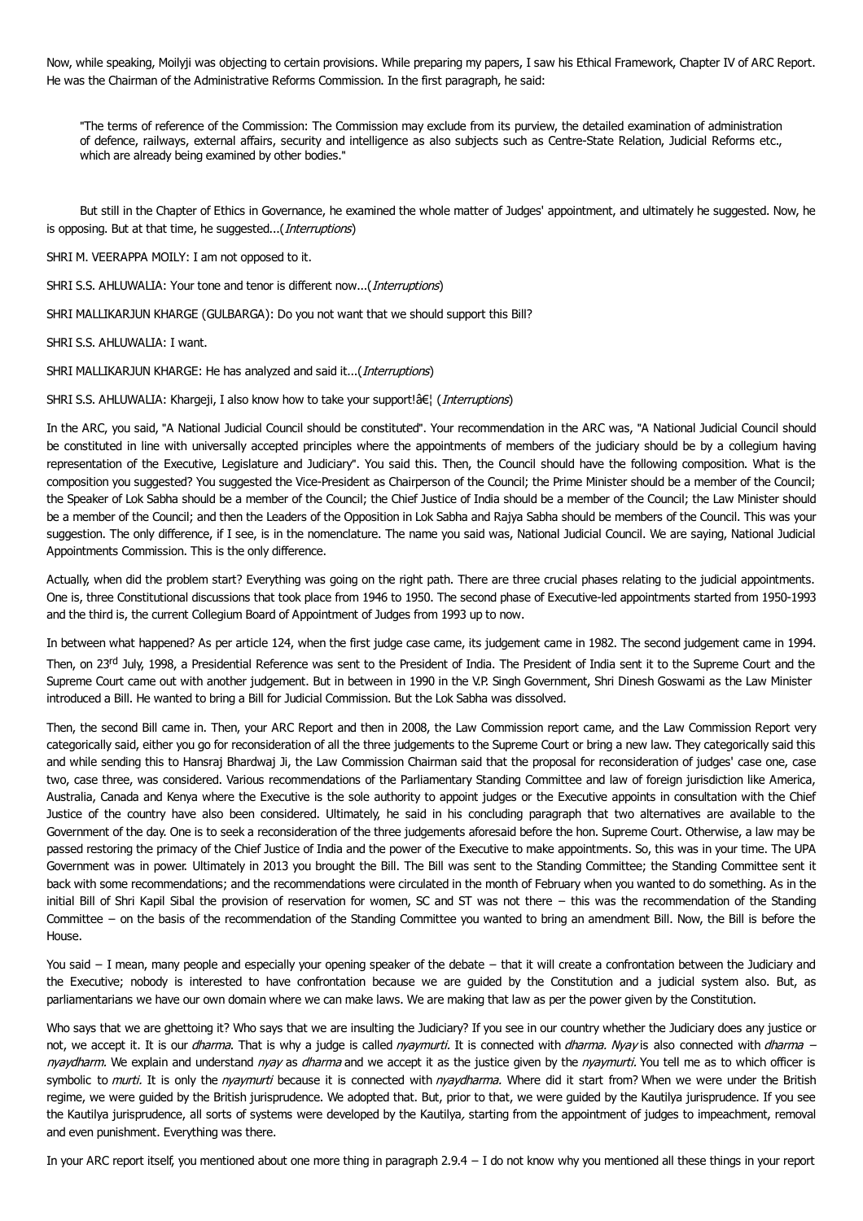Now, while speaking, Moilyji was objecting to certain provisions. While preparing my papers, I saw his Ethical Framework, Chapter IV of ARC Report. He was the Chairman of the Administrative Reforms Commission. In the first paragraph, he said:

> "The terms of reference of the Commission: The Commission may exclude from its purview, the detailed examination of administration of defence, railways, external affairs, security and intelligence as also subjects such as Centre-State Relation, Judicial Reforms etc., which are already being examined by other bodies."

But still in the Chapter of Ethics in Governance, he examined the whole matter of Judges' appointment, and ultimately he suggested. Now, he is opposing. But at that time, he suggested...(*Interruptions*)

SHRI M. VEERAPPA MOILY: I am not opposed to it.

SHRI S.S. AHLUWALIA: Your tone and tenor is different now...(*Interruptions*)

SHRI MALLIKARJUN KHARGE (GULBARGA): Do you not want that we should support this Bill?

SHRI S.S. AHLUWALIA: I want.

SHRI MALLIKARJUN KHARGE: He has analyzed and said it...(*Interruptions*)

SHRI S.S. AHLUWALIA: Khargeji, I also know how to take your support!â€¦ (*Interruptions*)

In the ARC, you said, "A National Judicial Council should be constituted". Your recommendation in the ARC was, "A National Judicial Council should be constituted in line with universally accepted principles where the appointments of members of the judiciary should be by a collegium having representation of the Executive, Legislature and Judiciary". You said this. Then, the Council should have the following composition. What is the composition you suggested? You suggested the Vice-President as Chairperson of the Council; the Prime Minister should be a member of the Council; the Speaker of Lok Sabha should be a member of the Council; the Chief Justice of India should be a member of the Council; the Law Minister should be a member of the Council; and then the Leaders of the Opposition in Lok Sabha and Rajya Sabha should be members of the Council. This was your suggestion. The only difference, if I see, is in the nomenclature. The name you said was, National Judicial Council. We are saying, National Judicial Appointments Commission. This is the only difference.

Actually, when did the problem start? Everything was going on the right path. There are three crucial phases relating to the judicial appointments. One is, three Constitutional discussions that took place from 1946 to 1950. The second phase of Executive-led appointments started from 1950-1993 and the third is, the current Collegium Board of Appointment of Judges from 1993 up to now.

In between what happened? As per article 124, when the first judge case came, its judgement came in 1982. The second judgement came in 1994. Then, on 23rd July, 1998, a Presidential Reference was sent to the President of India. The President of India sent it to the Supreme Court and the Supreme Court came out with another judgement. But in between in 1990 in the V.P. Singh Government, Shri Dinesh Goswami as the Law Minister introduced a Bill. He wanted to bring a Bill for Judicial Commission. But the Lok Sabha was dissolved.

Then, the second Bill came in. Then, your ARC Report and then in 2008, the Law Commission report came, and the Law Commission Report very categorically said, either you go for reconsideration of all the three judgements to the Supreme Court or bring a new law. They categorically said this and while sending this to Hansraj Bhardwaj Ji, the Law Commission Chairman said that the proposal for reconsideration of judges' case one, case two, case three, was considered. Various recommendations of the Parliamentary Standing Committee and law of foreign jurisdiction like America, Australia, Canada and Kenya where the Executive is the sole authority to appoint judges or the Executive appoints in consultation with the Chief Justice of the country have also been considered. Ultimately, he said in his concluding paragraph that two alternatives are available to the Government of the day. One is to seek a reconsideration of the three judgements aforesaid before the hon. Supreme Court. Otherwise, a law may be passed restoring the primacy of the Chief Justice of India and the power of the Executive to make appointments. So, this was in your time. The UPA Government was in power. Ultimately in 2013 you brought the Bill. The Bill was sent to the Standing Committee; the Standing Committee sent it back with some recommendations; and the recommendations were circulated in the month of February when you wanted to do something. As in the initial Bill of Shri Kapil Sibal the provision of reservation for women, SC and ST was not there – this was the recommendation of the Standing Committee – on the basis of the recommendation of the Standing Committee you wanted to bring an amendment Bill. Now, the Bill is before the House.

You said – I mean, many people and especially your opening speaker of the debate – that it will create a confrontation between the Judiciary and the Executive; nobody is interested to have confrontation because we are guided by the Constitution and a judicial system also. But, as parliamentarians we have our own domain where we can make laws. We are making that law as per the power given by the Constitution.

Who says that we are ghettoing it? Who says that we are insulting the Judiciary? If you see in our country whether the Judiciary does any justice or not, we accept it. It is our *dharma*. That is why a judge is called *nyaymurti*. It is connected with *dharma*. *Nyay* is also connected with *dharma* – *nyaydharm*. We explain and understand *nyay* as *dharma* and we accept it as the justice given by the *nyaymurti*. You tell me as to which officer is symbolic to *murti*. It is only the *nyaymurti* because it is connected with *nyaydharma*. Where did it start from? When we were under the British regime, we were guided by the British jurisprudence. We adopted that. But, prior to that, we were guided by the Kautilya jurisprudence. If you see the Kautilya jurisprudence, all sorts of systems were developed by the Kautilya, starting from the appointment of judges to impeachment, removal and even punishment. Everything was there.

In your ARC report itself, you mentioned about one more thing in paragraph 2.9.4 – I do not know why you mentioned all these things in your report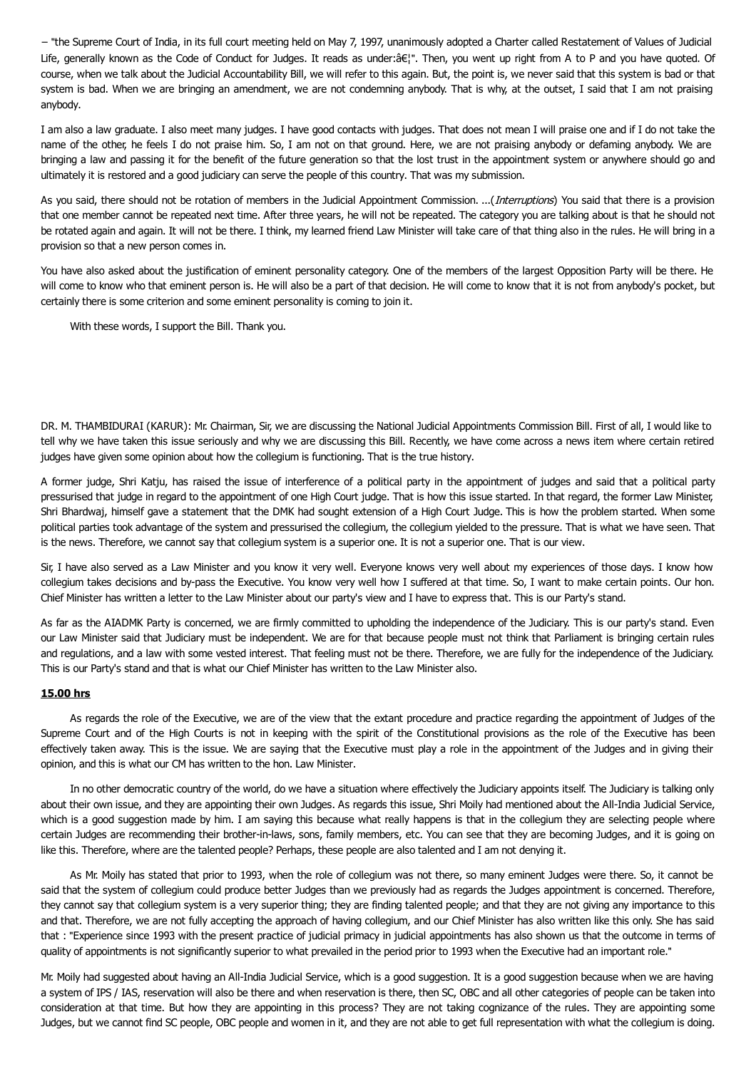− "the Supreme Court of India, in its full court meeting held on May 7, 1997, unanimously adopted a Charter called Restatement of Values of Judicial Life, generally known as the Code of Conduct for Judges. It reads as under:â€¦". Then, you went up right from A to P and you have quoted. Of course, when we talk about the Judicial Accountability Bill, we will refer to this again. But, the point is, we never said that this system is bad or that system is bad. When we are bringing an amendment, we are not condemning anybody. That is why, at the outset, I said that I am not praising anybody.

I am also a law graduate. I also meet many judges. I have good contacts with judges. That does not mean I will praise one and if I do not take the name of the other, he feels I do not praise him. So, I am not on that ground. Here, we are not praising anybody or defaming anybody. We are bringing a law and passing it for the benefit of the future generation so that the lost trust in the appointment system or anywhere should go and ultimately it is restored and a good judiciary can serve the people of this country. That was my submission.

As you said, there should not be rotation of members in the Judicial Appointment Commission. ...(*Interruptions*) You said that there is a provision that one member cannot be repeated next time. After three years, he will not be repeated. The category you are talking about is that he should not be rotated again and again. It will not be there. I think, my learned friend Law Minister will take care of that thing also in the rules. He will bring in a provision so that a new person comes in.

You have also asked about the justification of eminent personality category. One of the members of the largest Opposition Party will be there. He will come to know who that eminent person is. He will also be a part of that decision. He will come to know that it is not from anybody's pocket, but certainly there is some criterion and some eminent personality is coming to join it.

With these words, I support the Bill. Thank you.

DR. M. THAMBIDURAI (KARUR): Mr. Chairman, Sir, we are discussing the National Judicial Appointments Commission Bill. First of all, I would like to tell why we have taken this issue seriously and why we are discussing this Bill. Recently, we have come across a news item where certain retired judges have given some opinion about how the collegium is functioning. That is the true history.

A former judge, Shri Katju, has raised the issue of interference of a political party in the appointment of judges and said that a political party pressurised that judge in regard to the appointment of one High Court judge. That is how this issue started. In that regard, the former Law Minister, Shri Bhardwaj, himself gave a statement that the DMK had sought extension of a High Court Judge. This is how the problem started. When some political parties took advantage of the system and pressurised the collegium, the collegium yielded to the pressure. That is what we have seen. That is the news. Therefore, we cannot say that collegium system is a superior one. It is not a superior one. That is our view.

Sir, I have also served as a Law Minister and you know it very well. Everyone knows very well about my experiences of those days. I know how collegium takes decisions and by-pass the Executive. You know very well how I suffered at that time. So, I want to make certain points. Our hon. Chief Minister has written a letter to the Law Minister about our party's view and I have to express that. This is our Party's stand.

As far as the AIADMK Party is concerned, we are firmly committed to upholding the independence of the Judiciary. This is our party's stand. Even our Law Minister said that Judiciary must be independent. We are for that because people must not think that Parliament is bringing certain rules and regulations, and a law with some vested interest. That feeling must not be there. Therefore, we are fully for the independence of the Judiciary. This is our Party's stand and that is what our Chief Minister has written to the Law Minister also.

**15.00 hrs**

As regards the role of the Executive, we are of the view that the extant procedure and practice regarding the appointment of Judges of the Supreme Court and of the High Courts is not in keeping with the spirit of the Constitutional provisions as the role of the Executive has been effectively taken away. This is the issue. We are saying that the Executive must play a role in the appointment of the Judges and in giving their opinion, and this is what our CM has written to the hon. Law Minister.

In no other democratic country of the world, do we have a situation where effectively the Judiciary appoints itself. The Judiciary is talking only about their own issue, and they are appointing their own Judges. As regards this issue, Shri Moily had mentioned about the All-India Judicial Service, which is a good suggestion made by him. I am saying this because what really happens is that in the collegium they are selecting people where certain Judges are recommending their brother-in-laws, sons, family members, etc. You can see that they are becoming Judges, and it is going on like this. Therefore, where are the talented people? Perhaps, these people are also talented and I am not denying it.

As Mr. Moily has stated that prior to 1993, when the role of collegium was not there, so many eminent Judges were there. So, it cannot be said that the system of collegium could produce better Judges than we previously had as regards the Judges appointment is concerned. Therefore, they cannot say that collegium system is a very superior thing; they are finding talented people; and that they are not giving any importance to this and that. Therefore, we are not fully accepting the approach of having collegium, and our Chief Minister has also written like this only. She has said that : "Experience since 1993 with the present practice of judicial primacy in judicial appointments has also shown us that the outcome in terms of quality of appointments is not significantly superior to what prevailed in the period prior to 1993 when the Executive had an important role."

Mr. Moily had suggested about having an All-India Judicial Service, which is a good suggestion. It is a good suggestion because when we are having a system of IPS / IAS, reservation will also be there and when reservation is there, then SC, OBC and all other categories of people can be taken into consideration at that time. But how they are appointing in this process? They are not taking cognizance of the rules. They are appointing some Judges, but we cannot find SC people, OBC people and women in it, and they are not able to get full representation with what the collegium is doing.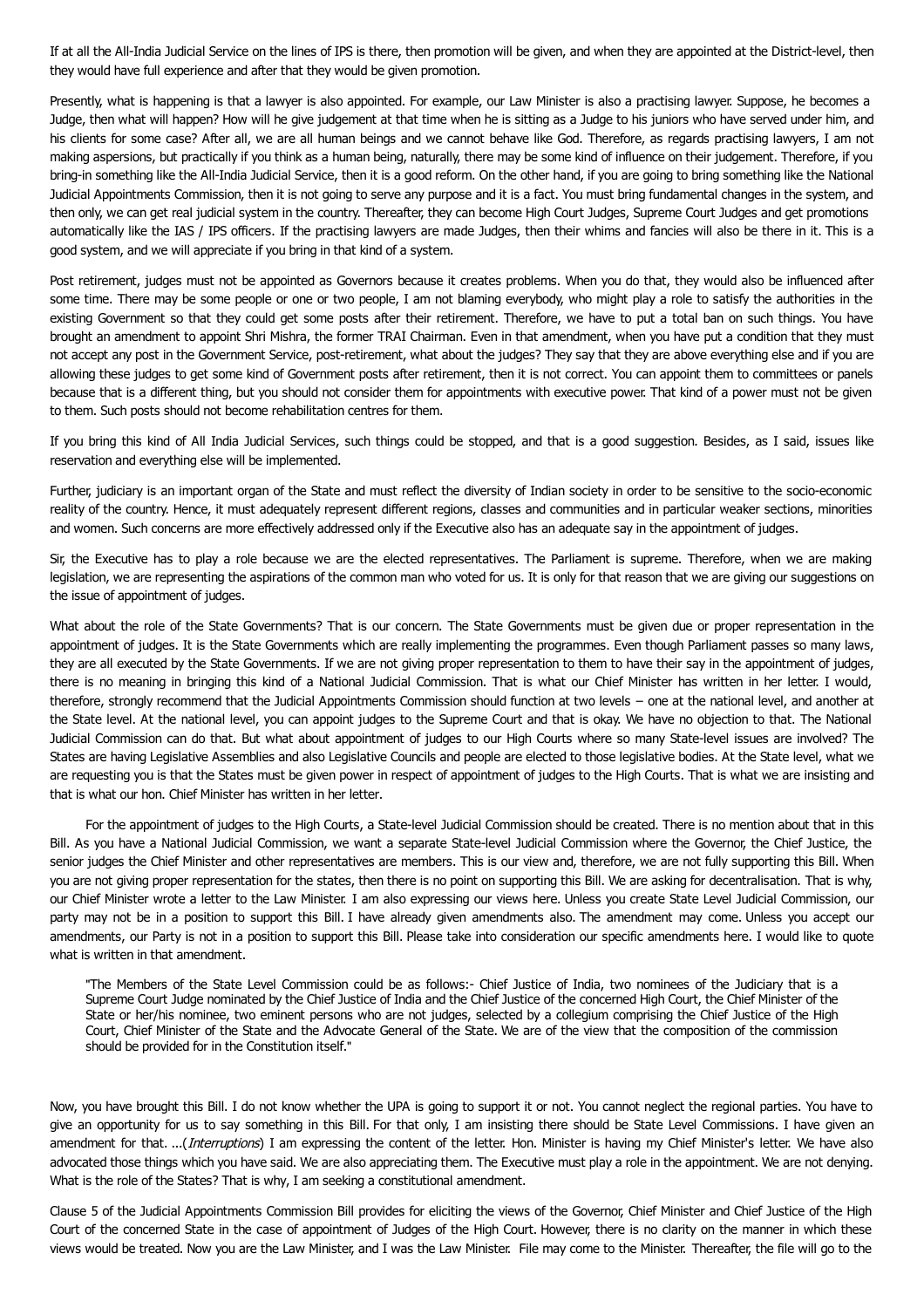If at all the All-India Judicial Service on the lines of IPS is there, then promotion will be given, and when they are appointed at the District-level, then they would have full experience and after that they would be given promotion.

Presently, what is happening is that a lawyer is also appointed. For example, our Law Minister is also a practising lawyer. Suppose, he becomes a Judge, then what will happen? How will he give judgement at that time when he is sitting as a Judge to his juniors who have served under him, and his clients for some case? After all, we are all human beings and we cannot behave like God. Therefore, as regards practising lawyers, I am not making aspersions, but practically if you think as a human being, naturally, there may be some kind of influence on their judgement. Therefore, if you bring-in something like the All-India Judicial Service, then it is a good reform. On the other hand, if you are going to bring something like the National Judicial Appointments Commission, then it is not going to serve any purpose and it is a fact. You must bring fundamental changes in the system, and then only, we can get real judicial system in the country. Thereafter, they can become High Court Judges, Supreme Court Judges and get promotions automatically like the IAS / IPS officers. If the practising lawyers are made Judges, then their whims and fancies will also be there in it. This is a good system, and we will appreciate if you bring in that kind of a system.

Post retirement, judges must not be appointed as Governors because it creates problems. When you do that, they would also be influenced after some time. There may be some people or one or two people, I am not blaming everybody, who might play a role to satisfy the authorities in the existing Government so that they could get some posts after their retirement. Therefore, we have to put a total ban on such things. You have brought an amendment to appoint Shri Mishra, the former TRAI Chairman. Even in that amendment, when you have put a condition that they must not accept any post in the Government Service, post-retirement, what about the judges? They say that they are above everything else and if you are allowing these judges to get some kind of Government posts after retirement, then it is not correct. You can appoint them to committees or panels because that is a different thing, but you should not consider them for appointments with executive power. That kind of a power must not be given to them. Such posts should not become rehabilitation centres for them.

If you bring this kind of All India Judicial Services, such things could be stopped, and that is a good suggestion. Besides, as I said, issues like reservation and everything else will be implemented.

Further, judiciary is an important organ of the State and must reflect the diversity of Indian society in order to be sensitive to the socio-economic reality of the country. Hence, it must adequately represent different regions, classes and communities and in particular weaker sections, minorities and women. Such concerns are more effectively addressed only if the Executive also has an adequate say in the appointment of judges.

Sir, the Executive has to play a role because we are the elected representatives. The Parliament is supreme. Therefore, when we are making legislation, we are representing the aspirations of the common man who voted for us. It is only for that reason that we are giving our suggestions on the issue of appointment of judges.

What about the role of the State Governments? That is our concern. The State Governments must be given due or proper representation in the appointment of judges. It is the State Governments which are really implementing the programmes. Even though Parliament passes so many laws, they are all executed by the State Governments. If we are not giving proper representation to them to have their say in the appointment of judges, there is no meaning in bringing this kind of a National Judicial Commission. That is what our Chief Minister has written in her letter. I would, therefore, strongly recommend that the Judicial Appointments Commission should function at two levels – one at the national level, and another at the State level. At the national level, you can appoint judges to the Supreme Court and that is okay. We have no objection to that. The National Judicial Commission can do that. But what about appointment of judges to our High Courts where so many State-level issues are involved? The States are having Legislative Assemblies and also Legislative Councils and people are elected to those legislative bodies. At the State level, what we are requesting you is that the States must be given power in respect of appointment of judges to the High Courts. That is what we are insisting and that is what our hon. Chief Minister has written in her letter.

For the appointment of judges to the High Courts, a State-level Judicial Commission should be created. There is no mention about that in this Bill. As you have a National Judicial Commission, we want a separate State-level Judicial Commission where the Governor, the Chief Justice, the senior judges the Chief Minister and other representatives are members. This is our view and, therefore, we are not fully supporting this Bill. When you are not giving proper representation for the states, then there is no point on supporting this Bill. We are asking for decentralisation. That is why, our Chief Minister wrote a letter to the Law Minister. I am also expressing our views here. Unless you create State Level Judicial Commission, our party may not be in a position to support this Bill. I have already given amendments also. The amendment may come. Unless you accept our amendments, our Party is not in a position to support this Bill. Please take into consideration our specific amendments here. I would like to quote what is written in that amendment.

> "The Members of the State Level Commission could be as follows:- Chief Justice of India, two nominees of the Judiciary that is a Supreme Court Judge nominated by the Chief Justice of India and the Chief Justice of the concerned High Court, the Chief Minister of the State or her/his nominee, two eminent persons who are not judges, selected by a collegium comprising the Chief Justice of the High Court, Chief Minister of the State and the Advocate General of the State. We are of the view that the composition of the commission should be provided for in the Constitution itself."

Now, you have brought this Bill. I do not know whether the UPA is going to support it or not. You cannot neglect the regional parties. You have to give an opportunity for us to say something in this Bill. For that only, I am insisting there should be State Level Commissions. I have given an amendment for that. ...(*Interruptions*) I am expressing the content of the letter. Hon. Minister is having my Chief Minister's letter. We have also advocated those things which you have said. We are also appreciating them. The Executive must play a role in the appointment. We are not denying. What is the role of the States? That is why, I am seeking a constitutional amendment.

Clause 5 of the Judicial Appointments Commission Bill provides for eliciting the views of the Governor, Chief Minister and Chief Justice of the High Court of the concerned State in the case of appointment of Judges of the High Court. However, there is no clarity on the manner in which these views would be treated. Now you are the Law Minister, and I was the Law Minister. File may come to the Minister. Thereafter, the file will go to the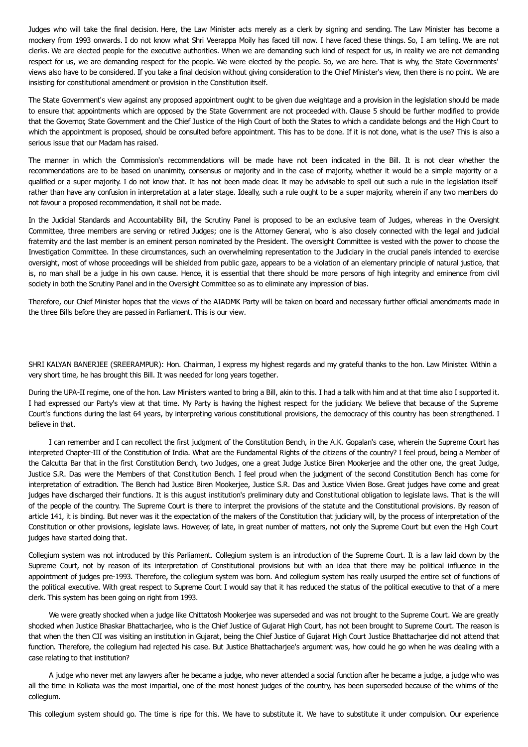Judges who will take the final decision. Here, the Law Minister acts merely as a clerk by signing and sending. The Law Minister has become a mockery from 1993 onwards. I do not know what Shri Veerappa Moily has faced till now. I have faced these things. So, I am telling. We are not clerks. We are elected people for the executive authorities. When we are demanding such kind of respect for us, in reality we are not demanding respect for us, we are demanding respect for the people. We were elected by the people. So, we are here. That is why, the State Governments' views also have to be considered. If you take a final decision without giving consideration to the Chief Minister's view, then there is no point. We are insisting for constitutional amendment or provision in the Constitution itself.

The State Government's view against any proposed appointment ought to be given due weightage and a provision in the legislation should be made to ensure that appointments which are opposed by the State Government are not proceeded with. Clause 5 should be further modified to provide that the Governor, State Government and the Chief Justice of the High Court of both the States to which a candidate belongs and the High Court to which the appointment is proposed, should be consulted before appointment. This has to be done. If it is not done, what is the use? This is also a serious issue that our Madam has raised.

The manner in which the Commission's recommendations will be made have not been indicated in the Bill. It is not clear whether the recommendations are to be based on unanimity, consensus or majority and in the case of majority, whether it would be a simple majority or a qualified or a super majority. I do not know that. It has not been made clear. It may be advisable to spell out such a rule in the legislation itself rather than have any confusion in interpretation at a later stage. Ideally, such a rule ought to be a super majority, wherein if any two members do not favour a proposed recommendation, it shall not be made.

In the Judicial Standards and Accountability Bill, the Scrutiny Panel is proposed to be an exclusive team of Judges, whereas in the Oversight Committee, three members are serving or retired Judges; one is the Attorney General, who is also closely connected with the legal and judicial fraternity and the last member is an eminent person nominated by the President. The oversight Committee is vested with the power to choose the Investigation Committee. In these circumstances, such an overwhelming representation to the Judiciary in the crucial panels intended to exercise oversight, most of whose proceedings will be shielded from public gaze, appears to be a violation of an elementary principle of natural justice, that is, no man shall be a judge in his own cause. Hence, it is essential that there should be more persons of high integrity and eminence from civil society in both the Scrutiny Panel and in the Oversight Committee so as to eliminate any impression of bias.

Therefore, our Chief Minister hopes that the views of the AIADMK Party will be taken on board and necessary further official amendments made in the three Bills before they are passed in Parliament. This is our view.

SHRI KALYAN BANERJEE (SREERAMPUR): Hon. Chairman, I express my highest regards and my grateful thanks to the hon. Law Minister. Within a very short time, he has brought this Bill. It was needed for long years together.

During the UPA-II regime, one of the hon. Law Ministers wanted to bring a Bill, akin to this. I had a talk with him and at that time also I supported it. I had expressed our Party's view at that time. My Party is having the highest respect for the judiciary. We believe that because of the Supreme Court's functions during the last 64 years, by interpreting various constitutional provisions, the democracy of this country has been strengthened. I believe in that.

I can remember and I can recollect the first judgment of the Constitution Bench, in the A.K. Gopalan's case, wherein the Supreme Court has interpreted Chapter-III of the Constitution of India. What are the Fundamental Rights of the citizens of the country? I feel proud, being a Member of the Calcutta Bar that in the first Constitution Bench, two Judges, one a great Judge Justice Biren Mookerjee and the other one, the great Judge, Justice S.R. Das were the Members of that Constitution Bench. I feel proud when the judgment of the second Constitution Bench has come for interpretation of extradition. The Bench had Justice Biren Mookerjee, Justice S.R. Das and Justice Vivien Bose. Great judges have come and great judges have discharged their functions. It is this august institution's preliminary duty and Constitutional obligation to legislate laws. That is the will of the people of the country. The Supreme Court is there to interpret the provisions of the statute and the Constitutional provisions. By reason of article 141, it is binding. But never was it the expectation of the makers of the Constitution that judiciary will, by the process of interpretation of the Constitution or other provisions, legislate laws. However, of late, in great number of matters, not only the Supreme Court but even the High Court judges have started doing that.

Collegium system was not introduced by this Parliament. Collegium system is an introduction of the Supreme Court. It is a law laid down by the Supreme Court, not by reason of its interpretation of Constitutional provisions but with an idea that there may be political influence in the appointment of judges pre-1993. Therefore, the collegium system was born. And collegium system has really usurped the entire set of functions of the political executive. With great respect to Supreme Court I would say that it has reduced the status of the political executive to that of a mere clerk. This system has been going on right from 1993.

We were greatly shocked when a judge like Chittatosh Mookerjee was superseded and was not brought to the Supreme Court. We are greatly shocked when Justice Bhaskar Bhattacharjee, who is the Chief Justice of Gujarat High Court, has not been brought to Supreme Court. The reason is that when the then CJI was visiting an institution in Gujarat, being the Chief Justice of Gujarat High Court Justice Bhattacharjee did not attend that function. Therefore, the collegium had rejected his case. But Justice Bhattacharjee's argument was, how could he go when he was dealing with a case relating to that institution?

A judge who never met any lawyers after he became a judge, who never attended a social function after he became a judge, a judge who was all the time in Kolkata was the most impartial, one of the most honest judges of the country, has been superseded because of the whims of the collegium.

This collegium system should go. The time is ripe for this. We have to substitute it. We have to substitute it under compulsion. Our experience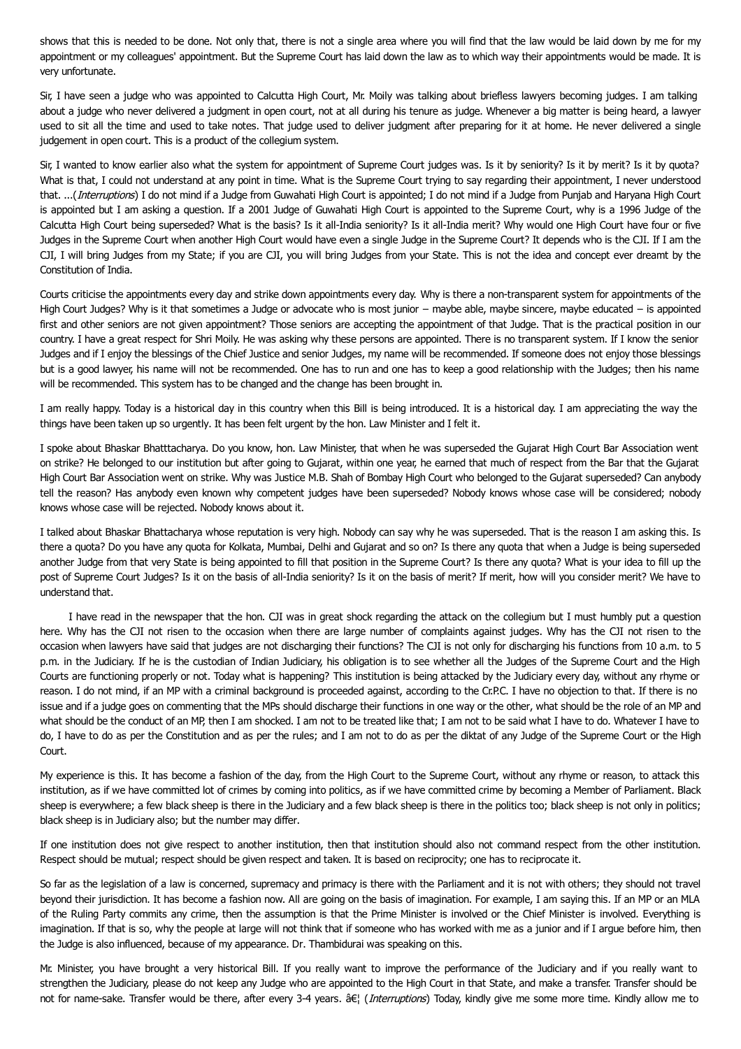shows that this is needed to be done. Not only that, there is not a single area where you will find that the law would be laid down by me for my appointment or my colleagues' appointment. But the Supreme Court has laid down the law as to which way their appointments would be made. It is very unfortunate.

Sir, I have seen a judge who was appointed to Calcutta High Court, Mr. Moily was talking about briefless lawyers becoming judges. I am talking about a judge who never delivered a judgment in open court, not at all during his tenure as judge. Whenever a big matter is being heard, a lawyer used to sit all the time and used to take notes. That judge used to deliver judgment after preparing for it at home. He never delivered a single judgement in open court. This is a product of the collegium system.

Sir, I wanted to know earlier also what the system for appointment of Supreme Court judges was. Is it by seniority? Is it by merit? Is it by quota? What is that, I could not understand at any point in time. What is the Supreme Court trying to say regarding their appointment, I never understood that. ...(*Interruptions*) I do not mind if a Judge from Guwahati High Court is appointed; I do not mind if a Judge from Punjab and Haryana High Court is appointed but I am asking a question. If a 2001 Judge of Guwahati High Court is appointed to the Supreme Court, why is a 1996 Judge of the Calcutta High Court being superseded? What is the basis? Is it all-India seniority? Is it all-India merit? Why would one High Court have four or five Judges in the Supreme Court when another High Court would have even a single Judge in the Supreme Court? It depends who is the CJI. If I am the CJI, I will bring Judges from my State; if you are CJI, you will bring Judges from your State. This is not the idea and concept ever dreamt by the Constitution of India.

Courts criticise the appointments every day and strike down appointments every day. Why is there a non-transparent system for appointments of the High Court Judges? Why is it that sometimes a Judge or advocate who is most junior – maybe able, maybe sincere, maybe educated – is appointed first and other seniors are not given appointment? Those seniors are accepting the appointment of that Judge. That is the practical position in our country. I have a great respect for Shri Moily. He was asking why these persons are appointed. There is no transparent system. If I know the senior Judges and if I enjoy the blessings of the Chief Justice and senior Judges, my name will be recommended. If someone does not enjoy those blessings but is a good lawyer, his name will not be recommended. One has to run and one has to keep a good relationship with the Judges; then his name will be recommended. This system has to be changed and the change has been brought in.

I am really happy. Today is a historical day in this country when this Bill is being introduced. It is a historical day. I am appreciating the way the things have been taken up so urgently. It has been felt urgent by the hon. Law Minister and I felt it.

I spoke about Bhaskar Bhatttacharya. Do you know, hon. Law Minister, that when he was superseded the Gujarat High Court Bar Association went on strike? He belonged to our institution but after going to Gujarat, within one year, he earned that much of respect from the Bar that the Gujarat High Court Bar Association went on strike. Why was Justice M.B. Shah of Bombay High Court who belonged to the Gujarat superseded? Can anybody tell the reason? Has anybody even known why competent judges have been superseded? Nobody knows whose case will be considered; nobody knows whose case will be rejected. Nobody knows about it.

I talked about Bhaskar Bhattacharya whose reputation is very high. Nobody can say why he was superseded. That is the reason I am asking this. Is there a quota? Do you have any quota for Kolkata, Mumbai, Delhi and Gujarat and so on? Is there any quota that when a Judge is being superseded another Judge from that very State is being appointed to fill that position in the Supreme Court? Is there any quota? What is your idea to fill up the post of Supreme Court Judges? Is it on the basis of all-India seniority? Is it on the basis of merit? If merit, how will you consider merit? We have to understand that.

I have read in the newspaper that the hon. CJI was in great shock regarding the attack on the collegium but I must humbly put a question here. Why has the CJI not risen to the occasion when there are large number of complaints against judges. Why has the CJI not risen to the occasion when lawyers have said that judges are not discharging their functions? The CJI is not only for discharging his functions from 10 a.m. to 5 p.m. in the Judiciary. If he is the custodian of Indian Judiciary, his obligation is to see whether all the Judges of the Supreme Court and the High Courts are functioning properly or not. Today what is happening? This institution is being attacked by the Judiciary every day, without any rhyme or reason. I do not mind, if an MP with a criminal background is proceeded against, according to the Cr.P.C. I have no objection to that. If there is no issue and if a judge goes on commenting that the MPs should discharge their functions in one way or the other, what should be the role of an MP and what should be the conduct of an MP, then I am shocked. I am not to be treated like that; I am not to be said what I have to do. Whatever I have to do, I have to do as per the Constitution and as per the rules; and I am not to do as per the diktat of any Judge of the Supreme Court or the High Court.

My experience is this. It has become a fashion of the day, from the High Court to the Supreme Court, without any rhyme or reason, to attack this institution, as if we have committed lot of crimes by coming into politics, as if we have committed crime by becoming a Member of Parliament. Black sheep is everywhere; a few black sheep is there in the Judiciary and a few black sheep is there in the politics too; black sheep is not only in politics; black sheep is in Judiciary also; but the number may differ.

If one institution does not give respect to another institution, then that institution should also not command respect from the other institution. Respect should be mutual; respect should be given respect and taken. It is based on reciprocity; one has to reciprocate it.

So far as the legislation of a law is concerned, supremacy and primacy is there with the Parliament and it is not with others; they should not travel beyond their jurisdiction. It has become a fashion now. All are going on the basis of imagination. For example, I am saying this. If an MP or an MLA of the Ruling Party commits any crime, then the assumption is that the Prime Minister is involved or the Chief Minister is involved. Everything is imagination. If that is so, why the people at large will not think that if someone who has worked with me as a junior and if I argue before him, then the Judge is also influenced, because of my appearance. Dr. Thambidurai was speaking on this.

Mr. Minister, you have brought a very historical Bill. If you really want to improve the performance of the Judiciary and if you really want to strengthen the Judiciary, please do not keep any Judge who are appointed to the High Court in that State, and make a transfer. Transfer should be not for name-sake. Transfer would be there, after every 3-4 years. â€¦ (*Interruptions*) Today, kindly give me some more time. Kindly allow me to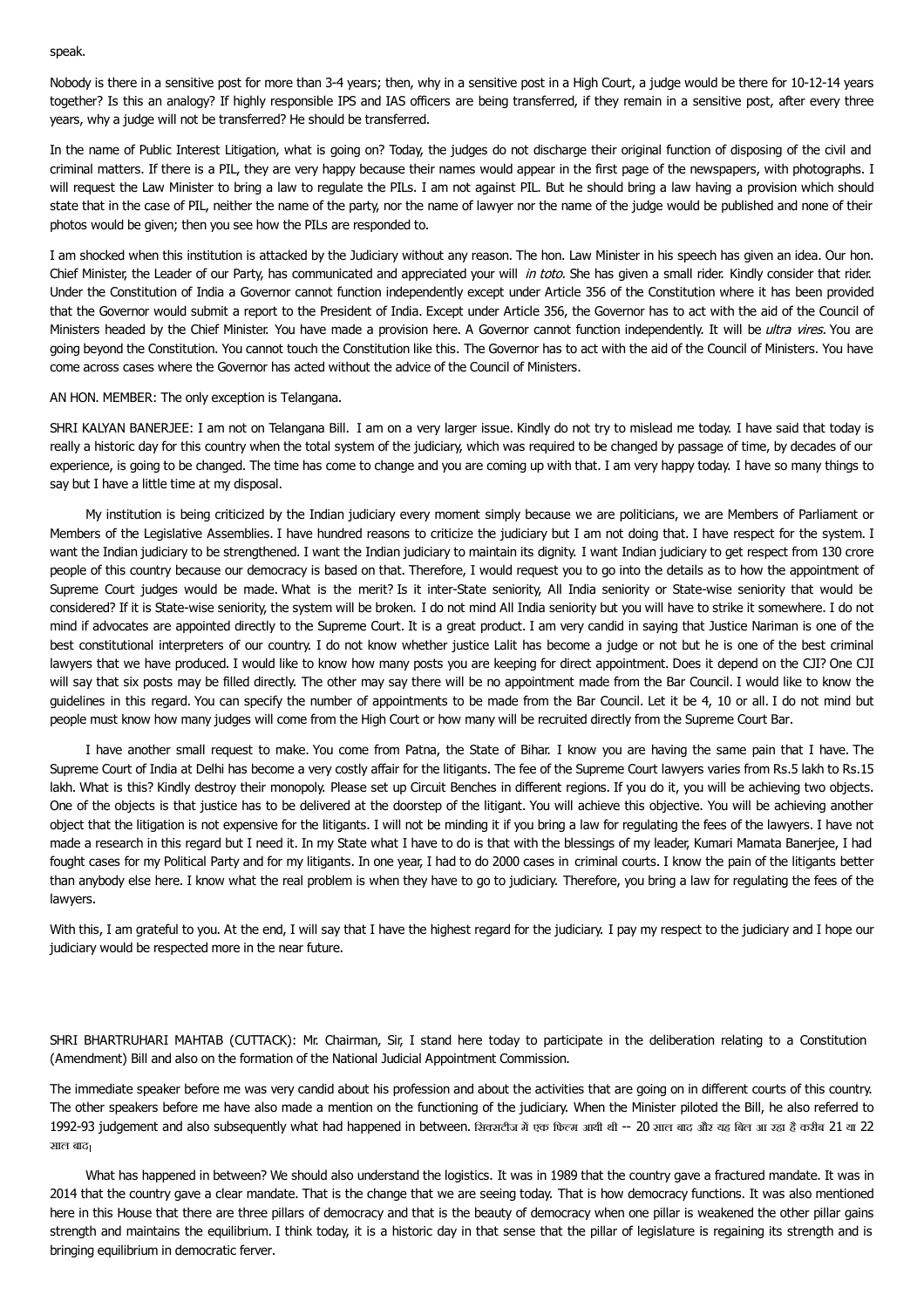speak.

Nobody is there in a sensitive post for more than 3-4 years; then, why in a sensitive post in a High Court, a judge would be there for 10-12-14 years together? Is this an analogy? If highly responsible IPS and IAS officers are being transferred, if they remain in a sensitive post, after every three years, why a judge will not be transferred? He should be transferred.

In the name of Public Interest Litigation, what is going on? Today, the judges do not discharge their original function of disposing of the civil and criminal matters. If there is a PIL, they are very happy because their names would appear in the first page of the newspapers, with photographs. I will request the Law Minister to bring a law to regulate the PILs. I am not against PIL. But he should bring a law having a provision which should state that in the case of PIL, neither the name of the party, nor the name of lawyer nor the name of the judge would be published and none of their photos would be given; then you see how the PILs are responded to.

I am shocked when this institution is attacked by the Judiciary without any reason. The hon. Law Minister in his speech has given an idea. Our hon. Chief Minister, the Leader of our Party, has communicated and appreciated your will *in toto.* She has given a small rider. Kindly consider that rider. Under the Constitution of India a Governor cannot function independently except under Article 356 of the Constitution where it has been provided that the Governor would submit a report to the President of India. Except under Article 356, the Governor has to act with the aid of the Council of Ministers headed by the Chief Minister. You have made a provision here. A Governor cannot function independently. It will be *ultra vires.* You are going beyond the Constitution. You cannot touch the Constitution like this. The Governor has to act with the aid of the Council of Ministers. You have come across cases where the Governor has acted without the advice of the Council of Ministers.

AN HON. MEMBER: The only exception is Telangana.

SHRI KALYAN BANERJEE: I am not on Telangana Bill. I am on a very larger issue. Kindly do not try to mislead me today. I have said that today is really a historic day for this country when the total system of the judiciary, which was required to be changed by passage of time, by decades of our experience, is going to be changed. The time has come to change and you are coming up with that. I am very happy today. I have so many things to say but I have a little time at my disposal.

My institution is being criticized by the Indian judiciary every moment simply because we are politicians, we are Members of Parliament or Members of the Legislative Assemblies. I have hundred reasons to criticize the judiciary but I am not doing that. I have respect for the system. I want the Indian judiciary to be strengthened. I want the Indian judiciary to maintain its dignity. I want Indian judiciary to get respect from 130 crore people of this country because our democracy is based on that. Therefore, I would request you to go into the details as to how the appointment of Supreme Court judges would be made. What is the merit? Is it inter-State seniority, All India seniority or State-wise seniority that would be considered? If it is State-wise seniority, the system will be broken. I do not mind All India seniority but you will have to strike it somewhere. I do not mind if advocates are appointed directly to the Supreme Court. It is a great product. I am very candid in saying that Justice Nariman is one of the best constitutional interpreters of our country. I do not know whether justice Lalit has become a judge or not but he is one of the best criminal lawyers that we have produced. I would like to know how many posts you are keeping for direct appointment. Does it depend on the CJI? One CJI will say that six posts may be filled directly. The other may say there will be no appointment made from the Bar Council. I would like to know the guidelines in this regard. You can specify the number of appointments to be made from the Bar Council. Let it be 4, 10 or all. I do not mind but people must know how many judges will come from the High Court or how many will be recruited directly from the Supreme Court Bar.

I have another small request to make. You come from Patna, the State of Bihar. I know you are having the same pain that I have. The Supreme Court of India at Delhi has become a very costly affair for the litigants. The fee of the Supreme Court lawyers varies from Rs.5 lakh to Rs.15 lakh. What is this? Kindly destroy their monopoly. Please set up Circuit Benches in different regions. If you do it, you will be achieving two objects. One of the objects is that justice has to be delivered at the doorstep of the litigant. You will achieve this objective. You will be achieving another object that the litigation is not expensive for the litigants. I will not be minding it if you bring a law for regulating the fees of the lawyers. I have not made a research in this regard but I need it. In my State what I have to do is that with the blessings of my leader, Kumari Mamata Banerjee, I had fought cases for my Political Party and for my litigants. In one year, I had to do 2000 cases in criminal courts. I know the pain of the litigants better than anybody else here. I know what the real problem is when they have to go to judiciary. Therefore, you bring a law for regulating the fees of the lawyers.

With this, I am grateful to you. At the end, I will say that I have the highest regard for the judiciary. I pay my respect to the judiciary and I hope our judiciary would be respected more in the near future.

SHRI BHARTRUHARI MAHTAB (CUTTACK): Mr. Chairman, Sir, I stand here today to participate in the deliberation relating to a Constitution (Amendment) Bill and also on the formation of the National Judicial Appointment Commission.

The immediate speaker before me was very candid about his profession and about the activities that are going on in different courts of this country. The other speakers before me have also made a mention on the functioning of the judiciary. When the Minister piloted the Bill, he also referred to 1992-93 judgement and also subsequently what had happened in between. सिक्सटीज में एक फिल्म आयी थी -- 20 साल बाद और यह बिल आ रहा है करीब 21 या 22 साल बाद।

What has happened in between? We should also understand the logistics. It was in 1989 that the country gave a fractured mandate. It was in 2014 that the country gave a clear mandate. That is the change that we are seeing today. That is how democracy functions. It was also mentioned here in this House that there are three pillars of democracy and that is the beauty of democracy when one pillar is weakened the other pillar gains strength and maintains the equilibrium. I think today, it is a historic day in that sense that the pillar of legislature is regaining its strength and is bringing equilibrium in democratic ferver.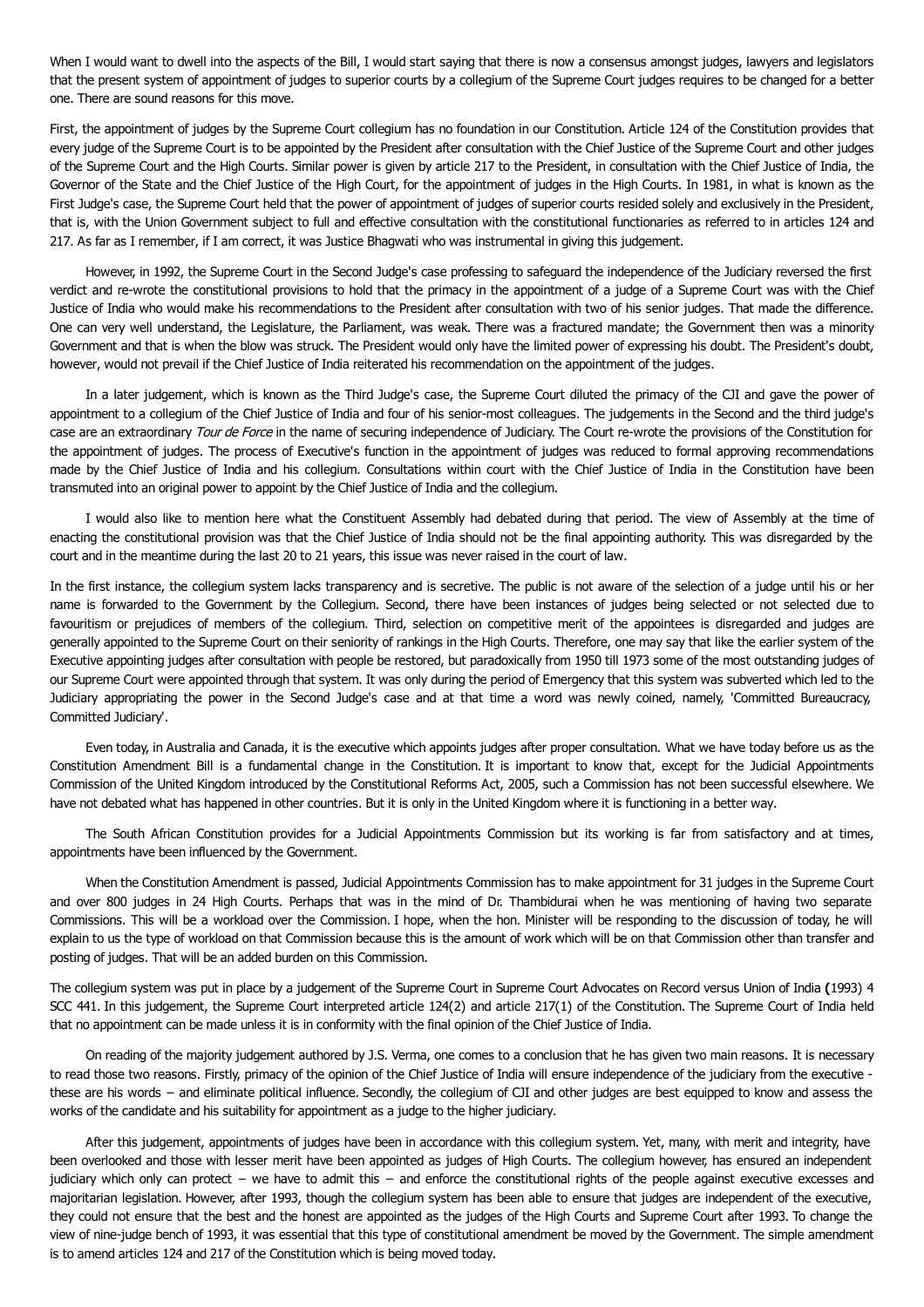When I would want to dwell into the aspects of the Bill, I would start saying that there is now a consensus amongst judges, lawyers and legislators that the present system of appointment of judges to superior courts by a collegium of the Supreme Court judges requires to be changed for a better one. There are sound reasons for this move.

First, the appointment of judges by the Supreme Court collegium has no foundation in our Constitution. Article 124 of the Constitution provides that every judge of the Supreme Court is to be appointed by the President after consultation with the Chief Justice of the Supreme Court and other judges of the Supreme Court and the High Courts. Similar power is given by article 217 to the President, in consultation with the Chief Justice of India, the Governor of the State and the Chief Justice of the High Court, for the appointment of judges in the High Courts. In 1981, in what is known as the First Judge's case, the Supreme Court held that the power of appointment of judges of superior courts resided solely and exclusively in the President, that is, with the Union Government subject to full and effective consultation with the constitutional functionaries as referred to in articles 124 and 217. As far as I remember, if I am correct, it was Justice Bhagwati who was instrumental in giving this judgement.

However, in 1992, the Supreme Court in the Second Judge's case professing to safeguard the independence of the Judiciary reversed the first verdict and re-wrote the constitutional provisions to hold that the primacy in the appointment of a judge of a Supreme Court was with the Chief Justice of India who would make his recommendations to the President after consultation with two of his senior judges. That made the difference. One can very well understand, the Legislature, the Parliament, was weak. There was a fractured mandate; the Government then was a minority Government and that is when the blow was struck. The President would only have the limited power of expressing his doubt. The President's doubt, however, would not prevail if the Chief Justice of India reiterated his recommendation on the appointment of the judges.

In a later judgement, which is known as the Third Judge's case, the Supreme Court diluted the primacy of the CJI and gave the power of appointment to a collegium of the Chief Justice of India and four of his senior-most colleagues. The judgements in the Second and the third judge's case are an extraordinary *Tour de Force* in the name of securing independence of Judiciary. The Court re-wrote the provisions of the Constitution for the appointment of judges. The process of Executive's function in the appointment of judges was reduced to formal approving recommendations made by the Chief Justice of India and his collegium. Consultations within court with the Chief Justice of India in the Constitution have been transmuted into an original power to appoint by the Chief Justice of India and the collegium.

I would also like to mention here what the Constituent Assembly had debated during that period. The view of Assembly at the time of enacting the constitutional provision was that the Chief Justice of India should not be the final appointing authority. This was disregarded by the court and in the meantime during the last 20 to 21 years, this issue was never raised in the court of law.

In the first instance, the collegium system lacks transparency and is secretive. The public is not aware of the selection of a judge until his or her name is forwarded to the Government by the Collegium. Second, there have been instances of judges being selected or not selected due to favouritism or prejudices of members of the collegium. Third, selection on competitive merit of the appointees is disregarded and judges are generally appointed to the Supreme Court on their seniority of rankings in the High Courts. Therefore, one may say that like the earlier system of the Executive appointing judges after consultation with people be restored, but paradoxically from 1950 till 1973 some of the most outstanding judges of our Supreme Court were appointed through that system. It was only during the period of Emergency that this system was subverted which led to the Judiciary appropriating the power in the Second Judge's case and at that time a word was newly coined, namely, 'Committed Bureaucracy, Committed Judiciary'.

Even today, in Australia and Canada, it is the executive which appoints judges after proper consultation. What we have today before us as the Constitution Amendment Bill is a fundamental change in the Constitution. It is important to know that, except for the Judicial Appointments Commission of the United Kingdom introduced by the Constitutional Reforms Act, 2005, such a Commission has not been successful elsewhere. We have not debated what has happened in other countries. But it is only in the United Kingdom where it is functioning in a better way.

The South African Constitution provides for a Judicial Appointments Commission but its working is far from satisfactory and at times, appointments have been influenced by the Government.

When the Constitution Amendment is passed, Judicial Appointments Commission has to make appointment for 31 judges in the Supreme Court and over 800 judges in 24 High Courts. Perhaps that was in the mind of Dr. Thambidurai when he was mentioning of having two separate Commissions. This will be a workload over the Commission. I hope, when the hon. Minister will be responding to the discussion of today, he will explain to us the type of workload on that Commission because this is the amount of work which will be on that Commission other than transfer and posting of judges. That will be an added burden on this Commission.

The collegium system was put in place by a judgement of the Supreme Court in Supreme Court Advocates on Record versus Union of India **(**1993) 4 SCC 441. In this judgement, the Supreme Court interpreted article 124(2) and article 217(1) of the Constitution. The Supreme Court of India held that no appointment can be made unless it is in conformity with the final opinion of the Chief Justice of India.

On reading of the majority judgement authored by J.S. Verma, one comes to a conclusion that he has given two main reasons. It is necessary to read those two reasons. Firstly, primacy of the opinion of the Chief Justice of India will ensure independence of the judiciary from the executive - these are his words – and eliminate political influence. Secondly, the collegium of CJI and other judges are best equipped to know and assess the works of the candidate and his suitability for appointment as a judge to the higher judiciary.

After this judgement, appointments of judges have been in accordance with this collegium system. Yet, many, with merit and integrity, have been overlooked and those with lesser merit have been appointed as judges of High Courts. The collegium however, has ensured an independent judiciary which only can protect – we have to admit this – and enforce the constitutional rights of the people against executive excesses and majoritarian legislation. However, after 1993, though the collegium system has been able to ensure that judges are independent of the executive, they could not ensure that the best and the honest are appointed as the judges of the High Courts and Supreme Court after 1993. To change the view of nine-judge bench of 1993, it was essential that this type of constitutional amendment be moved by the Government. The simple amendment is to amend articles 124 and 217 of the Constitution which is being moved today.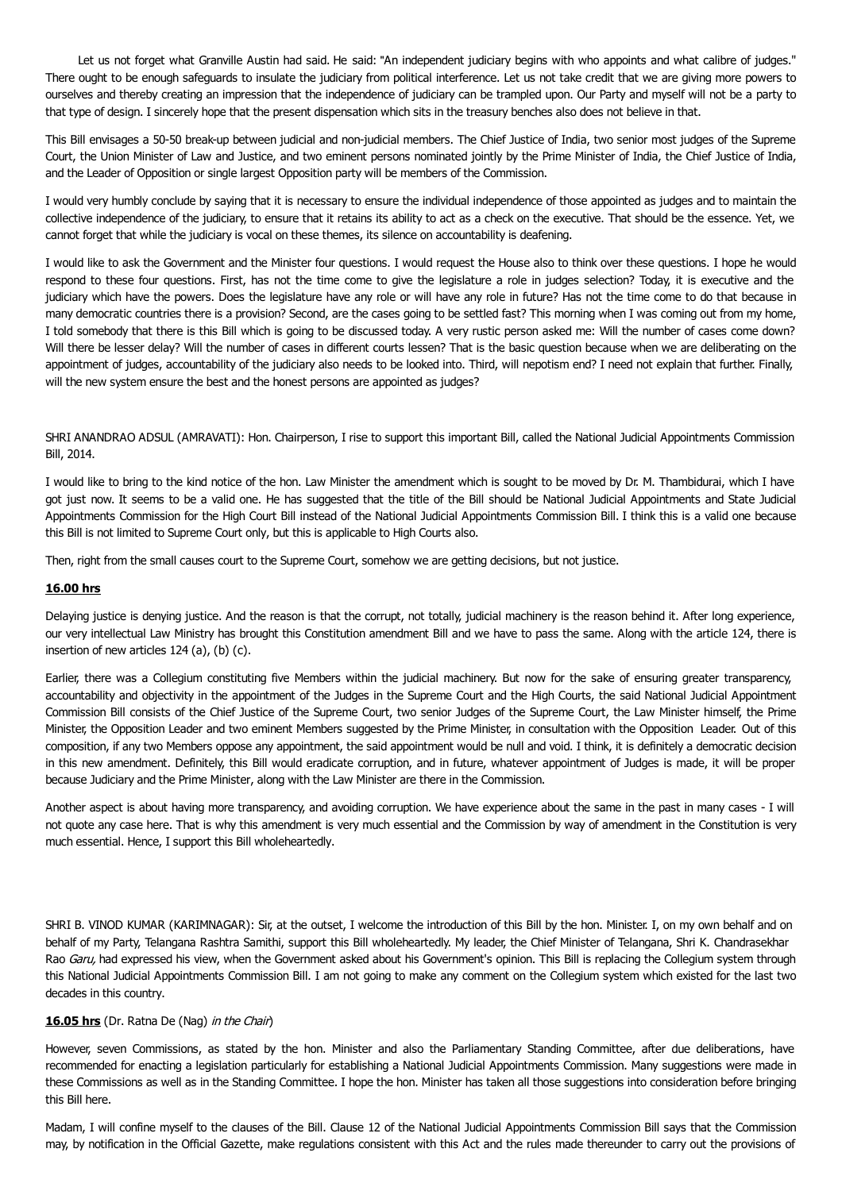Let us not forget what Granville Austin had said. He said: "An independent judiciary begins with who appoints and what calibre of judges." There ought to be enough safeguards to insulate the judiciary from political interference. Let us not take credit that we are giving more powers to ourselves and thereby creating an impression that the independence of judiciary can be trampled upon. Our Party and myself will not be a party to that type of design. I sincerely hope that the present dispensation which sits in the treasury benches also does not believe in that.

This Bill envisages a 50-50 break-up between judicial and non-judicial members. The Chief Justice of India, two senior most judges of the Supreme Court, the Union Minister of Law and Justice, and two eminent persons nominated jointly by the Prime Minister of India, the Chief Justice of India, and the Leader of Opposition or single largest Opposition party will be members of the Commission.

I would very humbly conclude by saying that it is necessary to ensure the individual independence of those appointed as judges and to maintain the collective independence of the judiciary, to ensure that it retains its ability to act as a check on the executive. That should be the essence. Yet, we cannot forget that while the judiciary is vocal on these themes, its silence on accountability is deafening.

I would like to ask the Government and the Minister four questions. I would request the House also to think over these questions. I hope he would respond to these four questions. First, has not the time come to give the legislature a role in judges selection? Today, it is executive and the judiciary which have the powers. Does the legislature have any role or will have any role in future? Has not the time come to do that because in many democratic countries there is a provision? Second, are the cases going to be settled fast? This morning when I was coming out from my home, I told somebody that there is this Bill which is going to be discussed today. A very rustic person asked me: Will the number of cases come down? Will there be lesser delay? Will the number of cases in different courts lessen? That is the basic question because when we are deliberating on the appointment of judges, accountability of the judiciary also needs to be looked into. Third, will nepotism end? I need not explain that further. Finally, will the new system ensure the best and the honest persons are appointed as judges?

SHRI ANANDRAO ADSUL (AMRAVATI): Hon. Chairperson, I rise to support this important Bill, called the National Judicial Appointments Commission Bill, 2014.

I would like to bring to the kind notice of the hon. Law Minister the amendment which is sought to be moved by Dr. M. Thambidurai, which I have got just now. It seems to be a valid one. He has suggested that the title of the Bill should be National Judicial Appointments and State Judicial Appointments Commission for the High Court Bill instead of the National Judicial Appointments Commission Bill. I think this is a valid one because this Bill is not limited to Supreme Court only, but this is applicable to High Courts also.

Then, right from the small causes court to the Supreme Court, somehow we are getting decisions, but not justice.

**16.00 hrs**

Delaying justice is denying justice. And the reason is that the corrupt, not totally, judicial machinery is the reason behind it. After long experience, our very intellectual Law Ministry has brought this Constitution amendment Bill and we have to pass the same. Along with the article 124, there is insertion of new articles 124 (a), (b) (c).

Earlier, there was a Collegium constituting five Members within the judicial machinery. But now for the sake of ensuring greater transparency, accountability and objectivity in the appointment of the Judges in the Supreme Court and the High Courts, the said National Judicial Appointment Commission Bill consists of the Chief Justice of the Supreme Court, two senior Judges of the Supreme Court, the Law Minister himself, the Prime Minister, the Opposition Leader and two eminent Members suggested by the Prime Minister, in consultation with the Opposition Leader. Out of this composition, if any two Members oppose any appointment, the said appointment would be null and void. I think, it is definitely a democratic decision in this new amendment. Definitely, this Bill would eradicate corruption, and in future, whatever appointment of Judges is made, it will be proper because Judiciary and the Prime Minister, along with the Law Minister are there in the Commission.

Another aspect is about having more transparency, and avoiding corruption. We have experience about the same in the past in many cases - I will not quote any case here. That is why this amendment is very much essential and the Commission by way of amendment in the Constitution is very much essential. Hence, I support this Bill wholeheartedly.

SHRI B. VINOD KUMAR (KARIMNAGAR): Sir, at the outset, I welcome the introduction of this Bill by the hon. Minister. I, on my own behalf and on behalf of my Party, Telangana Rashtra Samithi, support this Bill wholeheartedly. My leader, the Chief Minister of Telangana, Shri K. Chandrasekhar Rao *Garu,* had expressed his view, when the Government asked about his Government's opinion. This Bill is replacing the Collegium system through this National Judicial Appointments Commission Bill. I am not going to make any comment on the Collegium system which existed for the last two decades in this country.

**16.05 hrs** (Dr. Ratna De (Nag) *in the Chair*)

However, seven Commissions, as stated by the hon. Minister and also the Parliamentary Standing Committee, after due deliberations, have recommended for enacting a legislation particularly for establishing a National Judicial Appointments Commission. Many suggestions were made in these Commissions as well as in the Standing Committee. I hope the hon. Minister has taken all those suggestions into consideration before bringing this Bill here.

Madam, I will confine myself to the clauses of the Bill. Clause 12 of the National Judicial Appointments Commission Bill says that the Commission may, by notification in the Official Gazette, make regulations consistent with this Act and the rules made thereunder to carry out the provisions of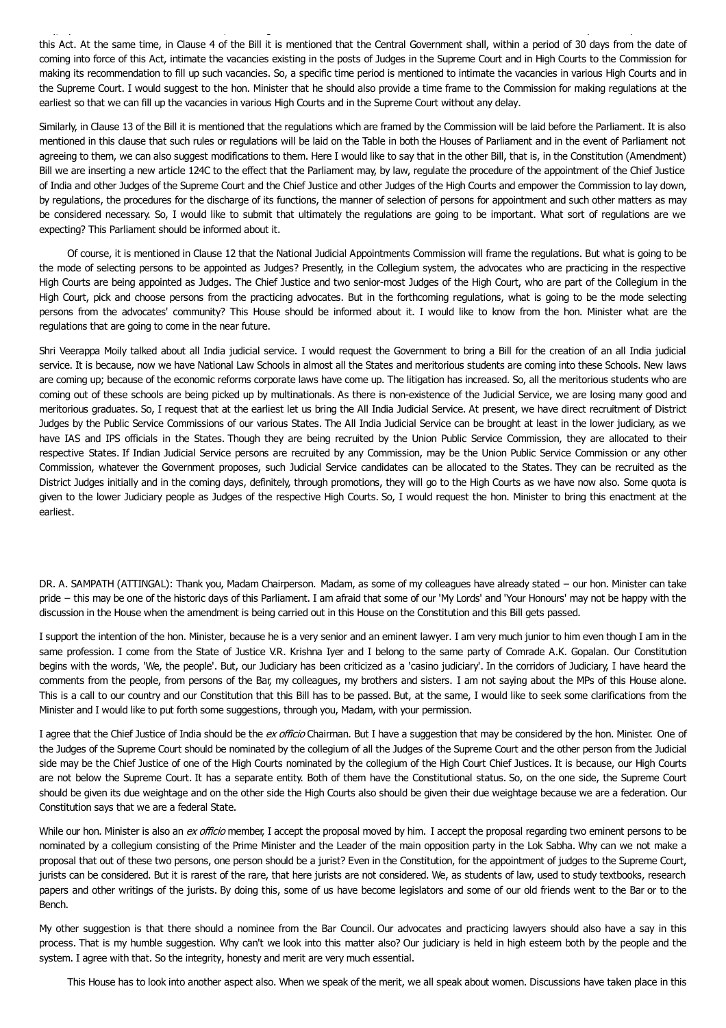this Act. At the same time, in Clause 4 of the Bill it is mentioned that the Central Government shall, within a period of 30 days from the date of coming into force of this Act, intimate the vacancies existing in the posts of Judges in the Supreme Court and in High Courts to the Commission for making its recommendation to fill up such vacancies. So, a specific time period is mentioned to intimate the vacancies in various High Courts and in the Supreme Court. I would suggest to the hon. Minister that he should also provide a time frame to the Commission for making regulations at the earliest so that we can fill up the vacancies in various High Courts and in the Supreme Court without any delay.

Similarly, in Clause 13 of the Bill it is mentioned that the regulations which are framed by the Commission will be laid before the Parliament. It is also mentioned in this clause that such rules or regulations will be laid on the Table in both the Houses of Parliament and in the event of Parliament not agreeing to them, we can also suggest modifications to them. Here I would like to say that in the other Bill, that is, in the Constitution (Amendment) Bill we are inserting a new article 124C to the effect that the Parliament may, by law, regulate the procedure of the appointment of the Chief Justice of India and other Judges of the Supreme Court and the Chief Justice and other Judges of the High Courts and empower the Commission to lay down, by regulations, the procedures for the discharge of its functions, the manner of selection of persons for appointment and such other matters as may be considered necessary. So, I would like to submit that ultimately the regulations are going to be important. What sort of regulations are we expecting? This Parliament should be informed about it.

Of course, it is mentioned in Clause 12 that the National Judicial Appointments Commission will frame the regulations. But what is going to be the mode of selecting persons to be appointed as Judges? Presently, in the Collegium system, the advocates who are practicing in the respective High Courts are being appointed as Judges. The Chief Justice and two senior-most Judges of the High Court, who are part of the Collegium in the High Court, pick and choose persons from the practicing advocates. But in the forthcoming regulations, what is going to be the mode selecting persons from the advocates' community? This House should be informed about it. I would like to know from the hon. Minister what are the regulations that are going to come in the near future.

Shri Veerappa Moily talked about all India judicial service. I would request the Government to bring a Bill for the creation of an all India judicial service. It is because, now we have National Law Schools in almost all the States and meritorious students are coming into these Schools. New laws are coming up; because of the economic reforms corporate laws have come up. The litigation has increased. So, all the meritorious students who are coming out of these schools are being picked up by multinationals. As there is non-existence of the Judicial Service, we are losing many good and meritorious graduates. So, I request that at the earliest let us bring the All India Judicial Service. At present, we have direct recruitment of District Judges by the Public Service Commissions of our various States. The All India Judicial Service can be brought at least in the lower judiciary, as we have IAS and IPS officials in the States. Though they are being recruited by the Union Public Service Commission, they are allocated to their respective States. If Indian Judicial Service persons are recruited by any Commission, may be the Union Public Service Commission or any other Commission, whatever the Government proposes, such Judicial Service candidates can be allocated to the States. They can be recruited as the District Judges initially and in the coming days, definitely, through promotions, they will go to the High Courts as we have now also. Some quota is given to the lower Judiciary people as Judges of the respective High Courts. So, I would request the hon. Minister to bring this enactment at the earliest.

DR. A. SAMPATH (ATTINGAL): Thank you, Madam Chairperson. Madam, as some of my colleagues have already stated – our hon. Minister can take pride – this may be one of the historic days of this Parliament. I am afraid that some of our 'My Lords' and 'Your Honours' may not be happy with the discussion in the House when the amendment is being carried out in this House on the Constitution and this Bill gets passed.

I support the intention of the hon. Minister, because he is a very senior and an eminent lawyer. I am very much junior to him even though I am in the same profession. I come from the State of Justice V.R. Krishna Iyer and I belong to the same party of Comrade A.K. Gopalan. Our Constitution begins with the words, 'We, the people'. But, our Judiciary has been criticized as a 'casino judiciary'. In the corridors of Judiciary, I have heard the comments from the people, from persons of the Bar, my colleagues, my brothers and sisters. I am not saying about the MPs of this House alone. This is a call to our country and our Constitution that this Bill has to be passed. But, at the same, I would like to seek some clarifications from the Minister and I would like to put forth some suggestions, through you, Madam, with your permission.

I agree that the Chief Justice of India should be the *ex officio* Chairman. But I have a suggestion that may be considered by the hon. Minister. One of the Judges of the Supreme Court should be nominated by the collegium of all the Judges of the Supreme Court and the other person from the Judicial side may be the Chief Justice of one of the High Courts nominated by the collegium of the High Court Chief Justices. It is because, our High Courts are not below the Supreme Court. It has a separate entity. Both of them have the Constitutional status. So, on the one side, the Supreme Court should be given its due weightage and on the other side the High Courts also should be given their due weightage because we are a federation. Our Constitution says that we are a federal State.

While our hon. Minister is also an *ex officio* member, I accept the proposal moved by him. I accept the proposal regarding two eminent persons to be nominated by a collegium consisting of the Prime Minister and the Leader of the main opposition party in the Lok Sabha. Why can we not make a proposal that out of these two persons, one person should be a jurist? Even in the Constitution, for the appointment of judges to the Supreme Court, jurists can be considered. But it is rarest of the rare, that here jurists are not considered. We, as students of law, used to study textbooks, research papers and other writings of the jurists. By doing this, some of us have become legislators and some of our old friends went to the Bar or to the Bench.

My other suggestion is that there should a nominee from the Bar Council. Our advocates and practicing lawyers should also have a say in this process. That is my humble suggestion. Why can't we look into this matter also? Our judiciary is held in high esteem both by the people and the system. I agree with that. So the integrity, honesty and merit are very much essential.

This House has to look into another aspect also. When we speak of the merit, we all speak about women. Discussions have taken place in this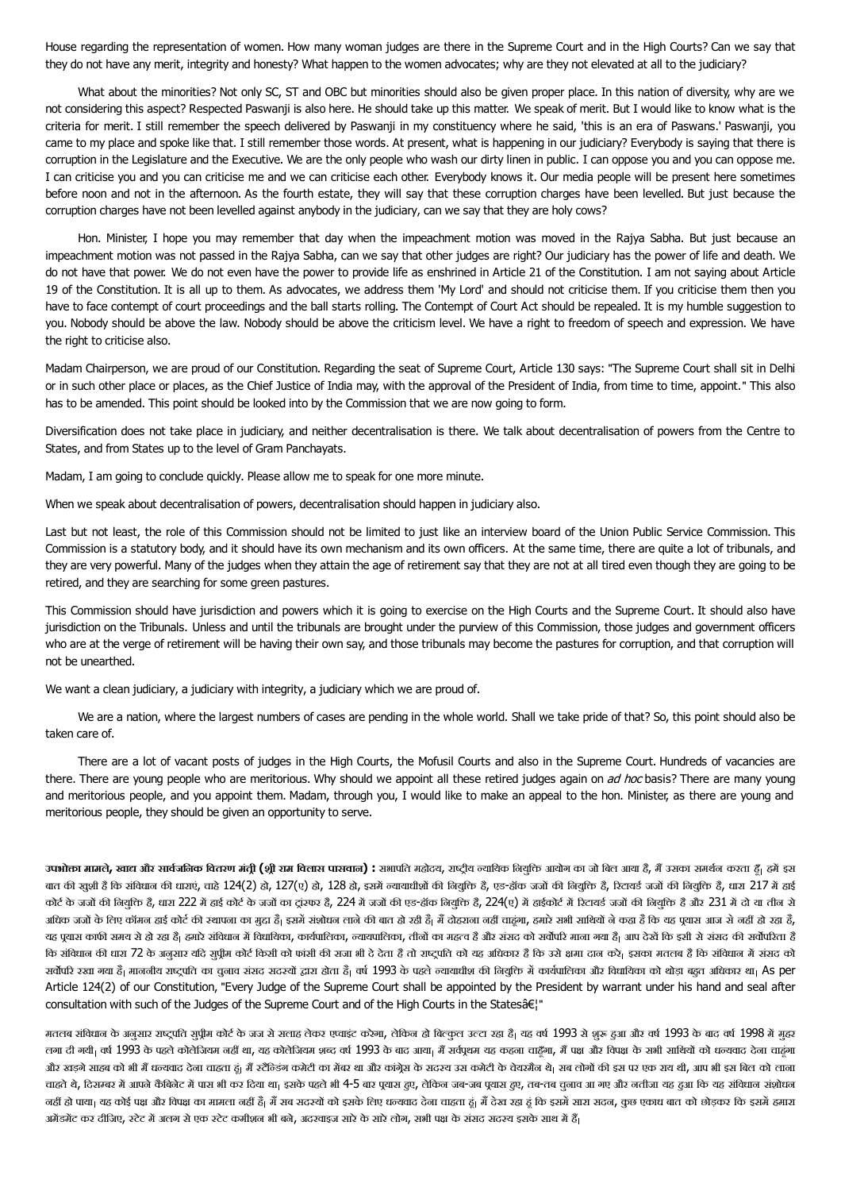House regarding the representation of women. How many woman judges are there in the Supreme Court and in the High Courts? Can we say that they do not have any merit, integrity and honesty? What happen to the women advocates; why are they not elevated at all to the judiciary?

What about the minorities? Not only SC, ST and OBC but minorities should also be given proper place. In this nation of diversity, why are we not considering this aspect? Respected Paswanji is also here. He should take up this matter. We speak of merit. But I would like to know what is the criteria for merit. I still remember the speech delivered by Paswanji in my constituency where he said, 'this is an era of Paswans.' Paswanji, you came to my place and spoke like that. I still remember those words. At present, what is happening in our judiciary? Everybody is saying that there is corruption in the Legislature and the Executive. We are the only people who wash our dirty linen in public. I can oppose you and you can oppose me. I can criticise you and you can criticise me and we can criticise each other. Everybody knows it. Our media people will be present here sometimes before noon and not in the afternoon. As the fourth estate, they will say that these corruption charges have been levelled. But just because the corruption charges have not been levelled against anybody in the judiciary, can we say that they are holy cows?

Hon. Minister, I hope you may remember that day when the impeachment motion was moved in the Rajya Sabha. But just because an impeachment motion was not passed in the Rajya Sabha, can we say that other judges are right? Our judiciary has the power of life and death. We do not have that power. We do not even have the power to provide life as enshrined in Article 21 of the Constitution. I am not saying about Article 19 of the Constitution. It is all up to them. As advocates, we address them 'My Lord' and should not criticise them. If you criticise them then you have to face contempt of court proceedings and the ball starts rolling. The Contempt of Court Act should be repealed. It is my humble suggestion to you. Nobody should be above the law. Nobody should be above the criticism level. We have a right to freedom of speech and expression. We have the right to criticise also.

Madam Chairperson, we are proud of our Constitution. Regarding the seat of Supreme Court, Article 130 says: "The Supreme Court shall sit in Delhi or in such other place or places, as the Chief Justice of India may, with the approval of the President of India, from time to time, appoint." This also has to be amended. This point should be looked into by the Commission that we are now going to form.

Diversification does not take place in judiciary, and neither decentralisation is there. We talk about decentralisation of powers from the Centre to States, and from States up to the level of Gram Panchayats.

Madam, I am going to conclude quickly. Please allow me to speak for one more minute.

When we speak about decentralisation of powers, decentralisation should happen in judiciary also.

Last but not least, the role of this Commission should not be limited to just like an interview board of the Union Public Service Commission. This Commission is a statutory body, and it should have its own mechanism and its own officers. At the same time, there are quite a lot of tribunals, and they are very powerful. Many of the judges when they attain the age of retirement say that they are not at all tired even though they are going to be retired, and they are searching for some green pastures.

This Commission should have jurisdiction and powers which it is going to exercise on the High Courts and the Supreme Court. It should also have jurisdiction on the Tribunals. Unless and until the tribunals are brought under the purview of this Commission, those judges and government officers who are at the verge of retirement will be having their own say, and those tribunals may become the pastures for corruption, and that corruption will not be unearthed.

We want a clean judiciary, a judiciary with integrity, a judiciary which we are proud of.

We are a nation, where the largest numbers of cases are pending in the whole world. Shall we take pride of that? So, this point should also be taken care of.

There are a lot of vacant posts of judges in the High Courts, the Mofusil Courts and also in the Supreme Court. Hundreds of vacancies are there. There are young people who are meritorious. Why should we appoint all these retired judges again on *ad hoc* basis? There are many young and meritorious people, and you appoint them. Madam, through you, I would like to make an appeal to the hon. Minister, as there are young and meritorious people, they should be given an opportunity to serve.

**उपभोक्ता मामले, खाद्य और सार्वजनिक वितरण मंत्री (श्री राम विलास पासवान) :** सभापति महोदय, राष्ट्रीय न्यायिक नियुक्ति आयोग का जो बिल आया है, मैं उसका समर्थन करता हूं। हमें इस बात की खुशी है कि संविधान की धाराएं, चाहे 124(2) हो, 127(ए) हो, 128 हो, इसमें न्यायाधीशों की नियुक्ति है, एड-हॉक जजों की नियुक्ति है, रिटायर्ड जजों की नियुक्ति है, धारा 217 में हाई कोर्ट के जजों की नियुक्ति है, धारा 222 में हाई कोर्ट के जजों का ट्रांसफर है, 224 में जजों की एड-हॉक नियुक्ति है, 224(ए) में हाईकोर्ट में रिटायर्ड जजों की नियुक्ति है और 231 में दो या तीन से अधिक जजों के लिए कॉमन हाई कोर्ट की स्थापना का मुद्दा है। इसमें संशोधन लाने की बात हो रही है। मैं दोहराना नहीं चाहूंगा, हमारे सभी साथियों ने कहा है कि यह प्रयास आज से नहीं हो रहा है, यह प्रयास काफी समय से हो रहा है। हमारे संविधान में विधायिका, कार्यपालिका, न्यायपालिका, तीनों का महत्व है और संसद को सर्वोपरि माना गया है। आप देखें कि इसी से संसद की सर्वोपरिता है कि संविधान की धारा 72 के अनुसार यदि सुप्रीम कोर्ट किसी को फांसी की सजा भी दे देता है तो राष्ट्रपति को यह अधिकार है कि उसे क्षमा दान करे। इसका मतलब है कि संविधान में संसद को सर्वोपरि रखा गया है। माननीय राष्ट्रपति का चुनाव संसद सदस्यों द्वारा होता है। वर्ष 1993 के पहले न्यायाधीश की नियुक्ति में कार्यपालिका और विधायिका को थोड़ा बहुत अधिकार था। As per Article 124(2) of our Constitution, "Every Judge of the Supreme Court shall be appointed by the President by warrant under his hand and seal after consultation with such of the Judges of the Supreme Court and of the High Courts in the Statesâ€¦"

मतलब संविधान के अनुसार राष्ट्रपति सुप्रीम कोर्ट के जज से सलाह लेकर एप्वाइंट करेगा, लेकिन हो बिल्कुल उल्टा रहा है। यह वर्ष 1993 से शुरू हुआ और वर्ष 1993 के बाद वर्ष 1998 में मुहर लगा दी गयी। वर्ष 1993 के पहले कोलेजियम नहीं था, यह कोलेजियम शब्द वर्ष 1993 के बाद आया। मैं सर्वप्रथम यह कहना चाहूँगा, मैं पक्ष और विपक्ष के सभी साथियों को धन्यवाद देना चाहूंगा और खड़गे साहब को भी मैं धन्यवाद देना चाहता हूं। मैं स्टैंडिंग कमेटी का मेंबर था और कांग्रेस के सदस्य उस कमेटी के चेयरमैन थे। सब लोगों की इस पर एक राय थी, आप भी इस बिल को लाना चाहते थे, दिसम्बर में आपने कैबिनेट में पास भी कर दिया था। इसके पहले भी 4-5 बार प्रयास हुए, लेकिन जब-जब प्रयास हुए, तब-तब चुनाव आ गए और नतीजा यह हुआ कि यह संविधान संशोधन नहीं हो पाया। यह कोई पक्ष और विपक्ष का मामला नहीं है। मैं सब सदस्यों को इसके लिए धन्यवाद देना चाहता हूं। मैं देख रहा हूं कि इसमें सारा सदन, कुछ एकाध बात को छोड़कर कि इसमें हमारा अमेंडमेंट कर दीजिए, स्टेट में अलग से एक स्टेट कमीशन भी बने, अदरवाइज सारे के सारे लोग, सभी पक्ष के संसद सदस्य इसके साथ में हैं।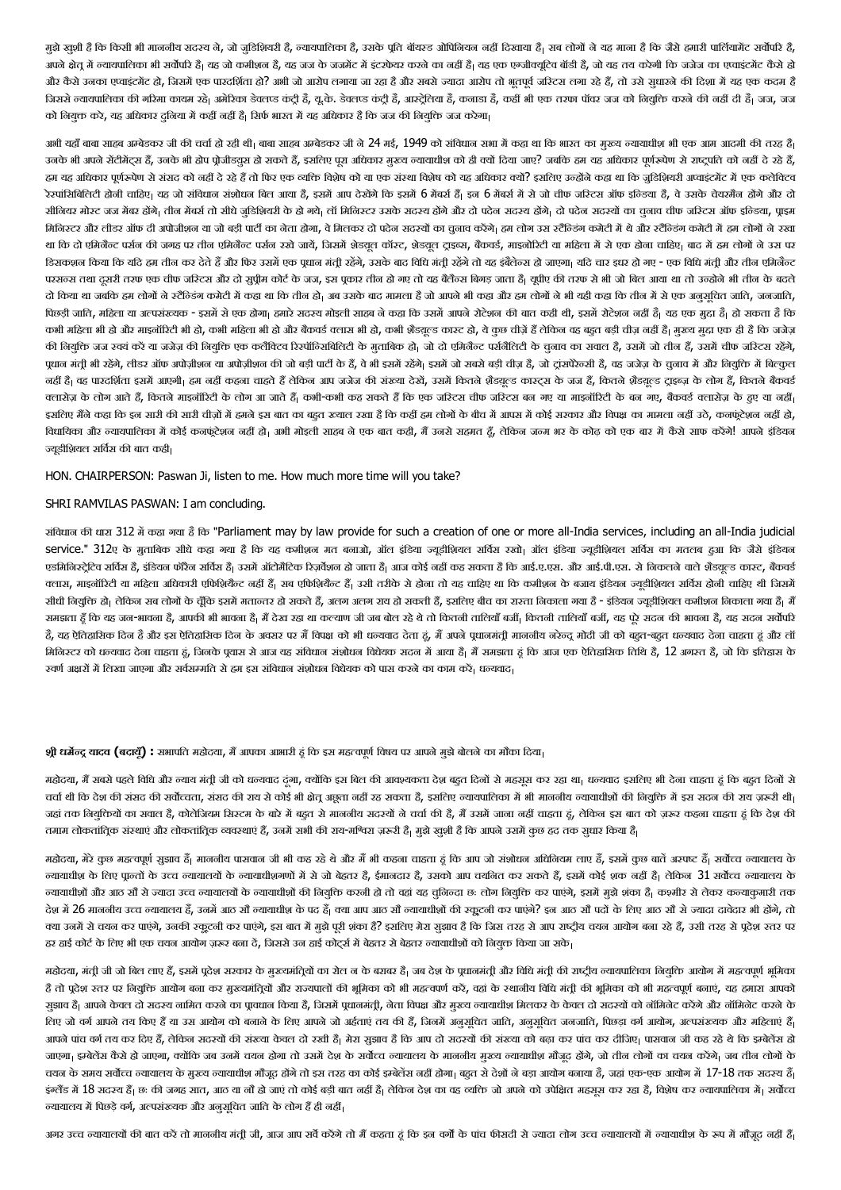मुझे खुशी है कि किसी भी माननीय सदस्य ने, जो जुडिशियरी है, न्यायपालिका है, उसके प्रति बॉयस्ड ओपिनियन नहीं दिखाया है, सब लोगों ने यह माना है कि जैसे हमारी पार्लियामेंट सर्वोपरि है, अपने क्षेत्र में न्यायपालिका भी सर्वोपरि है, यह जो कमीशन है, यह जज के जजमेंट में इंटरफेयर करने का नहीं है। यह एक एग्जीक्यूटिव बॉडी है, जो यह तय करेगी कि जजेज का एप्वाइंटमेंट कैसे हो और कैसे उनका एप्वाइंटमेंट हो, जिसमें एक पारदर्शिता हो? अभी जो आरोप लगाया जा रहा है और सबसे ज्यादा आरोप तो भूतपूर्व जस्टिस लगा रहे हैं, तो उसे सुधारने की दिशा में यह एक कदम है जिससे न्यायपालिका की गरिमा कायम रहे। अमेरिका डेवलप्ड कंट्री है, यू.के. डेवलप्ड कंट्री है, आस्ट्रेलिया है, कनाडा है, कहीं भी एक तरफा पॉवर जज को नियुक्ति करने की नहीं दी है। जज, जज को नियुक्त करे, यह अधिकार दुनिया में कहीं नहीं है, सिर्फ भारत में यह अधिकार है कि जज की नियुक्ति जज करेगा।

अभी यहाँ बाबा साहब अम्बेडकर जी की चर्चा हो रही थी। बाबा साहब अम्बेडकर जी ने 24 मई, 1949 को संविधान सभा में कहा था कि भारत का मुख्य न्यायाधीश भी एक आम आदमी की तरह है, उनके भी अपने सेंटीमेंट्स हैं, उनके भी होप प्रेजुडिस हो सकते हैं, इसलिए पूरा अधिकार मुख्य न्यायाधीश को ही क्यों दिया जाए? जबकि हम यह अधिकार पूर्णरूपेण से राष्ट्रपति को नहीं दे रहे हैं, हम यह अधिकार पूर्णरूपेण से संसद को नहीं दे रहे हैं तो फिर एक व्यक्ति विशेष को या एक संस्था विशेष को यह अधिकार क्यों? इसलिए उन्होंने कहा था कि जुडिशियरी अप्वाइंटमेंट में एक कलेक्टिव रेस्पांसिबिलिटी होनी चाहिए। यह जो संविधान संशोधन बिल आया है, इसमें आप देखेंगे कि इसमें 6 मेंबर्स हैं, इन 6 मेंबर्स में से जो चीफ जस्टिस ऑफ इण्डिया है, वे उसके चेयरमैन होंगे और दो सीनियर मोस्ट जज मेंबर होंगे। तीन मेंबर्स तो सीधे जुडिशियरी के हो गये, लॉ मिनिस्टर उसके सदस्य होंगे और दो पदेन सदस्य होंगे। दो पदेन सदस्यों का चुनाव चीफ जस्टिस ऑफ इण्डिया, प्राइम मिनिस्टर और लीडर ऑफ दी अपोज़ीशन या जो बड़ी पार्टी का नेता होगा, वे मिलकर दो पदेन सदस्यों का चुनाव करेंगे। हम लोग उस स्टैण्डिंग कमेटी में थे और स्टैण्डिंग कमेटी में हम लोगों ने रखा था कि दो एमिनैन्ट पर्सन की जगह पर तीन एमिनैन्ट पर्सन रखे जायें, जिसमें शेड्यूल कॉस्ट, शेड्यूल ट्राइब्स, बैकवर्ड, माइनोरिटी या महिला में से एक होना चाहिए। बाद में हम लोगों ने उस पर डिसकशन किया कि यदि हम तीन कर देते हैं और फिर उसमें एक प्रधान मंत्री रहेंगे, उसके बाद विधि मंत्री रहेंगे तो यह इंबैलेन्स हो जाएगा। यदि चार इधर हो गए - एक विधि मंत्री और तीन एमिनेंट परसन्स तथा दूसरी तरफ एक चीफ जस्टिस और दो सुप्रीम कोर्ट के जज, इस प्रकार तीन हो गए तो यह बैलेंस बिगड़ जाता है। यूपीए की तरफ से भी जो बिल आया था तो उन्होंने भी तीन के बदले दो किया था जबकि हम लोगों ने स्टैण्डिंग कमेटी में कहा था कि तीन हो। अब उसके बाद मामला है जो आपने भी कहा और हम लोगों ने भी यही कहा कि तीन में से एक अनुसूचित जाति, जनजाति, पिछड़ी जाति, महिला या अल्पसंख्यक - इसमें से एक होगा। हमारे सदस्य मोइली साहब ने कहा कि उसमें आपने रिज़र्वेशन की बात नहीं की, इसमें रिज़र्वेशन नहीं है। यह एक मुद्दा है। हो सकता है कि कभी महिला भी हो और माइनॉरिटी भी हो, कभी महिला भी हो और बैकवर्ड क्लास भी हो, कभी शैड्यूल्ड कास्ट हो, ये कुछ चीज़ें हैं लेकिन वह बहुत बड़ी चीज़ नहीं है। मुख्य मुद्दा एक ही है कि जजेज़ की नियुक्ति जज स्वयं करें या जजेज़ की नियुक्ति एक कलैक्टिव रिस्पॉन्सिबिलिटी के मुताबिक हो। जो दो एमिनैन्ट पर्सनैलिटी के चुनाव का सवाल है, उसमें जो तीन हैं, उसमें चीफ जस्टिस रहेंगे, प्रधान मंत्री भी रहेंगे, लीडर ऑफ अपोज़ीशन या अपोज़ीशन की जो बड़ी पार्टी के हैं, वे भी इसमें रहेंगे। इसमें जो सबसे बड़ी चीज़ है, जो ट्रांसपेरेन्सी है, वह जजेज़ के चुनाव में और नियुक्ति में बिल्कुल नहीं है। वह पारदर्शिता इसमें आएगी। हम नहीं कहना चाहते हैं लेकिन आप जजेज की संख्या देखें, उसमें कितने शैड्यूल्ड कास्ट्स के जज हैं, कितने शैड्यूल्ड ट्राइब्ज़ के लोग हैं, कितने बैकवर्ड क्लासेज़ के लोग आते हैं, कितने माइनॉरिटी के लोग आ जाते हैं। कभी-कभी कह सकते हैं कि एक जस्टिस चीफ जस्टिस बन गए या माइनॉरिटी के बन गए, बैकवर्ड क्लासेज़ के हुए या नहीं, इसलिए मैंने कहा कि इन सारी की सारी चीज़ों में हमने इस बात का बहुत ख्याल रखा है कि कहीं हम लोगों के बीच में आपस में कोई सरकार और विपक्ष का मामला नहीं उठे, कनफ्रंटेशन नहीं हो, विधायिका और न्यायपालिका में कोई कनफ्रंटेशन नहीं हो। अभी मोइली साहब ने एक बात कही, मैं उनसे सहमत हूँ, लेकिन जन्म भर के कोढ़ को एक बार में कैसे साफ करेंगे! आपने इंडियन ज्यूडीशियल सर्विस की बात कही।

HON. CHAIRPERSON: Paswan Ji, listen to me. How much more time will you take?

SHRI RAMVILAS PASWAN: I am concluding.

संविधान की धारा 312 में कहा गया है कि "Parliament may by law provide for such a creation of one or more all-India services, including an all-India judicial service." 312ए के मुताबिक सीधे कहा गया है कि यह कमीशन मत बनाओ, ऑल इंडिया ज्यूडीशियल सर्विस रखो। ऑल इंडिया ज्यूडीशियल सर्विस का मतलब हुआ कि जैसे इंडियन एडमिनिस्ट्रेटिव सर्विस है, इंडियन फॉरेन सर्विस है, उसमें ऑटोमैटिक रिज़र्वेशन हो जाता है। आज कोई नहीं कह सकता है कि आई.ए.एस. और आई.पी.एस. से निकलने वाले शैड्यूल्ड कास्ट, बैकवर्ड क्लास, माइनॉरिटी या महिला अधिकारी एफिशियेन्ट नहीं हैं, सब एफिशियेन्ट हैं, उसी तरीके से होना तो यह चाहिए था कि कमीशन के बजाय इंडियन ज्यूडीशियल सर्विस होनी चाहिए थी जिसमें सीधी नियुक्ति हो। लेकिन सब लोगों के चूँकि इसमें मतान्तर हो सकते हैं, अलग अलग राय हो सकती हैं, इसलिए बीच का रास्ता निकाला गया है - इंडियन ज्यूडीशियल कमीशन निकाला गया है। मैं समझता हूँ कि यह जन-भावना है, आपकी भी भावना है, मैं देख रहा था कल्याण जी जब बोल रहे थे तो कितनी तालियाँ बजीं, कितनी तालियाँ बजीं, यह पूरे सदन की भावना है, यह सदन सर्वोपरि है, यह ऐतिहासिक दिन है और इस ऐतिहासिक दिन के अवसर पर मैं विपक्ष को भी धन्यवाद देता हूं, मैं अपने प्रधानमंत्री माननीय नरेन्द्र मोदी जी को बहुत-बहुत धन्यवाद देना चाहता हूं और लॉ मिनिस्टर को धन्यवाद देना चाहता हूं, जिनके प्रयास से आज यह संविधान संशोधन विधेयक सदन में आया है। मैं समझता हूं कि आज एक ऐतिहासिक तिथि है, 12 अगस्त है, जो कि इतिहास के स्वर्ण अक्षरों में लिखा जाएगा और सर्वसम्मति से हम इस संविधान संशोधन विधेयक को पास करने का काम करें। धन्यवाद।

**श्री धर्मेन्द्र यादव (बदायूँ) :** सभापति महोदया, मैं आपका आभारी हूं कि इस महत्वपूर्ण विषय पर आपने मुझे बोलने का मौका दिया।

महोदया, मैं सबसे पहले विधि और न्याय मंत्री जी को धन्यवाद दूंगा, क्योंकि इस बिल की आवश्यकता देश बहुत दिनों से महसूस कर रहा था। धन्यवाद इसलिए भी देना चाहता हूं कि बहुत दिनों से चर्चा थी कि देश की संसद की सर्वोच्चता, संसद की राय से कोई भी क्षेत्र अछूता नहीं रह सकता है, इसलिए न्यायपालिका में भी माननीय न्यायाधीशों की नियुक्ति में इस सदन की राय ज़रूरी थी। जहां तक नियुक्तियों का सवाल है, कोलेजियम सिस्टम के बारे में बहुत से माननीय सदस्यों ने चर्चा की है, मैं उसमें जाना नहीं चाहता हूं, लेकिन इस बात को ज़रूर कहना चाहता हूं कि देश की तमाम लोकतांत्रिक संस्थाएं और लोकतांत्रिक व्यवस्थाएं हैं, उनमें सभी की राय-मश्विरा ज़रूरी है। मुझे खुशी है कि आपने उसमें कुछ हद तक सुधार किया है।

महोदया, मेरे कुछ महत्वपूर्ण सुझाव हैं। माननीय पासवान जी भी कह रहे थे और मैं भी कहना चाहता हूं कि आप जो संशोधन अधिनियम लाए हैं, इसमें कुछ बातें अस्पष्ट हैं। सर्वोच्च न्यायालय के न्यायाधीशों के लिए प्रान्तों के उच्च न्यायालयों के न्यायाधीशगणों में से जो बेहतर है, ईमानदार है, उसको आप चयनित कर सकते हैं, इसमें कोई शक नहीं है। लेकिन 31 सर्वोच्च न्यायालय के न्यायाधीशों और आठ सौ से ज्यादा उच्च न्यायालयों के न्यायाधीशों की नियुक्ति करनी हो तो वहां यह चुनिन्दा छः लोग नियुक्ति कर पाएंगे, इसमें मुझे शंका है। कश्मीर से लेकर कन्याकुमारी तक देश में 26 माननीय उच्च न्यायालय हैं, उनमें आठ सौ न्यायाधीशों के पद हैं। क्या आप आठ सौ न्यायाधीशों की स्क्रूटनी कर पाएंगे? इन आठ सौ पदों के लिए आठ सौ से ज्यादा दावेदार भी होंगे, तो क्या उनमें से चयन कर पाएंगे, उनकी स्क्रूटनी कर पाएंगे, इस बात में मुझे पूरी शंका है? इसलिए मेरा सुझाव है कि जिस तरह से आप राष्ट्रीय चयन आयोग बना रहे हैं, उसी तरह से प्रदेश स्तर पर हर हाई कोर्ट के लिए भी एक चयन आयोग ज़रूर बना दें, जिससे उन हाई कोर्ट्स में बेहतर से बेहतर न्यायाधीशों को नियुक्त किया जा सके।

महोदया, मंत्री जी जो बिल लाए हैं, इसमें प्रदेश सरकार के मुख्यमंत्रियों का रोल न के बराबर है, जब देश के प्रधानमंत्री और विधि मंत्री की राष्ट्रीय न्यायपालिका नियुक्ति आयोग में महत्वपूर्ण भूमिका है तो प्रदेश स्तर पर नियुक्ति आयोग बना कर मुख्यमंत्रियों और राज्यपालों की भूमिका को भी महत्वपूर्ण करें, वहां के स्थानीय विधि मंत्री की भूमिका को भी महत्वपूर्ण बनाएं, यह हमारा आपको सुझाव है। आपने केवल दो सदस्य नामित करने का प्रावधान किया है, जिसमें प्रधानमंत्री, नेता विपक्ष और मुख्य न्यायाधीश मिलकर के केवल दो सदस्यों को नॉमिनेट करेंगे और नॉमिनेट करने के लिए जो वर्ग आपने तय किए हैं या उस आयोग को बनाने के लिए आपने जो अर्हताएं तय की हैं, जिनमें अनुसूचित जाति, अनुसूचित जनजाति, पिछड़ा वर्ग आयोग, अल्पसंख्यक और महिलाएं हैं, आपने पांच वर्ग तय कर दिए हैं, लेकिन सदस्यों की संख्या केवल दो रखी है। मेरा सुझाव है कि आप दो सदस्यों की संख्या को बढ़ा कर पांच कर दीजिए। पासवान जी कह रहे थे कि इम्बेलेंस हो जाएगा। इम्बेलेंस कैसे हो जाएगा, क्योंकि जब उनमें चयन होगा तो उसमें देश के सर्वोच्च न्यायालय के माननीय मुख्य न्यायाधीश मौजूद होंगे, जो तीन लोगों का चयन करेंगे। जब तीन लोगों के चयन के समय सर्वोच्च न्यायालय के मुख्य न्यायाधीश मौजूद होंगे तो इस तरह का कोई इम्बेलेंस नहीं होगा। बहुत से देशों ने बड़ा आयोग बनाया है, जहां एक-एक आयोग में 17-18 तक सदस्य हैं, इंग्लैंड में 18 सदस्य हैं। छः की जगह सात, आठ या नौ हो जाएं तो कोई बड़ी बात नहीं है, लेकिन देश का वह व्यक्ति जो अपने को उपेक्षित महसूस कर रहा है, विशेष कर न्यायपालिका में। सर्वोच्च न्यायालय में पिछड़े वर्ग, अल्पसंख्यक और अनुसूचित जाति के लोग हैं ही नहीं।

अगर उच्च न्यायालयों की बात करें तो माननीय मंत्री जी, आज आप सर्वे करेंगे तो मैं कहता हूं कि इन वर्गों के पांच फीसदी से ज्यादा लोग उच्च न्यायालयों में न्यायाधीश के रूप में मौजूद नहीं हैं,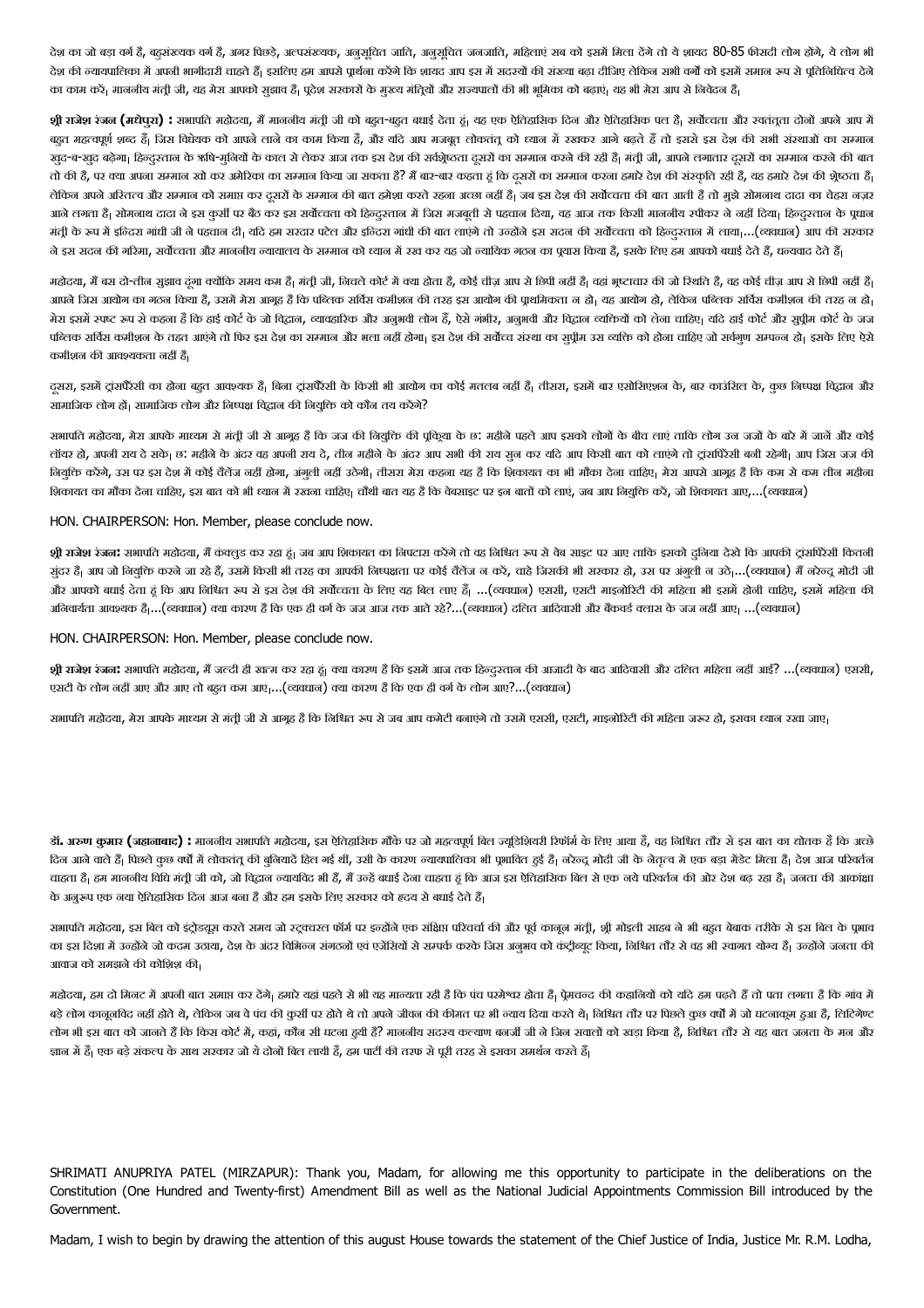देश का जो बड़ा वर्ग है, बहुसंख्यक वर्ग है, अगर पिछड़े, अल्पसंख्यक, अनुसूचित जाति, अनुसूचित जनजाति, महिलाएं सब को इसमें मिला देंगे तो ये शायद 80-85 फीसदी लोग होंगे, ये लोग भी देश की न्यायपालिका में अपनी भागीदारी चाहते हैं, इसलिए हम आपसे प्रार्थना करेंगे कि शायद आप इस में सदस्यों की संख्या बढ़ा दीजिए लेकिन सभी वर्गों को इसमें समान रूप से प्रतिनिधित्व देने का काम करें। माननीय मंत्री जी, यह मेरा आपको सुझाव है। प्रदेश सरकारों के मुख्य मंत्रियों और राज्यपालों की भी भूमिका को बढ़ाएं, यह भी मेरा आप से निवेदन है।

**श्री राजेश रंजन (मधेपुरा) :** सभापति महोदया, मैं माननीय मंत्री जी को बहुत-बहुत बधाई देता हूं। यह एक ऐतिहासिक दिन और ऐतिहासिक पल है। सर्वोच्चता और स्वतंत्रता दोनों अपने आप में बहुत महत्वपूर्ण शब्द हैं। जिस विधेयक को आपने लाने का काम किया है, और यदि आप मजबूत लोकतंत्र को ध्यान में रखकर आगे बढ़ते हैं तो इससे इस देश की सभी संस्थाओं का सम्मान खुद-ब-खुद बढ़ेगा। हिन्दुस्तान के ऋषि-मुनियों के काल से लेकर आज तक इस देश की सर्वश्रेष्ठता दूसरों का सम्मान करने की रही है। मंत्री जी, आपने लगातार दूसरों का सम्मान करने की बात तो की है, पर क्या अपना सम्मान खो कर अमेरिका का सम्मान किया जा सकता है? मैं बार-बार कहता हूं कि दूसरों का सम्मान करना हमारे देश की संस्कृति रही है, यह हमारे देश की श्रेष्ठता है, लेकिन अपने अस्तित्व और सम्मान को समाप्त कर दूसरों के सम्मान की बात हमेशा करते रहना अच्छा नहीं है। जब इस देश की सर्वोच्चता की बात आती है तो मुझे सोमनाथ दादा का चेहरा नज़र आने लगता है। सोमनाथ दादा ने इस कुर्सी पर बैठ कर इस सर्वोच्चता को हिन्दुस्तान में जिस मजबूती से पहचान दिया, वह आज तक किसी माननीय स्पीकर ने नहीं दिया। हिन्दुस्तान के प्रधान मंत्री के रूप में इन्दिरा गांधी जी ने पहचान दी। यदि हम सरदार पटेल और इन्दिरा गांधी की बात लाएंगे तो उन्होंने इस सदन की सर्वोच्चता को हिन्दुस्तान में लाया।...(व्यवधान) आप की सरकार ने इस सदन की गरिमा, सर्वोच्चता और माननीय न्यायालय के सम्मान को ध्यान में रख कर यह जो न्यायिक गठन का प्रयास किया है, इसके लिए हम आपको बधाई देते हैं, धन्यवाद देते हैं।

महोदया, मैं बस दो-तीन सुझाव दूंगा क्योंकि समय कम है। मंत्री जी, निचले कोर्ट में क्या होता है, कोई चीज़ आप से छिपी नहीं है। वहां भ्रष्टाचार की जो स्थिति है, वह कोई चीज़ आप से छिपी नहीं है। आपने जिस आयोग का गठन किया है, उसमें मेरा आग्रह है कि पब्लिक सर्विस कमीशन की तरह इस आयोग की प्राथमिकता न हो। यह आयोग हो, लेकिन पब्लिक सर्विस कमीशन की तरह न हो। मेरा इसमें स्पष्ट रूप से कहना है कि हाई कोर्ट के जो विद्वान, व्यावहारिक और अनुभवी लोग हैं, ऐसे गंभीर, अनुभवी और विद्वान व्यक्तियों को लेना चाहिए। यदि हाई कोर्ट और सुप्रीम कोर्ट के जज पब्लिक सर्विस कमीशन के तहत आएंगे तो फिर इस देश का सम्मान और भला नहीं होगा। इस देश की सर्वोच्च संस्था का सुप्रीम उस व्यक्ति को होना चाहिए जो सर्वगुण सम्पन्न हो। इसके लिए ऐसे कमीशन की आवश्यकता नहीं है।

दूसरा, इसमें ट्रांसपैरेंसी का होना बहुत आवश्यक है। बिना ट्रांसपैरेंसी के किसी भी आयोग का कोई मतलब नहीं है। तीसरा, इसमें बार एसोसिएशन के, बार काउंसिल के, कुछ निष्पक्ष विद्वान और सामाजिक लोग हों। सामाजिक लोग और निष्पक्ष विद्वान की नियुक्ति को कौन तय करेंगे?

सभापति महोदया, मेरा आपके माध्यम से मंत्री जी से आग्रह है कि जज की नियुक्ति की प्रक्रिया के छः महीने पहले आप इसको लोगों के बीच लाएं ताकि लोग उन जजों के बारे में जानें और कोई लॉयर हो, अपनी राय दे सके। छः महीने के अंदर वह अपनी राय दे, तीन महीने के अंदर आप सभी की राय सुन कर यदि आप किसी बात को लाएंगे तो ट्रांसपैरेंसी बनी रहेगी। आप जिस जज की नियुक्ति करेंगे, उस पर इस देश में कोई चैलेंज नहीं होगा, अंगुली नहीं उठेगी। तीसरा मेरा कहना यह है कि शिकायत का भी मौका देना चाहिए। मेरा आपसे आग्रह है कि कम से कम तीन महीना शिकायत का मौका देना चाहिए, इस बात को भी ध्यान में रखना चाहिए। चौथी बात यह है कि वेबसाइट पर इन बातों को लाएं, जब आप नियुक्ति करें, जो शिकायत आए,...(व्यवधान)

HON. CHAIRPERSON: Hon. Member, please conclude now.

**श्री राजेश रंजन:** सभापति महोदया, मैं कंक्लूड कर रहा हूं। जब आप शिकायत का निपटारा करेंगे तो वह निश्चित रूप से वेब साइट पर आए ताकि इसको दुनिया देखे कि आपकी ट्रांसपैरेंसी कितनी सुंदर है। आप जो नियुक्ति करने जा रहे हैं, उसमें किसी भी तरह का आपकी निष्पक्षता पर कोई चैलेंज न करे, चाहे जिसकी भी सरकार हो, उस पर अंगुली न उठे।...(व्यवधान) मैं नरेन्द्र मोदी जी और आपको बधाई देता हूं कि आप निश्चित रूप से इस देश की सर्वोच्चता के लिए यह बिल लाए हैं। ...(व्यवधान) एससी, एसटी माइनोरिटी की महिला भी इसमें होनी चाहिए, इसमें महिला की अनिवार्यता आवश्यक है।...(व्यवधान) क्या कारण है कि एक ही वर्ग के जज आज तक आते रहे?...(व्यवधान) दलित आदिवासी और बैकवर्ड क्लास के जज नहीं आए। ...(व्यवधान)

HON. CHAIRPERSON: Hon. Member, please conclude now.

**श्री राजेश रंजन:** सभापति महोदया, मैं जल्दी ही खत्म कर रहा हूं। क्या कारण है कि इसमें आज तक हिन्दुस्तान की आजादी के बाद आदिवासी और दलित महिला नहीं आई? ...(व्यवधान) एससी, एसटी के लोग नहीं आए और आए तो बहुत कम आए।...(व्यवधान) क्या कारण है कि एक ही वर्ग के लोग आए?...(व्यवधान)

सभापति महोदया, मेरा आपके माध्यम से मंत्री जी से आग्रह है कि निश्चित रूप से जब आप कमेटी बनाएंगे तो उसमें एससी, एसटी, माइनोरिटी की महिला जरूर हो, इसका ध्यान रखा जाए।

**डॉ. अरुण कुमार (जहानाबाद) :** माननीय सभापति महोदया, इस ऐतिहासिक मौके पर जो महत्वपूर्ण बिल ज्यूडिशियरी रिफॉर्म के लिए आया है, वह निश्चित तौर से इस बात का द्योतक है कि अच्छे दिन आने वाले हैं। पिछले कुछ वर्षों में लोकतंत्र की बुनियादें हिल गई थीं, उसी के कारण न्यायपालिका भी प्रभावित हुई है। नरेन्द्र मोदी जी के नेतृत्व में एक बड़ा मेंडेट मिला है। देश आज परिवर्तन चाहता है। हम माननीय विधि मंत्री जी को, जो विद्वान न्यायविद भी हैं, मैं उन्हें बधाई देना चाहता हूं कि आज इस ऐतिहासिक बिल से एक नये परिवर्तन की ओर देश बढ़ रहा है। जनता की आकांक्षा के अनुरूप एक नया ऐतिहासिक दिन आज बना है और हम इसके लिए सरकार को हृदय से बधाई देते हैं।

सभापति महोदया, इस बिल को इंट्रोड्यूस करते समय जो स्ट्रक्चरल फॉर्म पर इन्होंने एक संक्षिप्त परिचर्चा की और पूर्व कानून मंत्री, श्री मोइली साहब ने भी बहुत बेबाक तरीके से इस बिल के प्रभाव का इस दिशा में उन्होंने जो कदम उठाया, देश के अंदर विभिन्न संगठनों एवं एजेंसियों से सम्पर्क करके जिस अनुभव को कंट्रीब्यूट किया, निश्चित तौर से वह भी स्वागत योग्य है। उन्होंने जनता की आवाज को समझने की कोशिश की।

महोदया, हम दो मिनट में अपनी बात समाप्त कर देंगे। हमारे यहां पहले से भी यह मान्यता रही है कि पंच परमेश्वर होता है। प्रेमचन्द की कहानियों को यदि हम पढ़ते हैं तो पता लगता है कि गांव में बड़े लोग कानूनविद नहीं होते थे, लेकिन जब वे पंच की कुर्सी पर होते थे तो अपने जीवन की कीमत पर भी न्याय दिया करते थे। निश्चित तौर पर पिछले कुछ वर्षों में जो घटनाक्रम हुआ है, लिटिगेण्ट लोग भी इस बात को जानते हैं कि किस कोर्ट में, कहां, कौन सी घटना हुयी है? माननीय सदस्य कल्याण बनर्जी जी ने जिन सवालों को खड़ा किया है, निश्चित तौर से यह बात जनता के मन और ज्ञान में है। एक बड़े संकल्प के साथ सरकार जो ये दोनों बिल लायी है, हम पार्टी की तरफ से पूरी तरह से इसका समर्थन करते हैं।

SHRIMATI ANUPRIYA PATEL (MIRZAPUR): Thank you, Madam, for allowing me this opportunity to participate in the deliberations on the Constitution (One Hundred and Twenty-first) Amendment Bill as well as the National Judicial Appointments Commission Bill introduced by the Government.

Madam, I wish to begin by drawing the attention of this august House towards the statement of the Chief Justice of India, Justice Mr. R.M. Lodha,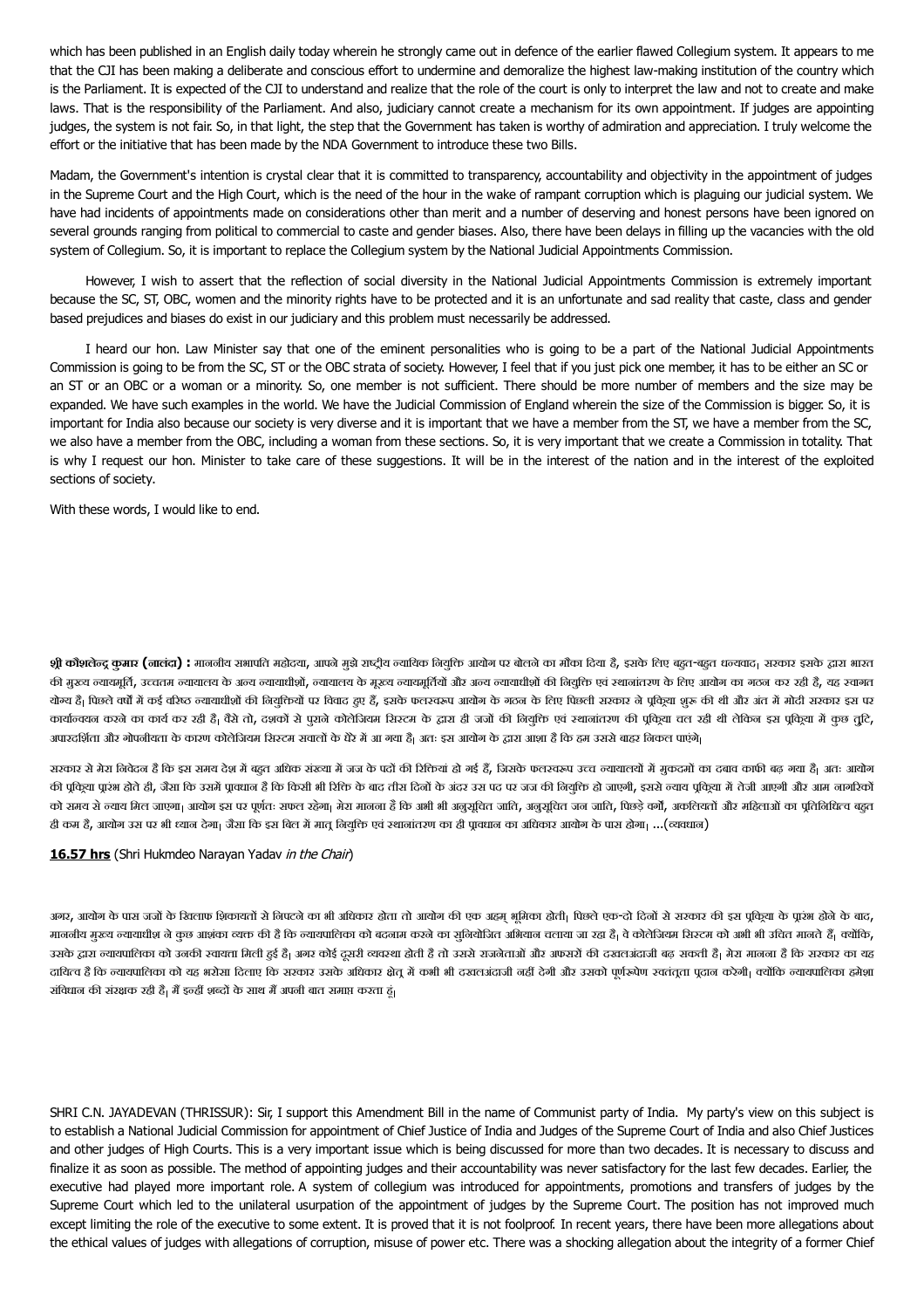which has been published in an English daily today wherein he strongly came out in defence of the earlier flawed Collegium system. It appears to me that the CJI has been making a deliberate and conscious effort to undermine and demoralize the highest law-making institution of the country which is the Parliament. It is expected of the CJI to understand and realize that the role of the court is only to interpret the law and not to create and make laws. That is the responsibility of the Parliament. And also, judiciary cannot create a mechanism for its own appointment. If judges are appointing judges, the system is not fair. So, in that light, the step that the Government has taken is worthy of admiration and appreciation. I truly welcome the effort or the initiative that has been made by the NDA Government to introduce these two Bills.

Madam, the Government's intention is crystal clear that it is committed to transparency, accountability and objectivity in the appointment of judges in the Supreme Court and the High Court, which is the need of the hour in the wake of rampant corruption which is plaguing our judicial system. We have had incidents of appointments made on considerations other than merit and a number of deserving and honest persons have been ignored on several grounds ranging from political to commercial to caste and gender biases. Also, there have been delays in filling up the vacancies with the old system of Collegium. So, it is important to replace the Collegium system by the National Judicial Appointments Commission.

However, I wish to assert that the reflection of social diversity in the National Judicial Appointments Commission is extremely important because the SC, ST, OBC, women and the minority rights have to be protected and it is an unfortunate and sad reality that caste, class and gender based prejudices and biases do exist in our judiciary and this problem must necessarily be addressed.

I heard our hon. Law Minister say that one of the eminent personalities who is going to be a part of the National Judicial Appointments Commission is going to be from the SC, ST or the OBC strata of society. However, I feel that if you just pick one member, it has to be either an SC or an ST or an OBC or a woman or a minority. So, one member is not sufficient. There should be more number of members and the size may be expanded. We have such examples in the world. We have the Judicial Commission of England wherein the size of the Commission is bigger. So, it is important for India also because our society is very diverse and it is important that we have a member from the ST, we have a member from the SC, we also have a member from the OBC, including a woman from these sections. So, it is very important that we create a Commission in totality. That is why I request our hon. Minister to take care of these suggestions. It will be in the interest of the nation and in the interest of the exploited sections of society.

With these words, I would like to end.

**श्री कौशलेन्द्र कुमार (नालंदा) :** माननीय सभापति महोदया, आपने मुझे राष्ट्रीय न्यायिक नियुक्ति आयोग पर बोलने का मौका दिया है, इसके लिए बहुत-बहुत धन्यवाद। सरकार इसके द्वारा भारत की मुख्य न्यायमूर्ति, उच्चतम न्यायालय के अन्य न्यायाधीशों, न्यायालय के मुख्य न्यायमूर्तियों और अन्य न्यायाधीशों की नियुक्ति एवं स्थानांतरण के लिए आयोग का गठन कर रही है, यह स्वागत योग्य है। पिछले वर्षों में कई वरिष्ठ न्यायाधीशों की नियुक्तियों पर विवाद हुए हैं, इसके फलस्वरूप आयोग के गठन के लिए पिछली सरकार ने प्रक्रिया शुरू की थी और अंत में मोदी सरकार इस पर कार्यान्वयन करने का कार्य कर रही है। वैसे तो, दशकों से पुराने कोलेजियम सिस्टम के द्वारा ही जजों की नियुक्ति एवं स्थानांतरण की प्रक्रिया चल रही थी लेकिन इस प्रक्रिया में कुछ त्रुटि, अपारदर्शिता और गोपनीयता के कारण कोलेजियम सिस्टम सवालों के घेरे में आ गया है। अतः इस आयोग के द्वारा आशा है कि हम उससे बाहर निकल पाएंगे।

सरकार से मेरा निवेदन है कि इस समय देश में बहुत अधिक संख्या में जज के पदों की रिक्तियां हो गई हैं, जिसके फलस्वरूप उच्च न्यायालयों में मुकदमों का दबाव काफी बढ़ गया है। अतः आयोग की प्रक्रिया प्रारंभ होते ही, जैसा कि उसमें प्रावधान है कि किसी भी रिक्ति के बाद तीस दिनों के अंदर उस पद पर जज की नियुक्ति हो जाएगी, इससे न्याय प्रक्रिया में तेजी आएगी और आम नागरिकों को समय से न्याय मिल जाएगा। आयोग इस पर पूर्णतः सफल रहेगा। मेरा मानना है कि अभी भी अनुसूचित जाति, अनुसूचित जन जाति, पिछड़े वर्गों, अकलियतों और महिलाओं का प्रतिनिधित्व बहुत ही कम है, आयोग उस पर भी ध्यान देगा। जैसा कि इस बिल में मातृ नियुक्ति एवं स्थानांतरण का ही प्रावधान का अधिकार आयोग के पास होगा। ...(व्यवधान)

**16.57 hrs** (Shri Hukmdeo Narayan Yadav *in the Chair*)

अगर, आयोग के पास जजों के खिलाफ शिकायतों से निपटने का भी अधिकार होता तो आयोग की एक अहम् भूमिका होती। पिछले एक-दो दिनों से सरकार की इस प्रक्रिया के प्रारंभ होने के बाद, माननीय मुख्य न्यायाधीश ने कुछ आशंका व्यक्त की है कि न्यायपालिका को बदनाम करने का सुनियोजित अभियान चलाया जा रहा है। वे कोलेजियम सिस्टम को अभी भी उचित मानते हैं, क्योंकि, उसके द्वारा न्यायपालिका को उनकी स्वायत्ता मिली हुई है। अगर कोई दूसरी व्यवस्था होती है तो उससे राजनेताओं और अफसरों की दखलअंदाजी बढ़ सकती है। मेरा मानना है कि सरकार का यह दायित्व है कि न्यायपालिका को यह भरोसा दिलाए कि सरकार उसके अधिकार क्षेत्र में कभी भी दखलअंदाजी नहीं देगी और उसको पूर्णरूपेण स्वतंत्रता प्रदान करेगी। क्योंकि न्यायपालिका हमेशा संविधान की संरक्षक रही है। मैं इन्हीं शब्दों के साथ मैं अपनी बात समाप्त करता हूं।

SHRI C.N. JAYADEVAN (THRISSUR): Sir, I support this Amendment Bill in the name of Communist party of India. My party's view on this subject is to establish a National Judicial Commission for appointment of Chief Justice of India and Judges of the Supreme Court of India and also Chief Justices and other judges of High Courts. This is a very important issue which is being discussed for more than two decades. It is necessary to discuss and finalize it as soon as possible. The method of appointing judges and their accountability was never satisfactory for the last few decades. Earlier, the executive had played more important role. A system of collegium was introduced for appointments, promotions and transfers of judges by the Supreme Court which led to the unilateral usurpation of the appointment of judges by the Supreme Court. The position has not improved much except limiting the role of the executive to some extent. It is proved that it is not foolproof. In recent years, there have been more allegations about the ethical values of judges with allegations of corruption, misuse of power etc. There was a shocking allegation about the integrity of a former Chief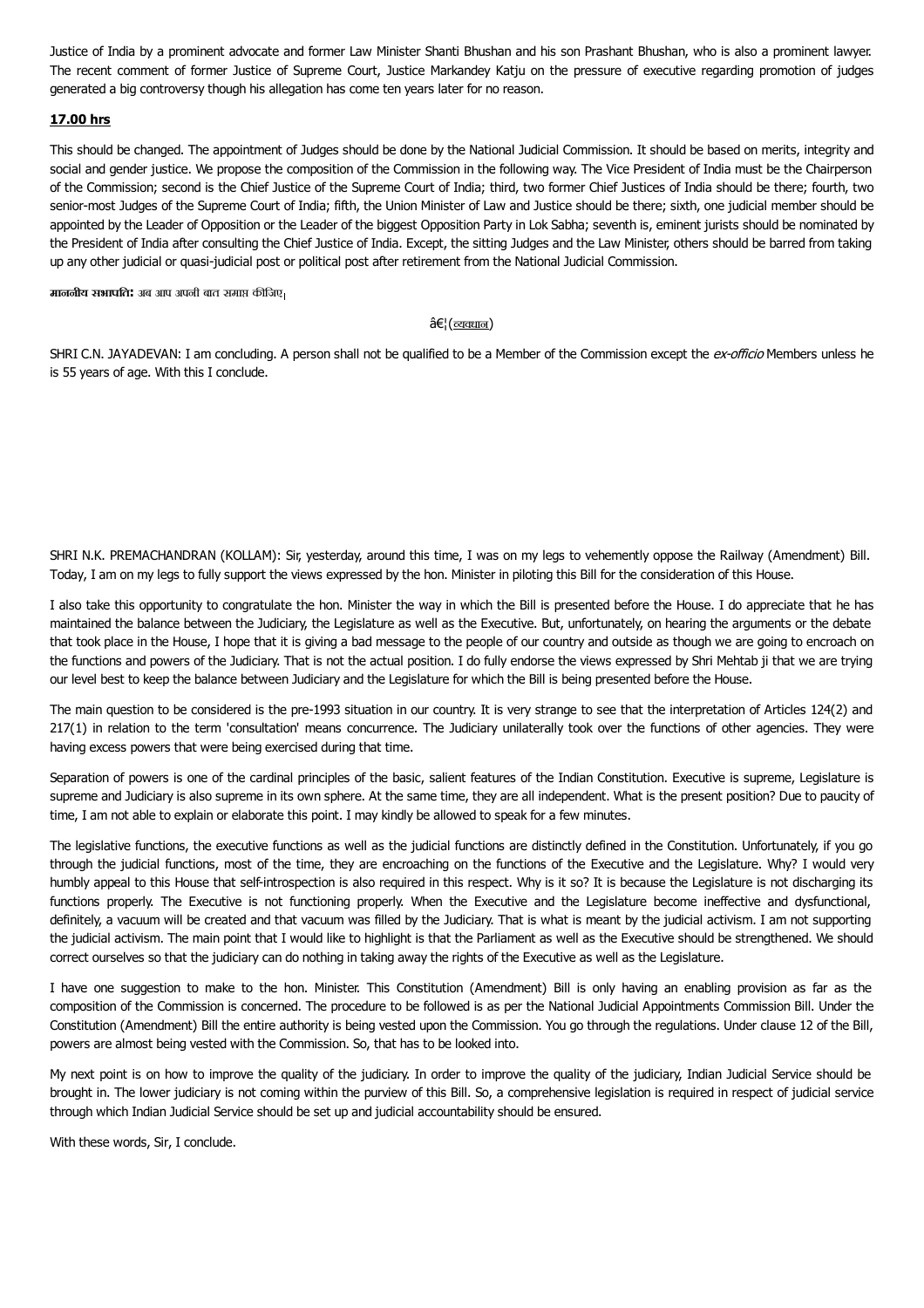Justice of India by a prominent advocate and former Law Minister Shanti Bhushan and his son Prashant Bhushan, who is also a prominent lawyer. The recent comment of former Justice of Supreme Court, Justice Markandey Katju on the pressure of executive regarding promotion of judges generated a big controversy though his allegation has come ten years later for no reason.

**17.00 hrs**

This should be changed. The appointment of Judges should be done by the National Judicial Commission. It should be based on merits, integrity and social and gender justice. We propose the composition of the Commission in the following way. The Vice President of India must be the Chairperson of the Commission; second is the Chief Justice of the Supreme Court of India; third, two former Chief Justices of India should be there; fourth, two senior-most Judges of the Supreme Court of India; fifth, the Union Minister of Law and Justice should be there; sixth, one judicial member should be appointed by the Leader of Opposition or the Leader of the biggest Opposition Party in Lok Sabha; seventh is, eminent jurists should be nominated by the President of India after consulting the Chief Justice of India. Except, the sitting Judges and the Law Minister, others should be barred from taking up any other judicial or quasi-judicial post or political post after retirement from the National Judicial Commission.

**माननीय सभापति:** अब आप अपनी बात समाप्त कीजिए।

â€¦(व्यवधान)

SHRI C.N. JAYADEVAN: I am concluding. A person shall not be qualified to be a Member of the Commission except the *ex-officio* Members unless he is 55 years of age. With this I conclude.

SHRI N.K. PREMACHANDRAN (KOLLAM): Sir, yesterday, around this time, I was on my legs to vehemently oppose the Railway (Amendment) Bill. Today, I am on my legs to fully support the views expressed by the hon. Minister in piloting this Bill for the consideration of this House.

I also take this opportunity to congratulate the hon. Minister the way in which the Bill is presented before the House. I do appreciate that he has maintained the balance between the Judiciary, the Legislature as well as the Executive. But, unfortunately, on hearing the arguments or the debate that took place in the House, I hope that it is giving a bad message to the people of our country and outside as though we are going to encroach on the functions and powers of the Judiciary. That is not the actual position. I do fully endorse the views expressed by Shri Mehtab ji that we are trying our level best to keep the balance between Judiciary and the Legislature for which the Bill is being presented before the House.

The main question to be considered is the pre-1993 situation in our country. It is very strange to see that the interpretation of Articles 124(2) and 217(1) in relation to the term 'consultation' means concurrence. The Judiciary unilaterally took over the functions of other agencies. They were having excess powers that were being exercised during that time.

Separation of powers is one of the cardinal principles of the basic, salient features of the Indian Constitution. Executive is supreme, Legislature is supreme and Judiciary is also supreme in its own sphere. At the same time, they are all independent. What is the present position? Due to paucity of time, I am not able to explain or elaborate this point. I may kindly be allowed to speak for a few minutes.

The legislative functions, the executive functions as well as the judicial functions are distinctly defined in the Constitution. Unfortunately, if you go through the judicial functions, most of the time, they are encroaching on the functions of the Executive and the Legislature. Why? I would very humbly appeal to this House that self-introspection is also required in this respect. Why is it so? It is because the Legislature is not discharging its functions properly. The Executive is not functioning properly. When the Executive and the Legislature become ineffective and dysfunctional, definitely, a vacuum will be created and that vacuum was filled by the Judiciary. That is what is meant by the judicial activism. I am not supporting the judicial activism. The main point that I would like to highlight is that the Parliament as well as the Executive should be strengthened. We should correct ourselves so that the judiciary can do nothing in taking away the rights of the Executive as well as the Legislature.

I have one suggestion to make to the hon. Minister. This Constitution (Amendment) Bill is only having an enabling provision as far as the composition of the Commission is concerned. The procedure to be followed is as per the National Judicial Appointments Commission Bill. Under the Constitution (Amendment) Bill the entire authority is being vested upon the Commission. You go through the regulations. Under clause 12 of the Bill, powers are almost being vested with the Commission. So, that has to be looked into.

My next point is on how to improve the quality of the judiciary. In order to improve the quality of the judiciary, Indian Judicial Service should be brought in. The lower judiciary is not coming within the purview of this Bill. So, a comprehensive legislation is required in respect of judicial service through which Indian Judicial Service should be set up and judicial accountability should be ensured.

With these words, Sir, I conclude.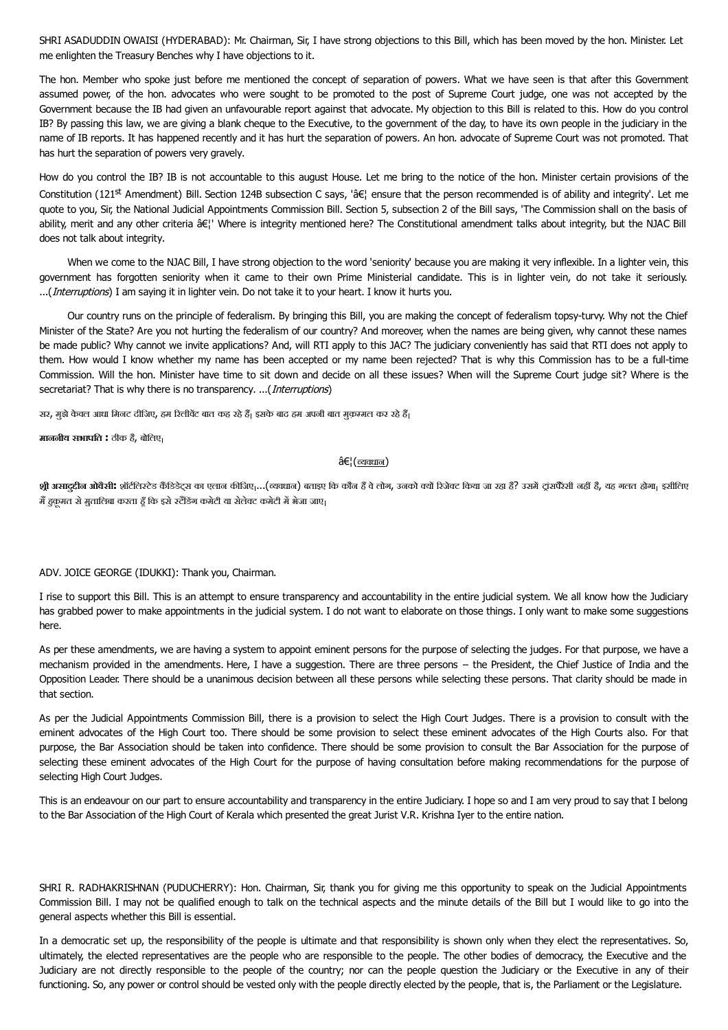SHRI ASADUDDIN OWAISI (HYDERABAD): Mr. Chairman, Sir, I have strong objections to this Bill, which has been moved by the hon. Minister. Let me enlighten the Treasury Benches why I have objections to it.

The hon. Member who spoke just before me mentioned the concept of separation of powers. What we have seen is that after this Government assumed power, of the hon. advocates who were sought to be promoted to the post of Supreme Court judge, one was not accepted by the Government because the IB had given an unfavourable report against that advocate. My objection to this Bill is related to this. How do you control IB? By passing this law, we are giving a blank cheque to the Executive, to the government of the day, to have its own people in the judiciary in the name of IB reports. It has happened recently and it has hurt the separation of powers. An hon. advocate of Supreme Court was not promoted. That has hurt the separation of powers very gravely.

How do you control the IB? IB is not accountable to this august House. Let me bring to the notice of the hon. Minister certain provisions of the Constitution (121st Amendment) Bill. Section 124B subsection C says, 'â€¦ ensure that the person recommended is of ability and integrity'. Let me quote to you, Sir, the National Judicial Appointments Commission Bill. Section 5, subsection 2 of the Bill says, 'The Commission shall on the basis of ability, merit and any other criteria â€¦' Where is integrity mentioned here? The Constitutional amendment talks about integrity, but the NJAC Bill does not talk about integrity.

When we come to the NJAC Bill, I have strong objection to the word 'seniority' because you are making it very inflexible. In a lighter vein, this government has forgotten seniority when it came to their own Prime Ministerial candidate. This is in lighter vein, do not take it seriously. ...(*Interruptions*) I am saying it in lighter vein. Do not take it to your heart. I know it hurts you.

Our country runs on the principle of federalism. By bringing this Bill, you are making the concept of federalism topsy-turvy. Why not the Chief Minister of the State? Are you not hurting the federalism of our country? And moreover, when the names are being given, why cannot these names be made public? Why cannot we invite applications? And, will RTI apply to this JAC? The judiciary conveniently has said that RTI does not apply to them. How would I know whether my name has been accepted or my name been rejected? That is why this Commission has to be a full-time Commission. Will the hon. Minister have time to sit down and decide on all these issues? When will the Supreme Court judge sit? Where is the secretariat? That is why there is no transparency. ...(*Interruptions*)

सर, मुझे केवल आधा मिनट दीजिए, हम रिलीवेंट बात कह रहे हैं। इसके बाद हम अपनी बात मुकम्मल कर रहे हैं।

**माननीय सभापति :** ठीक है, बोलिए।

â€¦(व्यवधान)

**श्री असादुद्दीन ओवैसी:** शॉर्टलिस्टेड कैंडिडेट्स का एलान कीजिए।...(व्यवधान) बताइए कि कौन हैं वे लोग, उनको क्यों रिजेक्ट किया जा रहा है? उसमें ट्रांसपैरेंसी नहीं है, यह गलत होगा। इसीलिए मैं हुकूमत से मुतालिबा करता हूँ कि इसे स्टैंडिंग कमेटी या सेलेक्ट कमेटी में भेजा जाए।

ADV. JOICE GEORGE (IDUKKI): Thank you, Chairman.

I rise to support this Bill. This is an attempt to ensure transparency and accountability in the entire judicial system. We all know how the Judiciary has grabbed power to make appointments in the judicial system. I do not want to elaborate on those things. I only want to make some suggestions here.

As per these amendments, we are having a system to appoint eminent persons for the purpose of selecting the judges. For that purpose, we have a mechanism provided in the amendments. Here, I have a suggestion. There are three persons – the President, the Chief Justice of India and the Opposition Leader. There should be a unanimous decision between all these persons while selecting these persons. That clarity should be made in that section.

As per the Judicial Appointments Commission Bill, there is a provision to select the High Court Judges. There is a provision to consult with the eminent advocates of the High Court too. There should be some provision to select these eminent advocates of the High Courts also. For that purpose, the Bar Association should be taken into confidence. There should be some provision to consult the Bar Association for the purpose of selecting these eminent advocates of the High Court for the purpose of having consultation before making recommendations for the purpose of selecting High Court Judges.

This is an endeavour on our part to ensure accountability and transparency in the entire Judiciary. I hope so and I am very proud to say that I belong to the Bar Association of the High Court of Kerala which presented the great Jurist V.R. Krishna Iyer to the entire nation.

SHRI R. RADHAKRISHNAN (PUDUCHERRY): Hon. Chairman, Sir, thank you for giving me this opportunity to speak on the Judicial Appointments Commission Bill. I may not be qualified enough to talk on the technical aspects and the minute details of the Bill but I would like to go into the general aspects whether this Bill is essential.

In a democratic set up, the responsibility of the people is ultimate and that responsibility is shown only when they elect the representatives. So, ultimately, the elected representatives are the people who are responsible to the people. The other bodies of democracy, the Executive and the Judiciary are not directly responsible to the people of the country; nor can the people question the Judiciary or the Executive in any of their functioning. So, any power or control should be vested only with the people directly elected by the people, that is, the Parliament or the Legislature.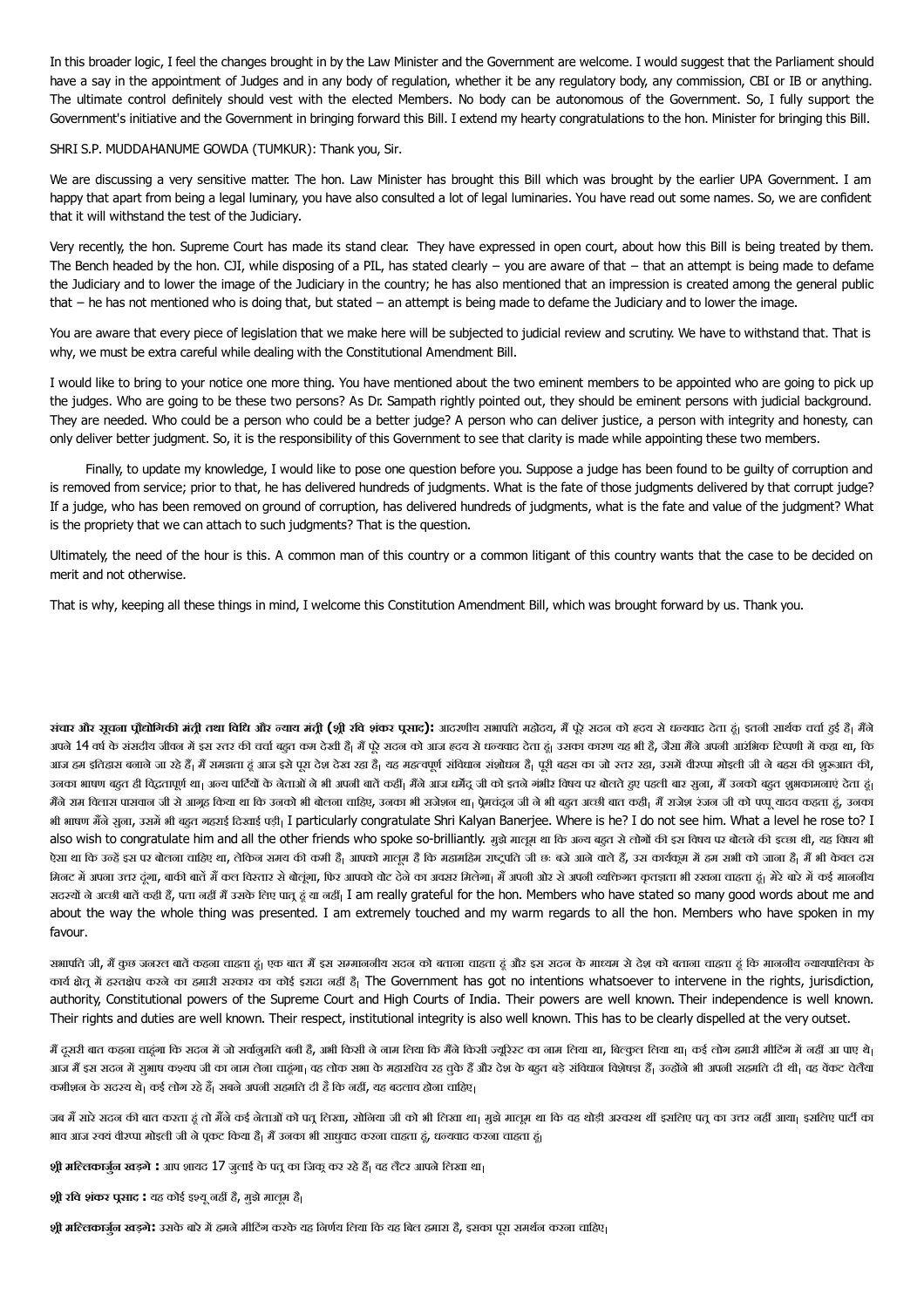In this broader logic, I feel the changes brought in by the Law Minister and the Government are welcome. I would suggest that the Parliament should have a say in the appointment of Judges and in any body of regulation, whether it be any regulatory body, any commission, CBI or IB or anything. The ultimate control definitely should vest with the elected Members. No body can be autonomous of the Government. So, I fully support the Government's initiative and the Government in bringing forward this Bill. I extend my hearty congratulations to the hon. Minister for bringing this Bill.

SHRI S.P. MUDDAHANUME GOWDA (TUMKUR): Thank you, Sir.

We are discussing a very sensitive matter. The hon. Law Minister has brought this Bill which was brought by the earlier UPA Government. I am happy that apart from being a legal luminary, you have also consulted a lot of legal luminaries. You have read out some names. So, we are confident that it will withstand the test of the Judiciary.

Very recently, the hon. Supreme Court has made its stand clear. They have expressed in open court, about how this Bill is being treated by them. The Bench headed by the hon. CJI, while disposing of a PIL, has stated clearly – you are aware of that – that an attempt is being made to defame the Judiciary and to lower the image of the Judiciary in the country; he has also mentioned that an impression is created among the general public that – he has not mentioned who is doing that, but stated – an attempt is being made to defame the Judiciary and to lower the image.

You are aware that every piece of legislation that we make here will be subjected to judicial review and scrutiny. We have to withstand that. That is why, we must be extra careful while dealing with the Constitutional Amendment Bill.

I would like to bring to your notice one more thing. You have mentioned about the two eminent members to be appointed who are going to pick up the judges. Who are going to be these two persons? As Dr. Sampath rightly pointed out, they should be eminent persons with judicial background. They are needed. Who could be a person who could be a better judge? A person who can deliver justice, a person with integrity and honesty, can only deliver better judgment. So, it is the responsibility of this Government to see that clarity is made while appointing these two members.

Finally, to update my knowledge, I would like to pose one question before you. Suppose a judge has been found to be guilty of corruption and is removed from service; prior to that, he has delivered hundreds of judgments. What is the fate of those judgments delivered by that corrupt judge? If a judge, who has been removed on ground of corruption, has delivered hundreds of judgments, what is the fate and value of the judgment? What is the propriety that we can attach to such judgments? That is the question.

Ultimately, the need of the hour is this. A common man of this country or a common litigant of this country wants that the case to be decided on merit and not otherwise.

That is why, keeping all these things in mind, I welcome this Constitution Amendment Bill, which was brought forward by us. Thank you.

**संचार और सूचना प्रौद्योगिकी मंत्री तथा विधि और न्याय मंत्री (श्री रवि शंकर प्रसाद):** आदरणीय सभापति महोदय, मैं पूरे सदन को हृदय से धन्यवाद देता हूं। इतनी सार्थक चर्चा हुई है। मैंने अपने 14 वर्ष के संसदीय जीवन में इस स्तर की चर्चा बहुत कम देखी है। मैं पूरे सदन को आज हृदय से धन्यवाद देता हूं। उसका कारण यह भी है, जैसा मैंने अपनी आरंभिक टिप्पणी में कहा था, कि आज हम इतिहास बनाने जा रहे हैं। मैं समझता हूं आज इसे पूरा देश देख रहा है। यह महत्वपूर्ण संविधान संशोधन है। पूरी बहस का जो स्तर रहा, उसमें वीरप्पा मोइली जी ने बहस की शुरूआत की, उनका भाषण बहुत ही विद्वतापूर्ण था। अन्य पार्टियों के नेताओं ने भी अपनी बातें कहीं। मैंने आज धर्मेंद्र जी को इतने गंभीर विषय पर बोलते हुए पहली बार सुना, मैं उनको बहुत शुभकामनाएं देता हूं। मैंने राम विलास पासवान जी से आग्रह किया था कि उनको भी बोलना चाहिए, उनका भी सजेशन था। प्रेमचंद्रन जी ने भी बहुत अच्छी बात कही। मैं राजेश रंजन जी को पप्पू यादव कहता हूं, उनका भी भाषण मैंने सुना, उसमें भी बहुत गहराई दिखाई पड़ी। I particularly congratulate Shri Kalyan Banerjee. Where is he? I do not see him. What a level he rose to? I also wish to congratulate him and all the other friends who spoke so-brilliantly. मुझे मालूम था कि अन्य बहुत से लोगों की इस विषय पर बोलने की इच्छा थी, यह विषय भी ऐसा था कि उन्हें इस पर बोलना चाहिए था, लेकिन समय की कमी है। आपको मालूम है कि महामहिम राष्ट्रपति जी छः बजे आने वाले हैं, उस कार्यक्रम में हम सभी को जाना है। मैं भी केवल दस मिनट में अपना उत्तर दूंगा, बाकी बातें मैं कल विस्तार से बोलूंगा, फिर आपको वोट देने का अवसर मिलेगा। मैं अपनी ओर से अपनी व्यक्तिगत कृतज्ञता भी रखना चाहता हूं। मेरे बारे में कई माननीय सदस्यों ने अच्छी बातें कही हैं, पता नहीं मैं उसके लिए पात्र हूं या नहीं। I am really grateful for the hon. Members who have stated so many good words about me and about the way the whole thing was presented. I am extremely touched and my warm regards to all the hon. Members who have spoken in my favour.

सभापति जी, मैं कुछ जनरल बातें कहना चाहता हूं। एक बात मैं इस सम्माननीय सदन को बताना चाहता हूं और इस सदन के माध्यम से देश को बताना चाहता हूं कि माननीय न्यायपालिका के कार्य क्षेत्र में हस्तक्षेप करने का हमारी सरकार का कोई इरादा नहीं है। The Government has got no intentions whatsoever to intervene in the rights, jurisdiction, authority, Constitutional powers of the Supreme Court and High Courts of India. Their powers are well known. Their independence is well known. Their rights and duties are well known. Their respect, institutional integrity is also well known. This has to be clearly dispelled at the very outset.

मैं दूसरी बात कहना चाहूंगा कि सदन में जो सर्वानुमति बनी है, अभी किसी ने नाम लिया कि मैंने किसी ज्यूरिस्ट का नाम लिया था, बिल्कुल लिया था। कई लोग हमारी मीटिंग में नहीं आ पाए थे। आज मैं इस सदन में सुभाष कश्यप जी का नाम लेना चाहूंगा। वह लोक सभा के महासचिव रह चुके हैं और देश के बहुत बड़े संविधान विशेषज्ञ हैं। उन्होंने भी अपनी सहमति दी थी। वह वेंकट चेलैया कमीशन के सदस्य थे। कई लोग रहे हैं। सबने अपनी सहमति दी है कि नहीं, यह बदलाव होना चाहिए।

जब मैं सारे सदन की बात करता हूं तो मैंने कई नेताओं को पत्र लिखा, सोनिया जी को भी लिखा था। मुझे मालूम था कि वह थोड़ी अस्वस्थ थीं इसलिए पत्र का उत्तर नहीं आया। इसलिए पार्टी का भाव आज स्वयं वीरप्पा मोइली जी ने प्रकट किया है। मैं उनका भी साधुवाद करना चाहता हूं, धन्यवाद करना चाहता हूं।

**श्री मल्लिकार्जुन खड़गे :** आप शायद 17 जुलाई के पत्र का जिक्र कर रहे हैं। वह लैटर आपने लिखा था।

**श्री रवि शंकर प्रसाद :** यह कोई इश्यू नहीं है, मुझे मालूम है।

**श्री मल्लिकार्जुन खड़गे:** उसके बारे में हमने मीटिंग करके यह निर्णय लिया कि यह बिल हमारा है, इसका पूरा समर्थन करना चाहिए।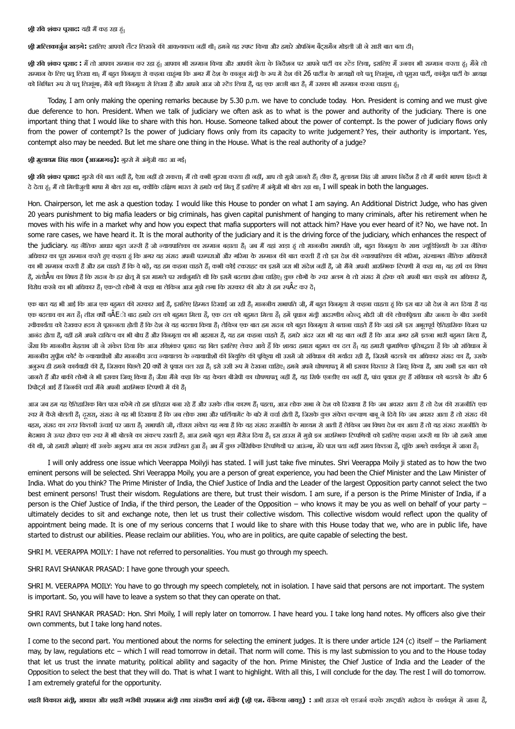**श्री रवि शंकर प्रसाद:** यही मैं कह रहा हूं।

**श्री मल्लिकार्जुन खड़गे:** इसलिए आपको लैटर लिखने की आवश्यकता नहीं थी। हमने यह स्पष्ट किया और हमारे ओपनिंग बैट्समैन मोइली जी ने सारी बात बता दी।

**श्री रवि शंकर प्रसाद :** मैं तो आपका सम्मान कर रहा हूं। आपका भी सम्मान किया और आपकी नेता के निर्देशन पर आपने पार्टी का स्टेंड लिया, इसलिए मैं उनका भी सम्मान करता हूं। मैंने तो सम्मान के लिए पत्र लिखा था। मैं बहुत विनम्रता से कहना चाहूंगा कि अगर मैं देश के कानून मंत्री के रूप में देश की 26 पार्टीज के अध्यक्षों को पत्र लिखूंगा, तो प्रमुख पार्टी, कांग्रेस पार्टी के अध्यक्ष को निश्चित रूप से पत्र लिखूंगा। मैंने बड़ी विनम्रता से लिखा है और आपने आज जो स्टेंड लिया है, वह एक अच्छी बात है, मैं उसका भी सम्मान करना चाहता हूं।

Today, I am only making the opening remarks because by 5.30 p.m. we have to conclude today. Hon. President is coming and we must give due deference to hon. President. When we talk of judiciary we often ask as to what is the power and authority of the judiciary. There is one important thing that I would like to share with this hon. House. Someone talked about the power of contempt. Is the power of judiciary flows only from the power of contempt? Is the power of judiciary flows only from its capacity to write judgement? Yes, their authority is important. Yes, contempt also may be needed. But let me share one thing in the House. What is the real authority of a judge?

**श्री मुलायम सिंह यादव (आजमगढ़):** गुस्से में अंग्रेजी याद आ गई।

**श्री रवि शंकर प्रसाद:** गुस्से की बात नहीं है, ऐसा नहीं हो सकता। मैं तो कभी गुस्सा करता ही नहीं, आप तो मुझे जानते हैं। ठीक है, मुलायम सिंह जी आपका निर्देश है तो मैं बाकी भाषण हिन्दी में दे देता हूं। मैं तो मिलीजुली भाषा में बोल रहा था, क्योंकि दक्षिण भारत से हमारे कई मित्र हैं इसलिए मैं अंग्रेजी भी बोल रहा था। I will speak in both the languages.

Hon. Chairperson, let me ask a question today. I would like this House to ponder on what I am saying. An Additional District Judge, who has given 20 years punishment to big mafia leaders or big criminals, has given capital punishment of hanging to many criminals, after his retirement when he moves with his wife in a market why and how you expect that mafia supporters will not attack him? Have you ever heard of it? No, we have not. In some rare cases, we have heard it. It is the moral authority of the judiciary and it is the driving force of the judiciary, which enhances the respect of the judiciary. यह नैतिक आधार बहुत जरूरी है जो न्यायपालिका का सम्मान बढ़ाता है। जब मैं यहां खड़ा हूं तो माननीय सभापति जी, बहुत विनम्रता के साथ ज्युडिशियरी के उस नैतिक अधिकार का पूरा सम्मान करते हुए कहता हूं कि अगर यह संसद अपनी परम्पराओं और गरिमा के सम्मान की बात करती है तो इस देश की न्यायपालिका की गरिमा, संस्थागत नैतिक अधिकारों का भी सम्मान करती है और हम चाहते हैं कि वे बढ़ें, यह हम कहना चाहते हैं। कभी कोई टकराहट का इसमें जरा भी संदेश नहीं है, जो मैंने अपनी आरम्भिक टिप्पणी में कहा था। यह हर्ष का विषय है, संतोÂष का विषय है कि सदन के हर क्षेत्र में इस मामले पर सर्वानुमति थी कि इसमें बदलाव होना चाहिए। कुछ लोगों के स्वर अलग थे तो संसद में हरेक को अपनी बात कहने का अधिकार है, विरोध करने का भी अधिकार है। एक-दो लोगों ने कहा था लेकिन आज मुझे लगा कि सरकार की ओर से हम स्पÂट कर दें।

एक बात यह भी आई कि आज एक बहुमत की सरकार आई है, इसलिए हिम्मत दिखाई जा रही है। माननीय सभापति जी, मैं बहुत विनम्रता से कहना चाहता हूं कि इस बार जो देश ने मत दिया है वह एक बदलाव का मत है। तीस वर्षों वÂEे बाद हमारे दल को बहुमत मिला है, एक दल को बहुमत मिला है। हमें प्रधान मंत्री आदरणीय नरेन्द्र मोदी जी की लोकप्रियता और जनता के बीच उनकी स्वीकार्यता को देखकर हृदय से प्रसन्नता होती है कि देश ने यह बदलाव किया है। लेकिन एक बात हम सदन को बहुत विनम्रता से बताना चाहते हैं कि जहां हमें इस अभूतपूर्व ऐतिहासिक विजय पर आनंद होता है, वहीं हमें अपने दायित्व का भी बोध है और विनम्रता का भी अहसास है, यह हम कहना चाहते हैं। हमारे अंदर जरा भी यह बात नहीं है कि आज अगर हमें इतना भारी बहुमत मिला है, जैसा कि माननीय मेहताब जी ने संकेत दिया कि आज रविशंकर प्रसाद यह बिल इसलिए लेकर आये हैं कि शायद हमारा बहुमत का दल है। यह हमारी प्रामाणिक प्रतिबद्धता है कि जो संविधान में माननीय सुप्रीम कोर्ट के न्यायाधीशों और माननीय उच्च न्यायालय के न्यायाधीशों की नियुक्ति की प्रक्रिया थी उसमें जो संविधान की मर्यादा रही है, जिसमें बदलने का अधिकार संसद का है, उसके अनुरूप ही हमने कार्यवाही की है, जिसका पिछले 20 वर्षों से प्रयास चल रहा है। इसे उसी रूप में देखना चाहिए। हमने अपने घोषणापत्र में भी इसका विस्तार से जिक्र किया है, आप सभी इस बात को जानते हैं और बाकी लोगों ने भी इसका जिक्र किया है। जैसा मैंने कहा कि यह केवल बीजेपी का घोषणापत्र नहीं है, यह सिर्फ एनडीए का नहीं है, पांच प्रयास हुए हैं संविधान को बदलने के और 6 रिपोर्ट्स आई हैं जिनकी चर्चा मैंने अपनी आरम्भिक टिप्पणी में की है।

आज जब हम यह ऐतिहासिक बिल पास करेंगे तो हम इतिहास बना रहे हैं और उसके तीन कारण हैं। पहला, आज लोक सभा ने देश को दिखाया है कि जब अवसर आता है तो देश की राजनीति एक स्वर में कैसे बोलती है। दूसरा, संसद ने यह भी दिखाया है कि जब लोक सभा और पार्लियामेंट के बारे में चर्चा होती है, जिसके कुछ संकेत कल्याण बाबू ने दिये कि जब अवसर आता है तो संसद की बहस, संसद का स्तर कितनी ऊंचाई पर जाता है। सभापति जी, तीसरा संकेत यह गया है कि यह संसद राजनीति के माध्यम से आती है लेकिन जब विषय देश का आता है तो यह संसद राजनीति के भेदभाव से ऊपर होकर एक स्वर में भी बोलने का संकल्प रखती है। आज हमने बहुत बड़ा मैसेज दिया है। इस हाउस में मुझे इन आरम्भिक टिप्पणियों को इसलिए कहना जरूरी था कि जो हमने आशा की थी, जो हमारी अपेक्षाएं थीं उनके अनुरूप आज का सदन उपस्थित हुआ है। अब मैं कुछ स्पैसिफिक टिप्पणियों पर आऊंगा, मेरे पास पता नहीं समय कितना है, चूंकि अगले कार्यक्रम में जाना है।

I will only address one issue which Veerappa Moilyji has stated. I will just take five minutes. Shri Veerappa Moily ji stated as to how the two eminent persons will be selected. Shri Veerappa Moily, you are a person of great experience, you had been the Chief Minister and the Law Minister of India. What do you think? The Prime Minister of India, the Chief Justice of India and the Leader of the largest Opposition party cannot select the two best eminent persons! Trust their wisdom. Regulations are there, but trust their wisdom. I am sure, if a person is the Prime Minister of India, if a person is the Chief Justice of India, if the third person, the Leader of the Opposition – who knows it may be you as well on behalf of your party – ultimately decides to sit and exchange note, then let us trust their collective wisdom. This collective wisdom would reflect upon the quality of appointment being made. It is one of my serious concerns that I would like to share with this House today that we, who are in public life, have started to distrust our abilities. Please reclaim our abilities. You, who are in politics, are quite capable of selecting the best.

SHRI M. VEERAPPA MOILY: I have not referred to personalities. You must go through my speech.

SHRI RAVI SHANKAR PRASAD: I have gone through your speech.

SHRI M. VEERAPPA MOILY: You have to go through my speech completely, not in isolation. I have said that persons are not important. The system is important. So, you will have to leave a system so that they can operate on that.

SHRI RAVI SHANKAR PRASAD: Hon. Shri Moily, I will reply later on tomorrow. I have heard you. I take long hand notes. My officers also give their own comments, but I take long hand notes.

I come to the second part. You mentioned about the norms for selecting the eminent judges. It is there under article 124 (c) itself – the Parliament may, by law, regulations etc – which I will read tomorrow in detail. That norm will come. This is my last submission to you and to the House today that let us trust the innate maturity, political ability and sagacity of the hon. Prime Minister, the Chief Justice of India and the Leader of the Opposition to select the best that they will do. That is what I want to highlight. With all this, I will conclude for the day. The rest I will do tomorrow. I am extremely grateful for the opportunity.

**शहरी विकास मंत्री, आवास और शहरी गरीबी उपशमन मंत्री तथा संसदीय कार्य मंत्री (श्री एम. वैंकेय्या नायडू) :** अभी हाउस को एडजर्न करके राष्ट्रपति महोदय के कार्यक्रम में जाना है,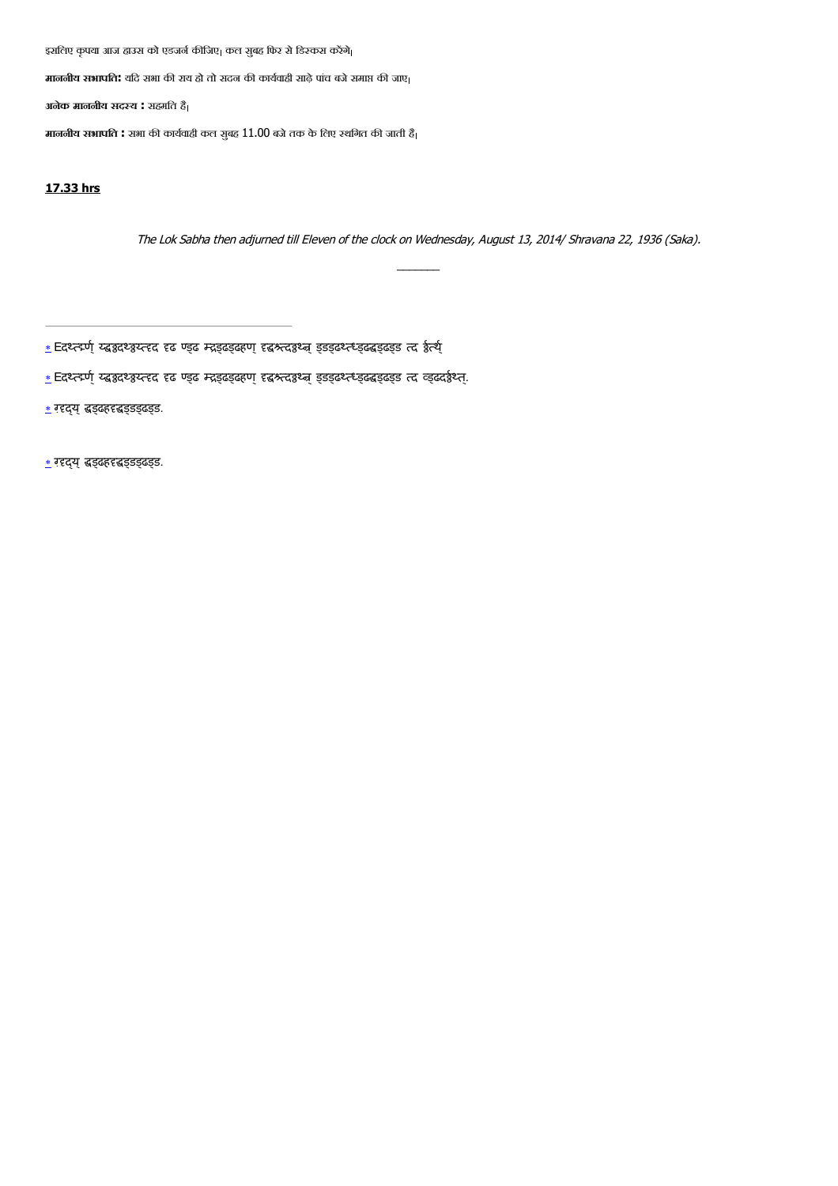इसलिए कृपया आज हाउस को एडजर्न कीजिए। कल सुबह फिर से डिस्कस करेंगे।

**माननीय सभापति:** यदि सभा की राय हो तो सदन की कार्यवाही साढ़े पांच बजे समाप्त की जाए।

**अनेक माननीय सदस्य :** सहमति है।

**माननीय सभापति :** सभा की कार्यवाही कल सुबह 11.00 बजे तक के लिए स्थगित की जाती है।

**17.33 hrs**

*The Lok Sabha then adjourned till Eleven of the clock on Wednesday, August 13, 2014/ Shravana 22, 1936 (Saka).*

_______

---

* Eदय्त्र्ण् य्द्वदय्ड्य्त्दद द्द ण्ड्ढ म्द्रड्ढड्ढण् द्दश्र्त्दड्डथ्न् ड्डड्डढय्त्य्ड्ढद्वड्ढड्ड त्द ड्ढत्र्थ्

* Eदय्त्र्ण् य्द्वदय्ड्य्त्दद द्द ण्ड्ढ म्द्रड्ढड्ढण् द्दश्र्त्दड्डथ्न् ड्डड्डढय्त्य्ड्ढद्वड्ढड्ड त्द व्ड्ढदड्डय्त्.

* ग़्दय् द्वड्ढद्दद्वड्डड्डढड्ड.

* ग़्दय् द्वड्ढद्दद्वड्डड्डढड्ड.